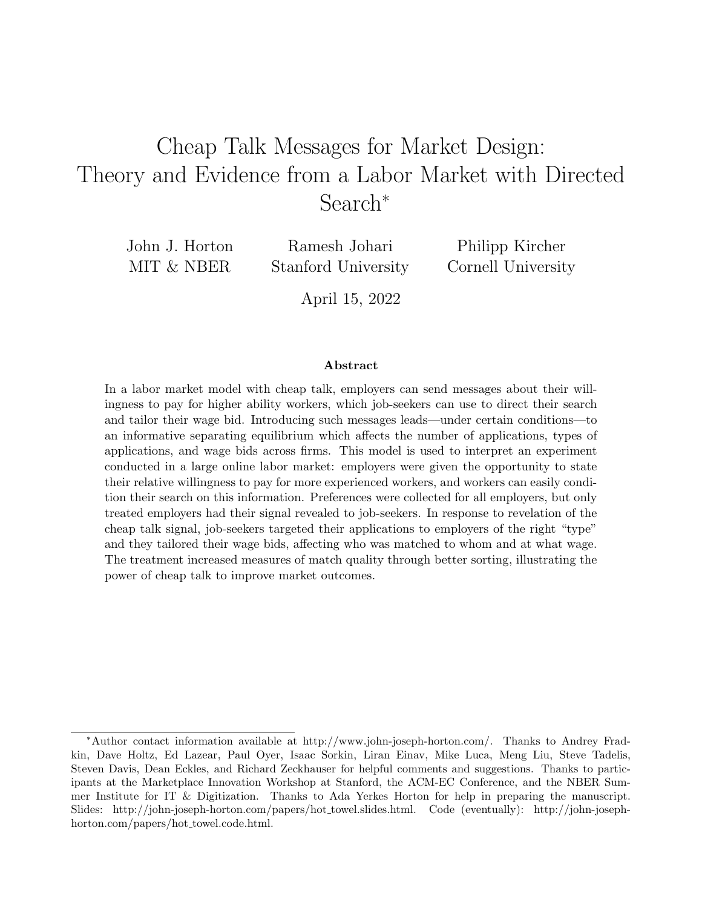# Cheap Talk Messages for Market Design: Theory and Evidence from a Labor Market with Directed Search*

John J. Horton
MIT & NBER

Ramesh Johari
Stanford University

Philipp Kircher
Cornell University

April 15, 2022

### Abstract

In a labor market model with cheap talk, employers can send messages about their willingness to pay for higher ability workers, which job-seekers can use to direct their search and tailor their wage bid. Introducing such messages leads—under certain conditions—to an informative separating equilibrium which affects the number of applications, types of applications, and wage bids across firms. This model is used to interpret an experiment conducted in a large online labor market: employers were given the opportunity to state their relative willingness to pay for more experienced workers, and workers can easily condition their search on this information. Preferences were collected for all employers, but only treated employers had their signal revealed to job-seekers. In response to revelation of the cheap talk signal, job-seekers targeted their applications to employers of the right "type" and they tailored their wage bids, affecting who was matched to whom and at what wage. The treatment increased measures of match quality through better sorting, illustrating the power of cheap talk to improve market outcomes.

---

*Author contact information available at http://www.john-joseph-horton.com/. Thanks to Andrey Fradkin, Dave Holtz, Ed Lazear, Paul Oyer, Isaac Sorkin, Liran Einav, Mike Luca, Meng Liu, Steve Tadelis, Steven Davis, Dean Eckles, and Richard Zeckhauser for helpful comments and suggestions. Thanks to participants at the Marketplace Innovation Workshop at Stanford, the ACM-EC Conference, and the NBER Summer Institute for IT & Digitization. Thanks to Ada Yerkes Horton for help in preparing the manuscript. Slides: http://john-joseph-horton.com/papers/hot_towel.slides.html. Code (eventually): http://john-joseph-horton.com/papers/hot_towel.code.html.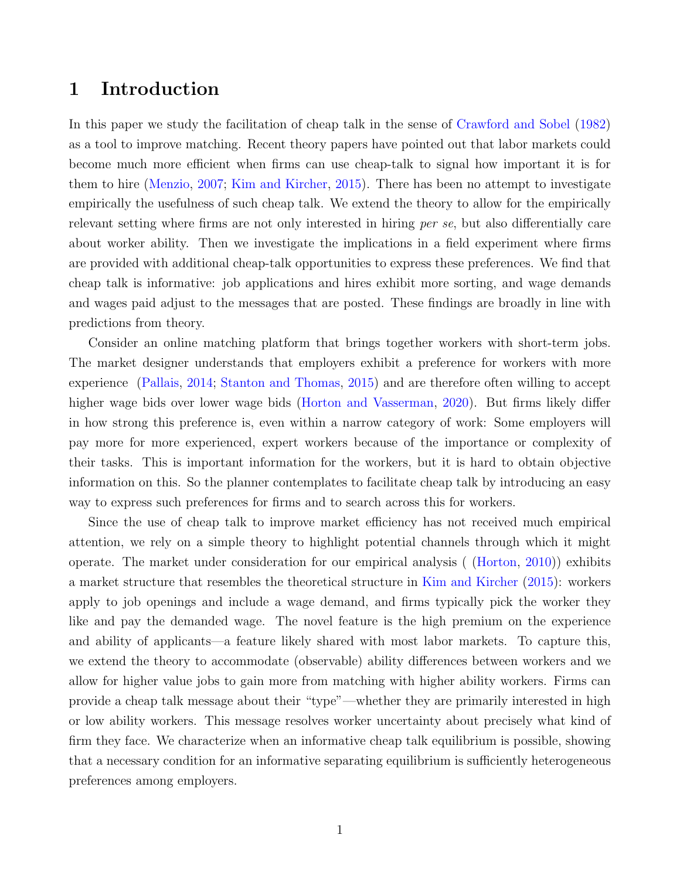# 1 Introduction

In this paper we study the facilitation of cheap talk in the sense of Crawford and Sobel (1982) as a tool to improve matching. Recent theory papers have pointed out that labor markets could become much more efficient when firms can use cheap-talk to signal how important it is for them to hire (Menzio, 2007; Kim and Kircher, 2015). There has been no attempt to investigate empirically the usefulness of such cheap talk. We extend the theory to allow for the empirically relevant setting where firms are not only interested in hiring *per se*, but also differentially care about worker ability. Then we investigate the implications in a field experiment where firms are provided with additional cheap-talk opportunities to express these preferences. We find that cheap talk is informative: job applications and hires exhibit more sorting, and wage demands and wages paid adjust to the messages that are posted. These findings are broadly in line with predictions from theory.

Consider an online matching platform that brings together workers with short-term jobs. The market designer understands that employers exhibit a preference for workers with more experience (Pallais, 2014; Stanton and Thomas, 2015) and are therefore often willing to accept higher wage bids over lower wage bids (Horton and Vasserman, 2020). But firms likely differ in how strong this preference is, even within a narrow category of work: Some employers will pay more for more experienced, expert workers because of the importance or complexity of their tasks. This is important information for the workers, but it is hard to obtain objective information on this. So the planner contemplates to facilitate cheap talk by introducing an easy way to express such preferences for firms and to search across this for workers.

Since the use of cheap talk to improve market efficiency has not received much empirical attention, we rely on a simple theory to highlight potential channels through which it might operate. The market under consideration for our empirical analysis ( (Horton, 2010)) exhibits a market structure that resembles the theoretical structure in Kim and Kircher (2015): workers apply to job openings and include a wage demand, and firms typically pick the worker they like and pay the demanded wage. The novel feature is the high premium on the experience and ability of applicants—a feature likely shared with most labor markets. To capture this, we extend the theory to accommodate (observable) ability differences between workers and we allow for higher value jobs to gain more from matching with higher ability workers. Firms can provide a cheap talk message about their "type"—whether they are primarily interested in high or low ability workers. This message resolves worker uncertainty about precisely what kind of firm they face. We characterize when an informative cheap talk equilibrium is possible, showing that a necessary condition for an informative separating equilibrium is sufficiently heterogeneous preferences among employers.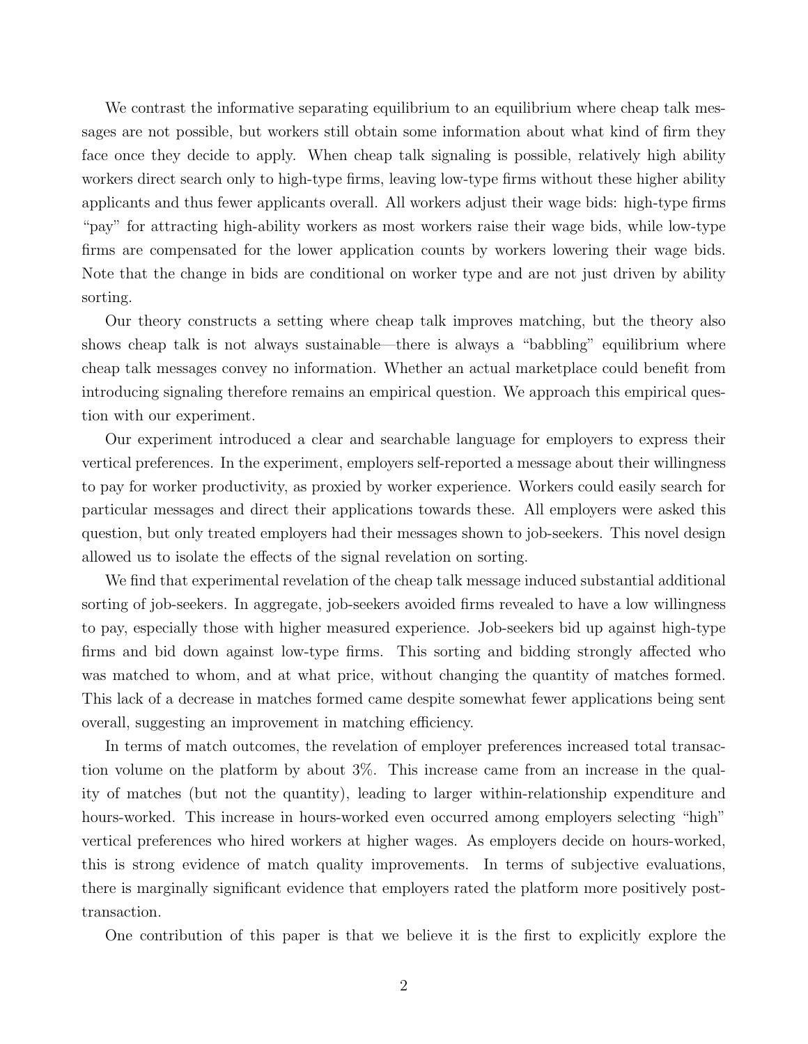We contrast the informative separating equilibrium to an equilibrium where cheap talk messages are not possible, but workers still obtain some information about what kind of firm they face once they decide to apply. When cheap talk signaling is possible, relatively high ability workers direct search only to high-type firms, leaving low-type firms without these higher ability applicants and thus fewer applicants overall. All workers adjust their wage bids: high-type firms "pay" for attracting high-ability workers as most workers raise their wage bids, while low-type firms are compensated for the lower application counts by workers lowering their wage bids. Note that the change in bids are conditional on worker type and are not just driven by ability sorting.

Our theory constructs a setting where cheap talk improves matching, but the theory also shows cheap talk is not always sustainable—there is always a "babbling" equilibrium where cheap talk messages convey no information. Whether an actual marketplace could benefit from introducing signaling therefore remains an empirical question. We approach this empirical question with our experiment.

Our experiment introduced a clear and searchable language for employers to express their vertical preferences. In the experiment, employers self-reported a message about their willingness to pay for worker productivity, as proxied by worker experience. Workers could easily search for particular messages and direct their applications towards these. All employers were asked this question, but only treated employers had their messages shown to job-seekers. This novel design allowed us to isolate the effects of the signal revelation on sorting.

We find that experimental revelation of the cheap talk message induced substantial additional sorting of job-seekers. In aggregate, job-seekers avoided firms revealed to have a low willingness to pay, especially those with higher measured experience. Job-seekers bid up against high-type firms and bid down against low-type firms. This sorting and bidding strongly affected who was matched to whom, and at what price, without changing the quantity of matches formed. This lack of a decrease in matches formed came despite somewhat fewer applications being sent overall, suggesting an improvement in matching efficiency.

In terms of match outcomes, the revelation of employer preferences increased total transaction volume on the platform by about 3%. This increase came from an increase in the quality of matches (but not the quantity), leading to larger within-relationship expenditure and hours-worked. This increase in hours-worked even occurred among employers selecting "high" vertical preferences who hired workers at higher wages. As employers decide on hours-worked, this is strong evidence of match quality improvements. In terms of subjective evaluations, there is marginally significant evidence that employers rated the platform more positively post-transaction.

One contribution of this paper is that we believe it is the first to explicitly explore the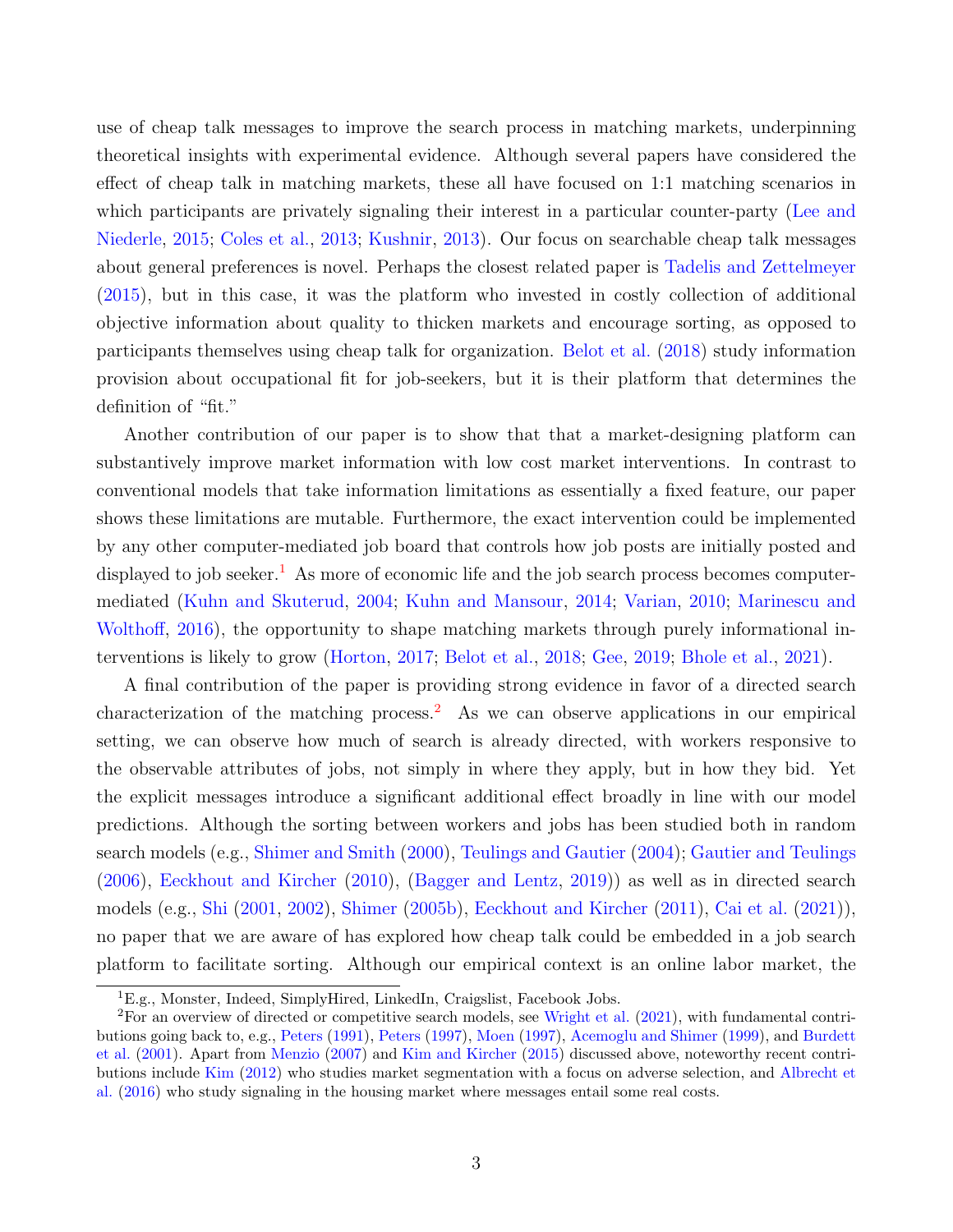use of cheap talk messages to improve the search process in matching markets, underpinning theoretical insights with experimental evidence. Although several papers have considered the effect of cheap talk in matching markets, these all have focused on 1:1 matching scenarios in which participants are privately signaling their interest in a particular counter-party (Lee and Niederle, 2015; Coles et al., 2013; Kushnir, 2013). Our focus on searchable cheap talk messages about general preferences is novel. Perhaps the closest related paper is Tadelis and Zettelmeyer (2015), but in this case, it was the platform who invested in costly collection of additional objective information about quality to thicken markets and encourage sorting, as opposed to participants themselves using cheap talk for organization. Belot et al. (2018) study information provision about occupational fit for job-seekers, but it is their platform that determines the definition of "fit."

Another contribution of our paper is to show that that a market-designing platform can substantively improve market information with low cost market interventions. In contrast to conventional models that take information limitations as essentially a fixed feature, our paper shows these limitations are mutable. Furthermore, the exact intervention could be implemented by any other computer-mediated job board that controls how job posts are initially posted and displayed to job seeker.[1] As more of economic life and the job search process becomes computer-mediated (Kuhn and Skuterud, 2004; Kuhn and Mansour, 2014; Varian, 2010; Marinescu and Wolthoff, 2016), the opportunity to shape matching markets through purely informational interventions is likely to grow (Horton, 2017; Belot et al., 2018; Gee, 2019; Bhole et al., 2021).

A final contribution of the paper is providing strong evidence in favor of a directed search characterization of the matching process.[2] As we can observe applications in our empirical setting, we can observe how much of search is already directed, with workers responsive to the observable attributes of jobs, not simply in where they apply, but in how they bid. Yet the explicit messages introduce a significant additional effect broadly in line with our model predictions. Although the sorting between workers and jobs has been studied both in random search models (e.g., Shimer and Smith (2000), Teulings and Gautier (2004); Gautier and Teulings (2006), Eeckhout and Kircher (2010), (Bagger and Lentz, 2019)) as well as in directed search models (e.g., Shi (2001, 2002), Shimer (2005b), Eeckhout and Kircher (2011), Cai et al. (2021)), no paper that we are aware of has explored how cheap talk could be embedded in a job search platform to facilitate sorting. Although our empirical context is an online labor market, the

[1] E.g., Monster, Indeed, SimplyHired, LinkedIn, Craigslist, Facebook Jobs.

[2] For an overview of directed or competitive search models, see Wright et al. (2021), with fundamental contributions going back to, e.g., Peters (1991), Peters (1997), Moen (1997), Acemoglu and Shimer (1999), and Burdett et al. (2001). Apart from Menzio (2007) and Kim and Kircher (2015) discussed above, noteworthy recent contributions include Kim (2012) who studies market segmentation with a focus on adverse selection, and Albrecht et al. (2016) who study signaling in the housing market where messages entail some real costs.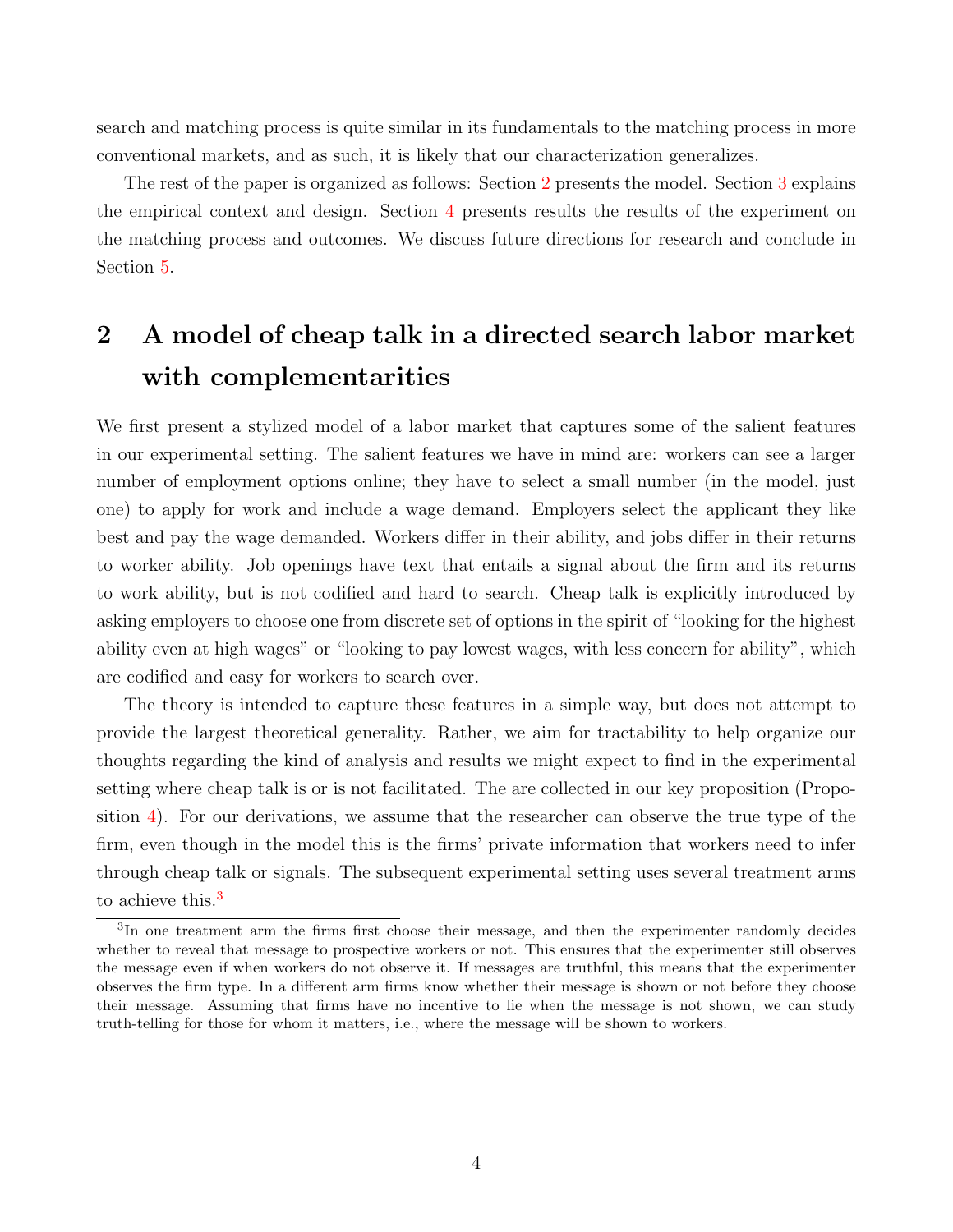search and matching process is quite similar in its fundamentals to the matching process in more conventional markets, and as such, it is likely that our characterization generalizes.

The rest of the paper is organized as follows: Section 2 presents the model. Section 3 explains the empirical context and design. Section 4 presents results the results of the experiment on the matching process and outcomes. We discuss future directions for research and conclude in Section 5.

## 2 A model of cheap talk in a directed search labor market with complementarities

We first present a stylized model of a labor market that captures some of the salient features in our experimental setting. The salient features we have in mind are: workers can see a larger number of employment options online; they have to select a small number (in the model, just one) to apply for work and include a wage demand. Employers select the applicant they like best and pay the wage demanded. Workers differ in their ability, and jobs differ in their returns to worker ability. Job openings have text that entails a signal about the firm and its returns to work ability, but is not codified and hard to search. Cheap talk is explicitly introduced by asking employers to choose one from discrete set of options in the spirit of "looking for the highest ability even at high wages" or "looking to pay lowest wages, with less concern for ability", which are codified and easy for workers to search over.

The theory is intended to capture these features in a simple way, but does not attempt to provide the largest theoretical generality. Rather, we aim for tractability to help organize our thoughts regarding the kind of analysis and results we might expect to find in the experimental setting where cheap talk is or is not facilitated. The are collected in our key proposition (Proposition 4). For our derivations, we assume that the researcher can observe the true type of the firm, even though in the model this is the firms' private information that workers need to infer through cheap talk or signals. The subsequent experimental setting uses several treatment arms to achieve this.[3]

[3] In one treatment arm the firms first choose their message, and then the experimenter randomly decides whether to reveal that message to prospective workers or not. This ensures that the experimenter still observes the message even if when workers do not observe it. If messages are truthful, this means that the experimenter observes the firm type. In a different arm firms know whether their message is shown or not before they choose their message. Assuming that firms have no incentive to lie when the message is not shown, we can study truth-telling for those for whom it matters, i.e., where the message will be shown to workers.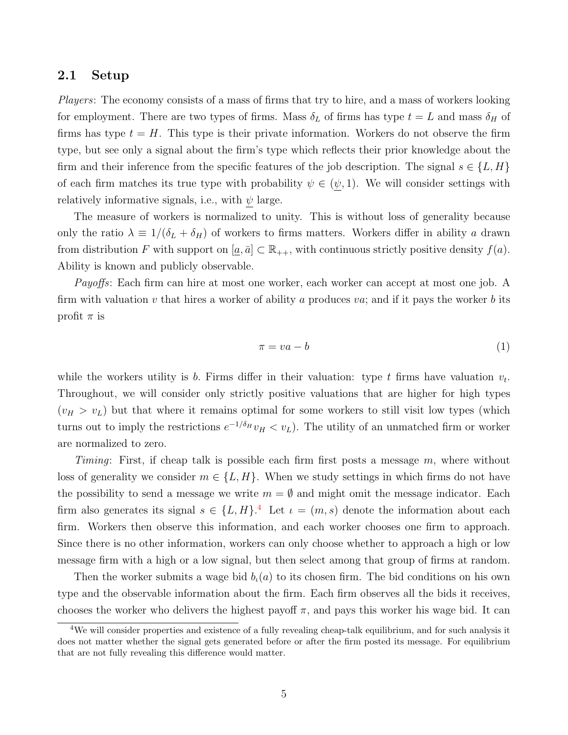## 2.1 Setup

*Players*: The economy consists of a mass of firms that try to hire, and a mass of workers looking for employment. There are two types of firms. Mass $\delta_L$ of firms has type $t = L$ and mass $\delta_H$ of firms has type $t = H$. This type is their private information. Workers do not observe the firm type, but see only a signal about the firm's type which reflects their prior knowledge about the firm and their inference from the specific features of the job description. The signal $s \in \{L, H\}$ of each firm matches its true type with probability $\psi \in (\underline{\psi}, 1)$. We will consider settings with relatively informative signals, i.e., with $\underline{\psi}$ large.

The measure of workers is normalized to unity. This is without loss of generality because only the ratio $\lambda \equiv 1/(\delta_L + \delta_H)$ of workers to firms matters. Workers differ in ability $a$ drawn from distribution $F$ with support on $[\underline{a}, \bar{a}] \subset \mathbb{R}_{++}$, with continuous strictly positive density $f(a)$. Ability is known and publicly observable.

*Payoffs*: Each firm can hire at most one worker, each worker can accept at most one job. A firm with valuation $v$ that hires a worker of ability $a$ produces $va$; and if it pays the worker $b$ its profit $\pi$ is

$$\pi = va - b \tag{1}$$

while the workers utility is $b$. Firms differ in their valuation: type $t$ firms have valuation $v_t$. Throughout, we will consider only strictly positive valuations that are higher for high types ($v_H > v_L$) but that where it remains optimal for some workers to still visit low types (which turns out to imply the restrictions $e^{-1/\delta_H} v_H < v_L$). The utility of an unmatched firm or worker are normalized to zero.

*Timing*: First, if cheap talk is possible each firm first posts a message $m$, where without loss of generality we consider $m \in \{L, H\}$. When we study settings in which firms do not have the possibility to send a message we write $m = \emptyset$ and might omit the message indicator. Each firm also generates its signal $s \in \{L, H\}$.[4] Let $\iota = (m, s)$ denote the information about each firm. Workers then observe this information, and each worker chooses one firm to approach. Since there is no other information, workers can only choose whether to approach a high or low message firm with a high or a low signal, but then select among that group of firms at random.

Then the worker submits a wage bid $b_\iota(a)$ to its chosen firm. The bid conditions on his own type and the observable information about the firm. Each firm observes all the bids it receives, chooses the worker who delivers the highest payoff $\pi$, and pays this worker his wage bid. It can

[4] We will consider properties and existence of a fully revealing cheap-talk equilibrium, and for such analysis it does not matter whether the signal gets generated before or after the firm posted its message. For equilibrium that are not fully revealing this difference would matter.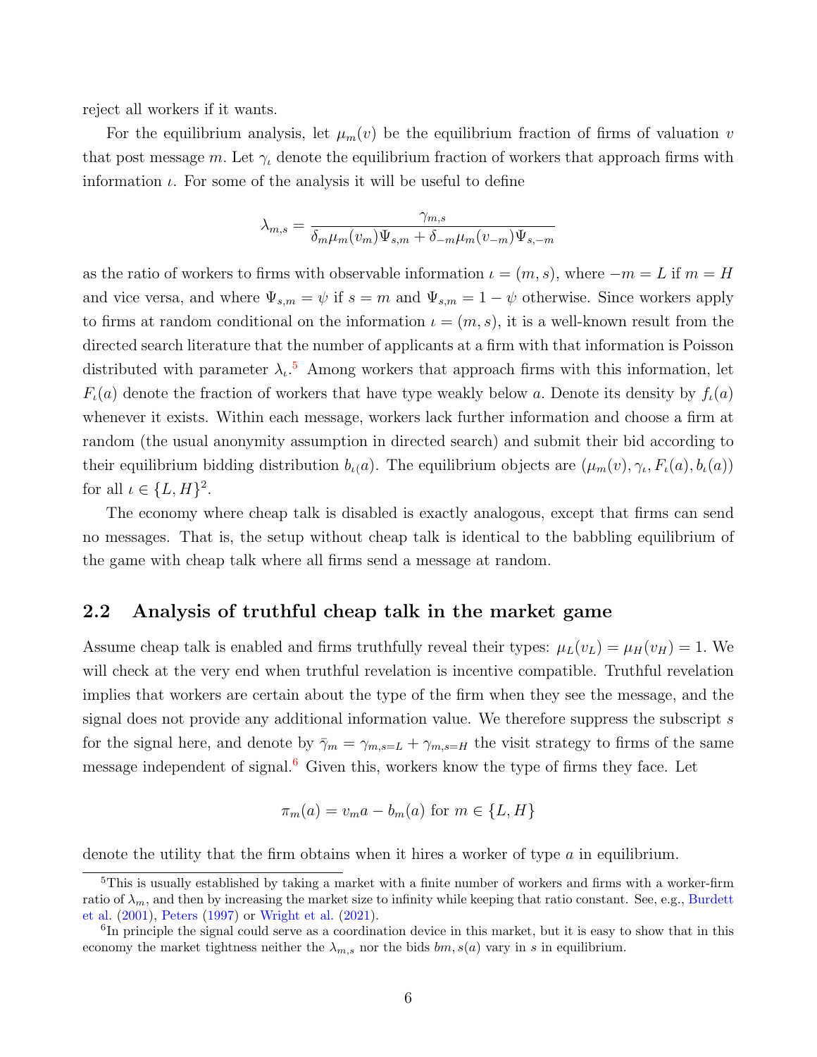reject all workers if it wants.

For the equilibrium analysis, let $\mu_m(v)$ be the equilibrium fraction of firms of valuation $v$ that post message $m$. Let $\gamma_\iota$ denote the equilibrium fraction of workers that approach firms with information $\iota$. For some of the analysis it will be useful to define

$$\lambda_{m,s} = \frac{\gamma_{m,s}}{\delta_m \mu_m(v_m)\Psi_{s,m} + \delta_{-m}\mu_m(v_{-m})\Psi_{s,-m}}$$

as the ratio of workers to firms with observable information $\iota = (m, s)$, where $-m = L$ if $m = H$ and vice versa, and where $\Psi_{s,m} = \psi$ if $s = m$ and $\Psi_{s,m} = 1 - \psi$ otherwise. Since workers apply to firms at random conditional on the information $\iota = (m, s)$, it is a well-known result from the directed search literature that the number of applicants at a firm with that information is Poisson distributed with parameter $\lambda_\iota$.[5] Among workers that approach firms with this information, let $F_\iota(a)$ denote the fraction of workers that have type weakly below $a$. Denote its density by $f_\iota(a)$ whenever it exists. Within each message, workers lack further information and choose a firm at random (the usual anonymity assumption in directed search) and submit their bid according to their equilibrium bidding distribution $b_{\iota(}a)$. The equilibrium objects are $(\mu_m(v), \gamma_\iota, F_\iota(a), b_\iota(a))$ for all $\iota \in \{L, H\}^2$.

The economy where cheap talk is disabled is exactly analogous, except that firms can send no messages. That is, the setup without cheap talk is identical to the babbling equilibrium of the game with cheap talk where all firms send a message at random.

## 2.2 Analysis of truthful cheap talk in the market game

Assume cheap talk is enabled and firms truthfully reveal their types: $\mu_L(v_L) = \mu_H(v_H) = 1$. We will check at the very end when truthful revelation is incentive compatible. Truthful revelation implies that workers are certain about the type of the firm when they see the message, and the signal does not provide any additional information value. We therefore suppress the subscript $s$ for the signal here, and denote by $\bar{\gamma}_m = \gamma_{m,s=L} + \gamma_{m,s=H}$ the visit strategy to firms of the same message independent of signal.[6] Given this, workers know the type of firms they face. Let

$$\pi_m(a) = v_m a - b_m(a) \text{ for } m \in \{L, H\}$$

denote the utility that the firm obtains when it hires a worker of type $a$ in equilibrium.

---

[5] This is usually established by taking a market with a finite number of workers and firms with a worker-firm ratio of $\lambda_m$, and then by increasing the market size to infinity while keeping that ratio constant. See, e.g., Burdett et al. (2001), Peters (1997) or Wright et al. (2021).

[6] In principle the signal could serve as a coordination device in this market, but it is easy to show that in this economy the market tightness neither the $\lambda_{m,s}$ nor the bids $bm, s(a)$ vary in $s$ in equilibrium.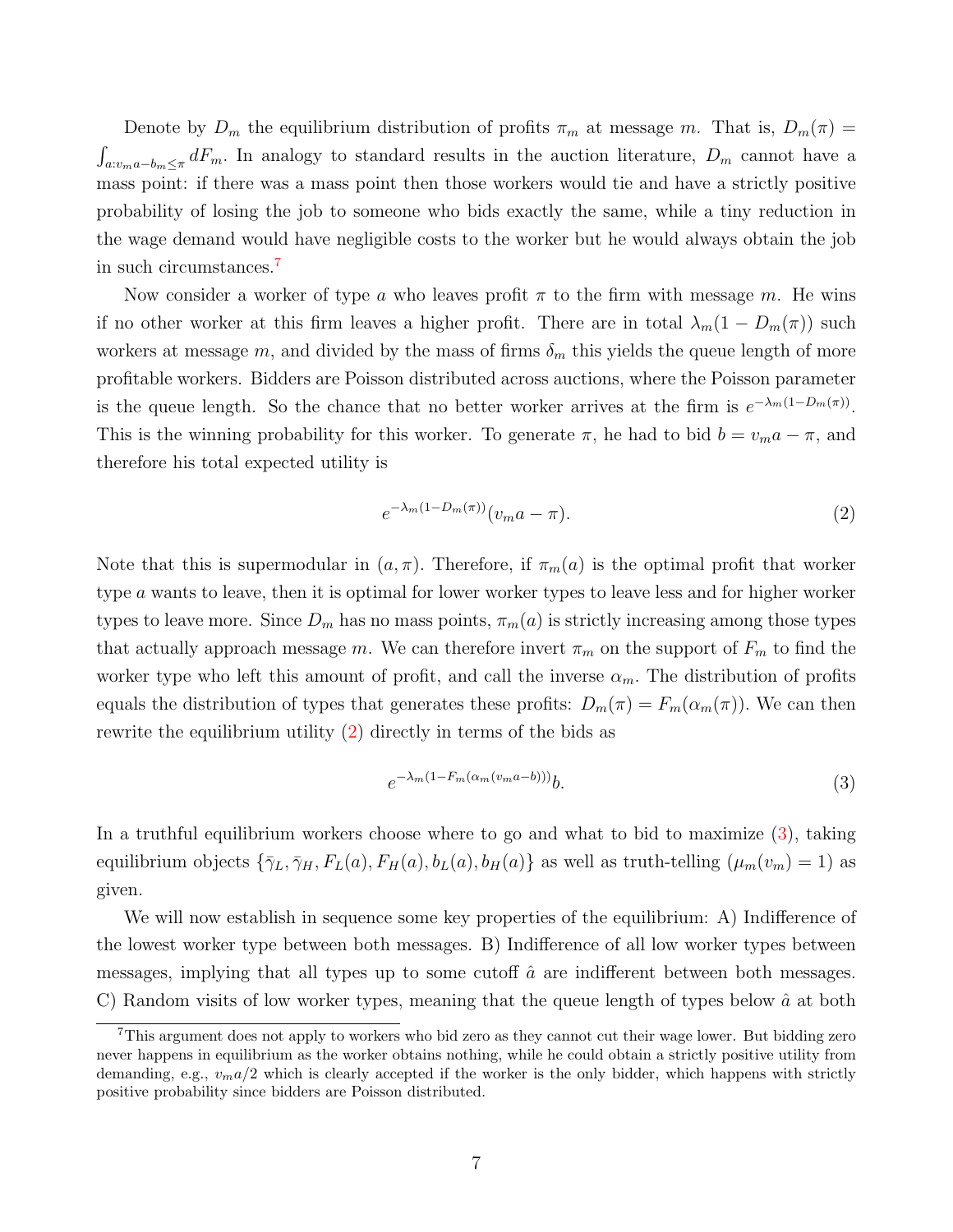Denote by $D_m$ the equilibrium distribution of profits $\pi_m$ at message $m$. That is, $D_m(\pi) = \int_{a: v_m a - b_m \leq \pi} dF_m$. In analogy to standard results in the auction literature, $D_m$ cannot have a mass point: if there was a mass point then those workers would tie and have a strictly positive probability of losing the job to someone who bids exactly the same, while a tiny reduction in the wage demand would have negligible costs to the worker but he would always obtain the job in such circumstances.[7]

Now consider a worker of type $a$ who leaves profit $\pi$ to the firm with message $m$. He wins if no other worker at this firm leaves a higher profit. There are in total $\lambda_m(1 - D_m(\pi))$ such workers at message $m$, and divided by the mass of firms $\delta_m$ this yields the queue length of more profitable workers. Bidders are Poisson distributed across auctions, where the Poisson parameter is the queue length. So the chance that no better worker arrives at the firm is $e^{-\lambda_m(1-D_m(\pi))}$. This is the winning probability for this worker. To generate $\pi$, he had to bid $b = v_m a - \pi$, and therefore his total expected utility is

$$e^{-\lambda_m(1-D_m(\pi))}(v_m a - \pi). \tag{2}$$

Note that this is supermodular in $(a, \pi)$. Therefore, if $\pi_m(a)$ is the optimal profit that worker type $a$ wants to leave, then it is optimal for lower worker types to leave less and for higher worker types to leave more. Since $D_m$ has no mass points, $\pi_m(a)$ is strictly increasing among those types that actually approach message $m$. We can therefore invert $\pi_m$ on the support of $F_m$ to find the worker type who left this amount of profit, and call the inverse $\alpha_m$. The distribution of profits equals the distribution of types that generates these profits: $D_m(\pi) = F_m(\alpha_m(\pi))$. We can then rewrite the equilibrium utility (2) directly in terms of the bids as

$$e^{-\lambda_m(1-F_m(\alpha_m(v_m a - b)))}b. \tag{3}$$

In a truthful equilibrium workers choose where to go and what to bid to maximize (3), taking equilibrium objects $\{\bar{\gamma}_L, \bar{\gamma}_H, F_L(a), F_H(a), b_L(a), b_H(a)\}$ as well as truth-telling ($\mu_m(v_m) = 1$) as given.

We will now establish in sequence some key properties of the equilibrium: A) Indifference of the lowest worker type between both messages. B) Indifference of all low worker types between messages, implying that all types up to some cutoff $\hat{a}$ are indifferent between both messages. C) Random visits of low worker types, meaning that the queue length of types below $\hat{a}$ at both

[7] This argument does not apply to workers who bid zero as they cannot cut their wage lower. But bidding zero never happens in equilibrium as the worker obtains nothing, while he could obtain a strictly positive utility from demanding, e.g., $v_m a/2$ which is clearly accepted if the worker is the only bidder, which happens with strictly positive probability since bidders are Poisson distributed.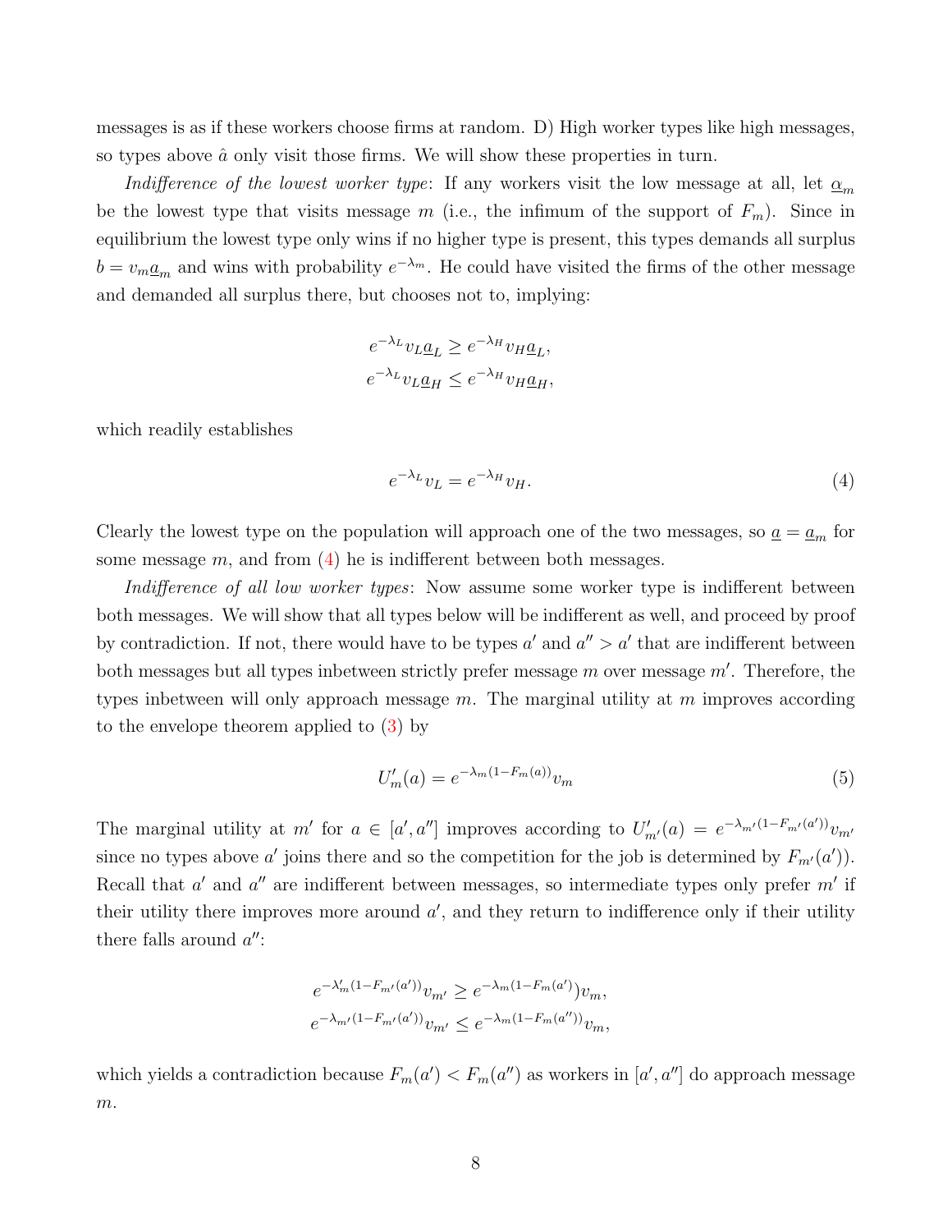messages is as if these workers choose firms at random. D) High worker types like high messages, so types above $\hat{a}$ only visit those firms. We will show these properties in turn.

*Indifference of the lowest worker type*: If any workers visit the low message at all, let $\underline{\alpha}_m$ be the lowest type that visits message $m$ (i.e., the infimum of the support of $F_m$). Since in equilibrium the lowest type only wins if no higher type is present, this types demands all surplus $b = v_m \underline{a}_m$ and wins with probability $e^{-\lambda_m}$. He could have visited the firms of the other message and demanded all surplus there, but chooses not to, implying:

$$
\begin{aligned}
e^{-\lambda_L} v_L \underline{a}_L &\geq e^{-\lambda_H} v_H \underline{a}_L, \\
e^{-\lambda_L} v_L \underline{a}_H &\leq e^{-\lambda_H} v_H \underline{a}_H,
\end{aligned}
$$

which readily establishes

$$
e^{-\lambda_L} v_L = e^{-\lambda_H} v_H. \tag{4}
$$

Clearly the lowest type on the population will approach one of the two messages, so $\underline{a} = \underline{a}_m$ for some message $m$, and from (4) he is indifferent between both messages.

*Indifference of all low worker types*: Now assume some worker type is indifferent between both messages. We will show that all types below will be indifferent as well, and proceed by proof by contradiction. If not, there would have to be types $a'$ and $a'' > a'$ that are indifferent between both messages but all types inbetween strictly prefer message $m$ over message $m'$. Therefore, the types inbetween will only approach message $m$. The marginal utility at $m$ improves according to the envelope theorem applied to (3) by

$$
U'_m(a) = e^{-\lambda_m (1 - F_m(a))} v_m \tag{5}
$$

The marginal utility at $m'$ for $a \in [a', a'']$ improves according to $U'_{m'}(a) = e^{-\lambda_{m'}(1-F_{m'}(a'))} v_{m'}$ since no types above $a'$ joins there and so the competition for the job is determined by $F_{m'}(a')$). Recall that $a'$ and $a''$ are indifferent between messages, so intermediate types only prefer $m'$ if their utility there improves more around $a'$, and they return to indifference only if their utility there falls around $a''$:

$$
\begin{aligned}
e^{-\lambda'_m (1-F_{m'}(a'))} v_{m'} &\geq e^{-\lambda_m (1-F_m(a')})} v_m, \\
e^{-\lambda_{m'} (1-F_{m'}(a'))} v_{m'} &\leq e^{-\lambda_m (1-F_m(a''))} v_m,
\end{aligned}
$$

which yields a contradiction because $F_m(a') < F_m(a'')$ as workers in $[a', a'']$ do approach message $m$.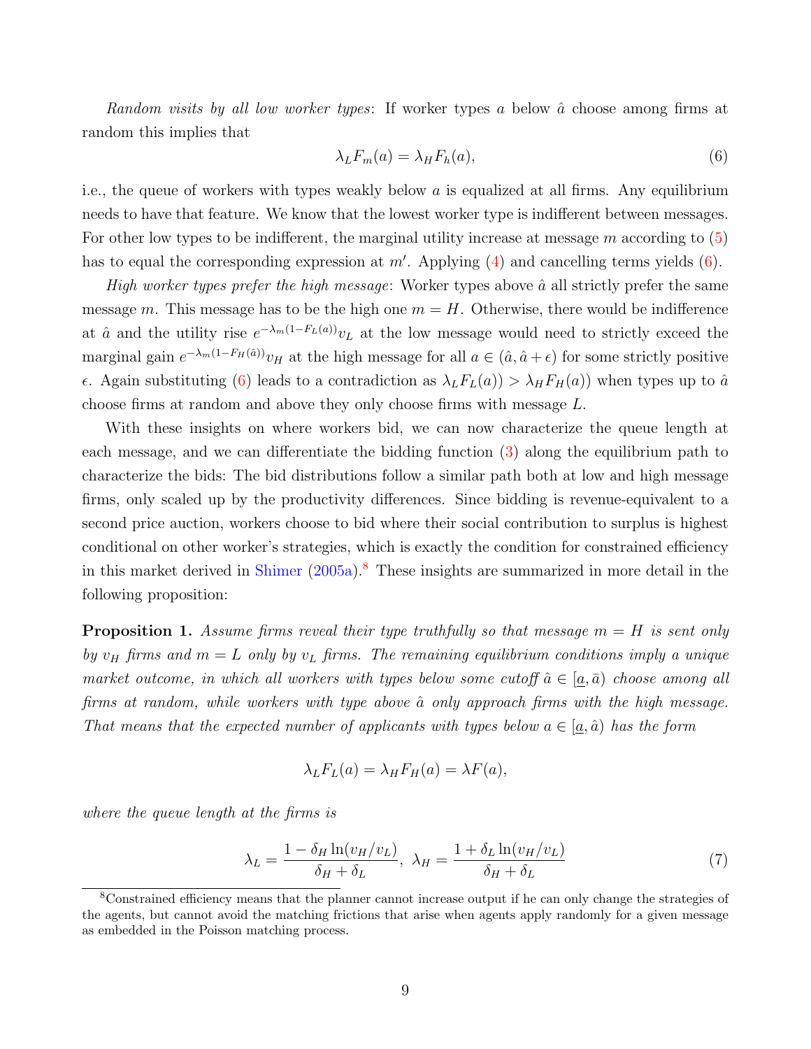*Random visits by all low worker types*: If worker types $a$ below $\hat{a}$ choose among firms at random this implies that

$$\lambda_L F_m(a) = \lambda_H F_h(a), \tag{6}$$

i.e., the queue of workers with types weakly below $a$ is equalized at all firms. Any equilibrium needs to have that feature. We know that the lowest worker type is indifferent between messages. For other low types to be indifferent, the marginal utility increase at message $m$ according to (5) has to equal the corresponding expression at $m'$. Applying (4) and cancelling terms yields (6).

*High worker types prefer the high message*: Worker types above $\hat{a}$ all strictly prefer the same message $m$. This message has to be the high one $m = H$. Otherwise, there would be indifference at $\hat{a}$ and the utility rise $e^{-\lambda_m(1-F_L(a))}v_L$ at the low message would need to strictly exceed the marginal gain $e^{-\lambda_m(1-F_H(\hat{a}))}v_H$ at the high message for all $a \in (\hat{a}, \hat{a}+\epsilon)$ for some strictly positive $\epsilon$. Again substituting (6) leads to a contradiction as $\lambda_L F_L(a)) > \lambda_H F_H(a))$ when types up to $\hat{a}$ choose firms at random and above they only choose firms with message $L$.

With these insights on where workers bid, we can now characterize the queue length at each message, and we can differentiate the bidding function (3) along the equilibrium path to characterize the bids: The bid distributions follow a similar path both at low and high message firms, only scaled up by the productivity differences. Since bidding is revenue-equivalent to a second price auction, workers choose to bid where their social contribution to surplus is highest conditional on other worker's strategies, which is exactly the condition for constrained efficiency in this market derived in Shimer (2005a).[8] These insights are summarized in more detail in the following proposition:

**Proposition 1.** *Assume firms reveal their type truthfully so that message $m = H$ is sent only by $v_H$ firms and $m = L$ only by $v_L$ firms. The remaining equilibrium conditions imply a unique market outcome, in which all workers with types below some cutoff $\hat{a} \in [\underline{a}, \bar{a})$ choose among all firms at random, while workers with type above $\hat{a}$ only approach firms with the high message. That means that the expected number of applicants with types below $a \in [\underline{a}, \hat{a})$ has the form*

$$\lambda_L F_L(a) = \lambda_H F_H(a) = \lambda F(a),$$

*where the queue length at the firms is*

$$\lambda_L = \frac{1 - \delta_H \ln(v_H/v_L)}{\delta_H + \delta_L}, \ \lambda_H = \frac{1 + \delta_L \ln(v_H/v_L)}{\delta_H + \delta_L} \tag{7}$$

[8] Constrained efficiency means that the planner cannot increase output if he can only change the strategies of the agents, but cannot avoid the matching frictions that arise when agents apply randomly for a given message as embedded in the Poisson matching process.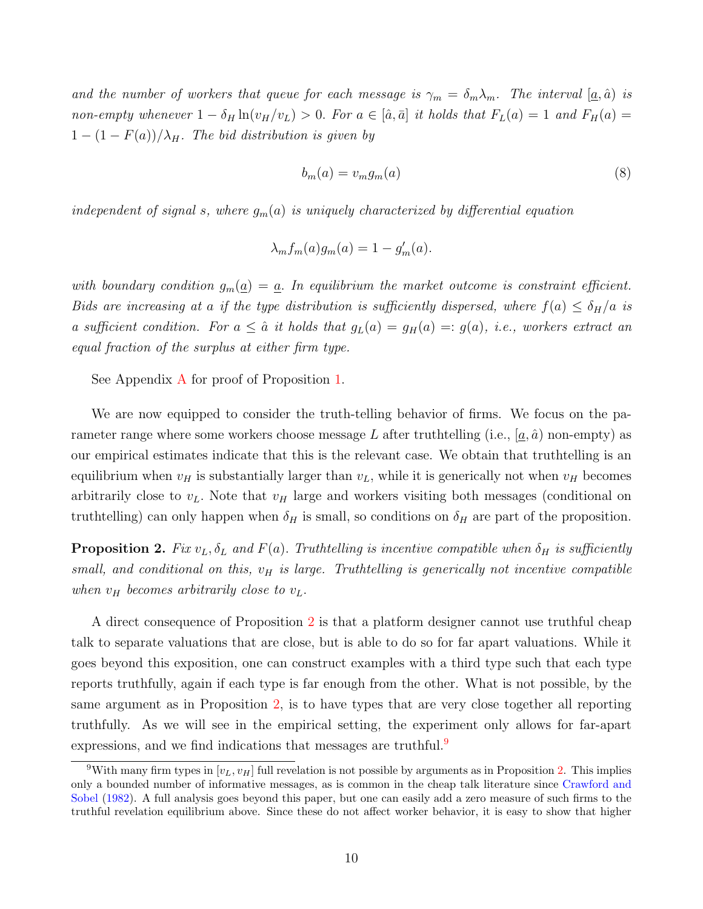*and the number of workers that queue for each message is $\gamma_m = \delta_m \lambda_m$. The interval $[\underline{a}, \hat{a})$ is non-empty whenever $1 - \delta_H \ln(v_H/v_L) > 0$. For $a \in [\hat{a}, \bar{a}]$ it holds that $F_L(a) = 1$ and $F_H(a) = 1 - (1 - F(a))/\lambda_H$. The bid distribution is given by*

$$b_m(a) = v_m g_m(a) \tag{8}$$

*independent of signal $s$, where $g_m(a)$ is uniquely characterized by differential equation*

$$\lambda_m f_m(a) g_m(a) = 1 - g'_m(a).$$

*with boundary condition $g_m(\underline{a}) = \underline{a}$. In equilibrium the market outcome is constraint efficient. Bids are increasing at $a$ if the type distribution is sufficiently dispersed, where $f(a) \leq \delta_H/a$ is a sufficient condition. For $a \leq \hat{a}$ it holds that $g_L(a) = g_H(a) =: g(a)$, i.e., workers extract an equal fraction of the surplus at either firm type.*

See Appendix A for proof of Proposition 1.

We are now equipped to consider the truth-telling behavior of firms. We focus on the parameter range where some workers choose message $L$ after truthtelling (i.e., $[\underline{a}, \hat{a})$ non-empty) as our empirical estimates indicate that this is the relevant case. We obtain that truthtelling is an equilibrium when $v_H$ is substantially larger than $v_L$, while it is generically not when $v_H$ becomes arbitrarily close to $v_L$. Note that $v_H$ large and workers visiting both messages (conditional on truthtelling) can only happen when $\delta_H$ is small, so conditions on $\delta_H$ are part of the proposition.

**Proposition 2.** *Fix $v_L, \delta_L$ and $F(a)$. Truthtelling is incentive compatible when $\delta_H$ is sufficiently small, and conditional on this, $v_H$ is large. Truthtelling is generically not incentive compatible when $v_H$ becomes arbitrarily close to $v_L$.*

A direct consequence of Proposition 2 is that a platform designer cannot use truthful cheap talk to separate valuations that are close, but is able to do so for far apart valuations. While it goes beyond this exposition, one can construct examples with a third type such that each type reports truthfully, again if each type is far enough from the other. What is not possible, by the same argument as in Proposition 2, is to have types that are very close together all reporting truthfully. As we will see in the empirical setting, the experiment only allows for far-apart expressions, and we find indications that messages are truthful.[9]

[9] With many firm types in $[v_L, v_H]$ full revelation is not possible by arguments as in Proposition 2. This implies only a bounded number of informative messages, as is common in the cheap talk literature since Crawford and Sobel (1982). A full analysis goes beyond this paper, but one can easily add a zero measure of such firms to the truthful revelation equilibrium above. Since these do not affect worker behavior, it is easy to show that higher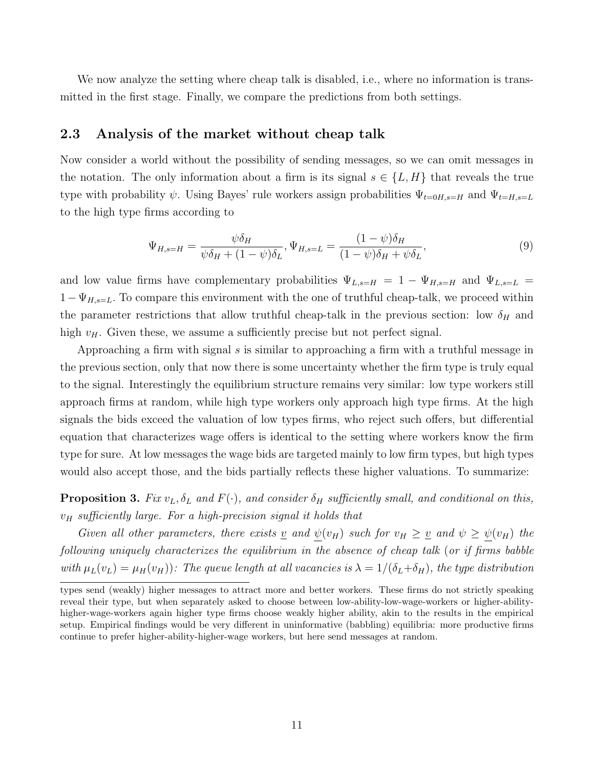We now analyze the setting where cheap talk is disabled, i.e., where no information is transmitted in the first stage. Finally, we compare the predictions from both settings.

## 2.3 Analysis of the market without cheap talk

Now consider a world without the possibility of sending messages, so we can omit messages in the notation. The only information about a firm is its signal $s \in \{L, H\}$ that reveals the true type with probability $\psi$. Using Bayes' rule workers assign probabilities $\Psi_{t=0H,s=H}$ and $\Psi_{t=H,s=L}$ to the high type firms according to

$$\Psi_{H,s=H} = \frac{\psi\delta_H}{\psi\delta_H + (1-\psi)\delta_L}, \Psi_{H,s=L} = \frac{(1-\psi)\delta_H}{(1-\psi)\delta_H + \psi\delta_L}, \tag{9}$$

and low value firms have complementary probabilities $\Psi_{L,s=H} = 1 - \Psi_{H,s=H}$ and $\Psi_{L,s=L} = 1 - \Psi_{H,s=L}$. To compare this environment with the one of truthful cheap-talk, we proceed within the parameter restrictions that allow truthful cheap-talk in the previous section: low $\delta_H$ and high $v_H$. Given these, we assume a sufficiently precise but not perfect signal.

Approaching a firm with signal $s$ is similar to approaching a firm with a truthful message in the previous section, only that now there is some uncertainty whether the firm type is truly equal to the signal. Interestingly the equilibrium structure remains very similar: low type workers still approach firms at random, while high type workers only approach high type firms. At the high signals the bids exceed the valuation of low types firms, who reject such offers, but differential equation that characterizes wage offers is identical to the setting where workers know the firm type for sure. At low messages the wage bids are targeted mainly to low firm types, but high types would also accept those, and the bids partially reflects these higher valuations. To summarize:

**Proposition 3.** *Fix $v_L, \delta_L$ and $F(\cdot)$, and consider $\delta_H$ sufficiently small, and conditional on this, $v_H$ sufficiently large. For a high-precision signal it holds that*

*Given all other parameters, there exists $\underline{v}$ and $\underline{\psi}(v_H)$ such for $v_H \geq \underline{v}$ and $\psi \geq \underline{\psi}(v_H)$ the following uniquely characterizes the equilibrium in the absence of cheap talk (or if firms babble with $\mu_L(v_L) = \mu_H(v_H)$): The queue length at all vacancies is $\lambda = 1/(\delta_L+\delta_H)$, the type distribution*

types send (weakly) higher messages to attract more and better workers. These firms do not strictly speaking reveal their type, but when separately asked to choose between low-ability-low-wage-workers or higher-ability-higher-wage-workers again higher type firms choose weakly higher ability, akin to the results in the empirical setup. Empirical findings would be very different in uninformative (babbling) equilibria: more productive firms continue to prefer higher-ability-higher-wage workers, but here send messages at random.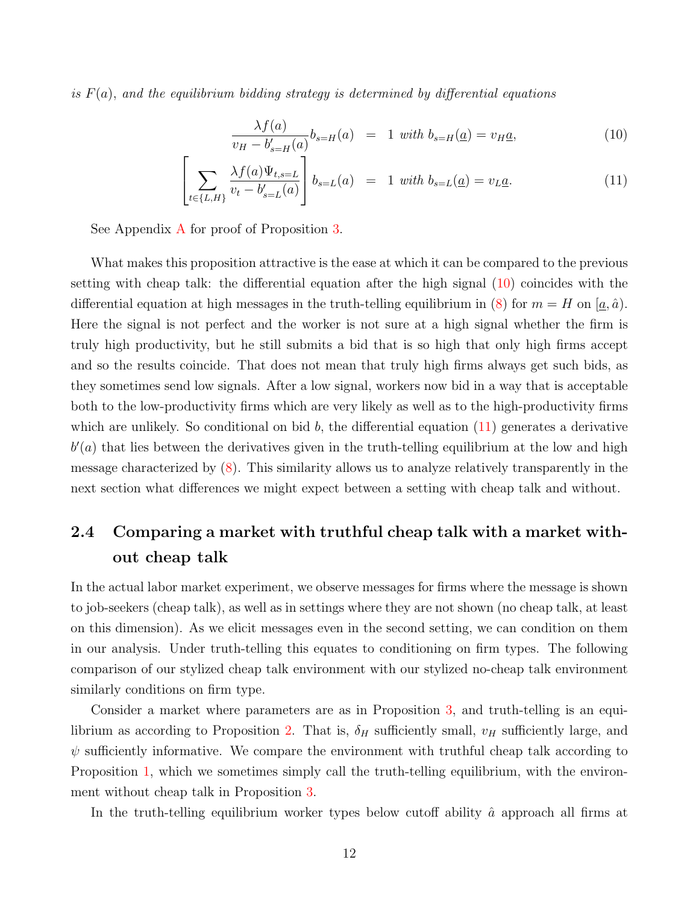*is $F(a)$, and the equilibrium bidding strategy is determined by differential equations*

$$
\begin{aligned}
\frac{\lambda f(a)}{v_H - b'_{s=H}(a)} b_{s=H}(a) &= 1 \text{ with } b_{s=H}(\underline{a}) = v_H \underline{a}, &\quad (10)\\
\left[\sum_{t \in \{L,H\}} \frac{\lambda f(a) \Psi_{t,s=L}}{v_t - b'_{s=L}(a)}\right] b_{s=L}(a) &= 1 \text{ with } b_{s=L}(\underline{a}) = v_L \underline{a}. &\quad (11)
\end{aligned}
$$

See Appendix A for proof of Proposition 3.

What makes this proposition attractive is the ease at which it can be compared to the previous setting with cheap talk: the differential equation after the high signal (10) coincides with the differential equation at high messages in the truth-telling equilibrium in (8) for $m = H$ on $[\underline{a}, \hat{a})$. Here the signal is not perfect and the worker is not sure at a high signal whether the firm is truly high productivity, but he still submits a bid that is so high that only high firms accept and so the results coincide. That does not mean that truly high firms always get such bids, as they sometimes send low signals. After a low signal, workers now bid in a way that is acceptable both to the low-productivity firms which are very likely as well as to the high-productivity firms which are unlikely. So conditional on bid $b$, the differential equation (11) generates a derivative $b'(a)$ that lies between the derivatives given in the truth-telling equilibrium at the low and high message characterized by (8). This similarity allows us to analyze relatively transparently in the next section what differences we might expect between a setting with cheap talk and without.

## 2.4 Comparing a market with truthful cheap talk with a market without cheap talk

In the actual labor market experiment, we observe messages for firms where the message is shown to job-seekers (cheap talk), as well as in settings where they are not shown (no cheap talk, at least on this dimension). As we elicit messages even in the second setting, we can condition on them in our analysis. Under truth-telling this equates to conditioning on firm types. The following comparison of our stylized cheap talk environment with our stylized no-cheap talk environment similarly conditions on firm type.

Consider a market where parameters are as in Proposition 3, and truth-telling is an equilibrium as according to Proposition 2. That is, $\delta_H$ sufficiently small, $v_H$ sufficiently large, and $\psi$ sufficiently informative. We compare the environment with truthful cheap talk according to Proposition 1, which we sometimes simply call the truth-telling equilibrium, with the environment without cheap talk in Proposition 3.

In the truth-telling equilibrium worker types below cutoff ability $\hat{a}$ approach all firms at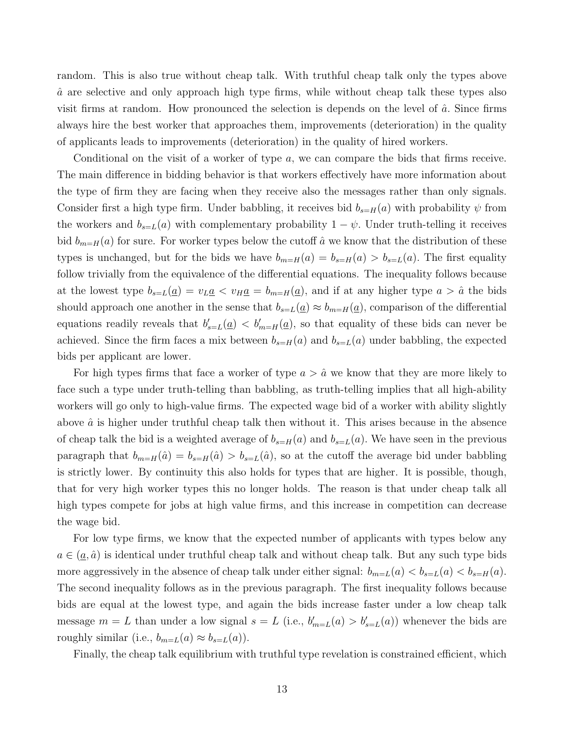random. This is also true without cheap talk. With truthful cheap talk only the types above $\hat{a}$ are selective and only approach high type firms, while without cheap talk these types also visit firms at random. How pronounced the selection is depends on the level of $\hat{a}$. Since firms always hire the best worker that approaches them, improvements (deterioration) in the quality of applicants leads to improvements (deterioration) in the quality of hired workers.

Conditional on the visit of a worker of type $a$, we can compare the bids that firms receive. The main difference in bidding behavior is that workers effectively have more information about the type of firm they are facing when they receive also the messages rather than only signals. Consider first a high type firm. Under babbling, it receives bid $b_{s=H}(a)$ with probability $\psi$ from the workers and $b_{s=L}(a)$ with complementary probability $1-\psi$. Under truth-telling it receives bid $b_{m=H}(a)$ for sure. For worker types below the cutoff $\hat{a}$ we know that the distribution of these types is unchanged, but for the bids we have $b_{m=H}(a) = b_{s=H}(a) > b_{s=L}(a)$. The first equality follow trivially from the equivalence of the differential equations. The inequality follows because at the lowest type $b_{s=L}(\underline{a}) = v_L\underline{a} < v_H\underline{a} = b_{m=H}(\underline{a})$, and if at any higher type $a > \hat{a}$ the bids should approach one another in the sense that $b_{s=L}(\underline{a}) \approx b_{m=H}(\underline{a})$, comparison of the differential equations readily reveals that $b'_{s=L}(\underline{a}) < b'_{m=H}(\underline{a})$, so that equality of these bids can never be achieved. Since the firm faces a mix between $b_{s=H}(a)$ and $b_{s=L}(a)$ under babbling, the expected bids per applicant are lower.

For high types firms that face a worker of type $a > \hat{a}$ we know that they are more likely to face such a type under truth-telling than babbling, as truth-telling implies that all high-ability workers will go only to high-value firms. The expected wage bid of a worker with ability slightly above $\hat{a}$ is higher under truthful cheap talk then without it. This arises because in the absence of cheap talk the bid is a weighted average of $b_{s=H}(a)$ and $b_{s=L}(a)$. We have seen in the previous paragraph that $b_{m=H}(\hat{a}) = b_{s=H}(\hat{a}) > b_{s=L}(\hat{a})$, so at the cutoff the average bid under babbling is strictly lower. By continuity this also holds for types that are higher. It is possible, though, that for very high worker types this no longer holds. The reason is that under cheap talk all high types compete for jobs at high value firms, and this increase in competition can decrease the wage bid.

For low type firms, we know that the expected number of applicants with types below any $a \in (\underline{a}, \hat{a})$ is identical under truthful cheap talk and without cheap talk. But any such type bids more aggressively in the absence of cheap talk under either signal: $b_{m=L}(a) < b_{s=L}(a) < b_{s=H}(a)$. The second inequality follows as in the previous paragraph. The first inequality follows because bids are equal at the lowest type, and again the bids increase faster under a low cheap talk message $m = L$ than under a low signal $s = L$ (i.e., $b'_{m=L}(a) > b'_{s=L}(a)$) whenever the bids are roughly similar (i.e., $b_{m=L}(a) \approx b_{s=L}(a)$).

Finally, the cheap talk equilibrium with truthful type revelation is constrained efficient, which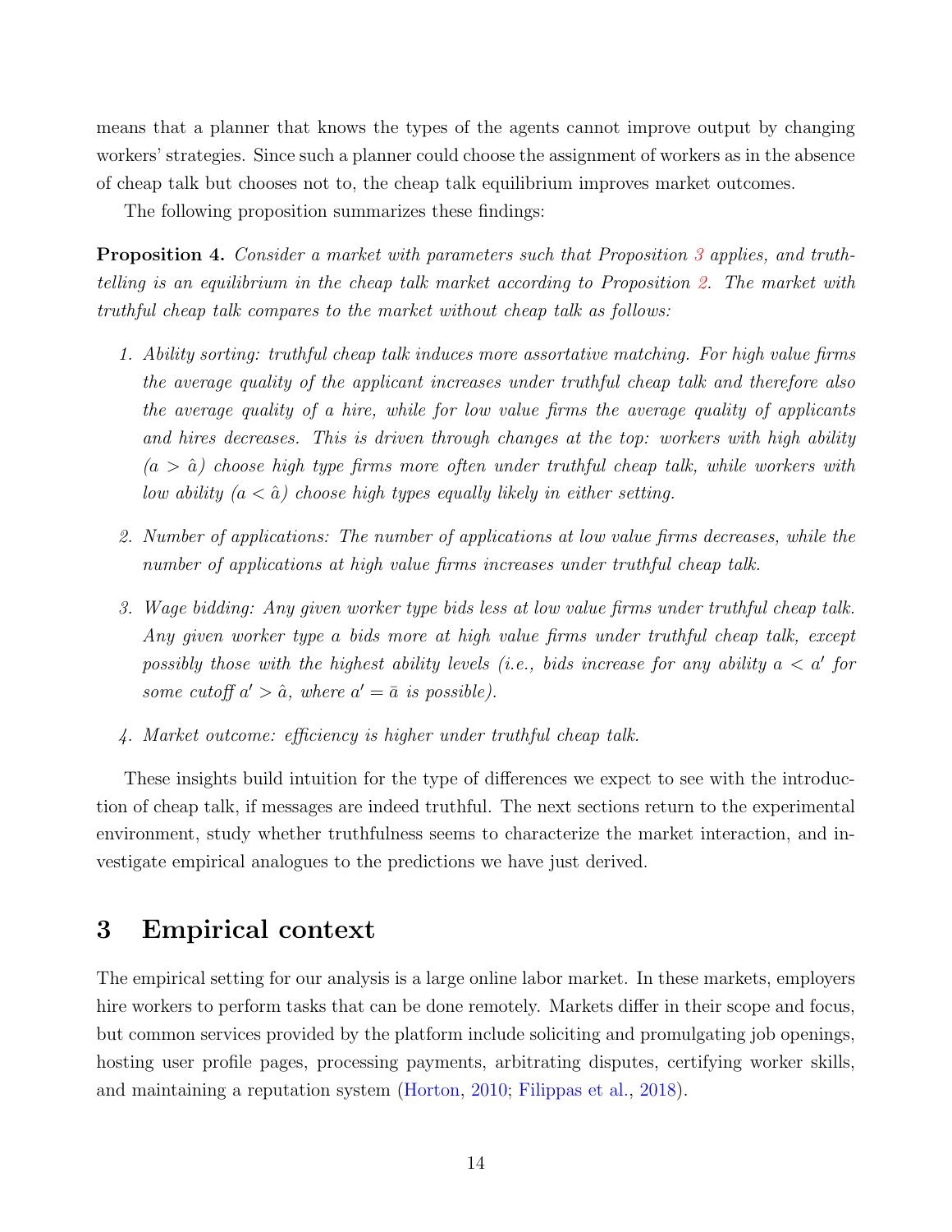means that a planner that knows the types of the agents cannot improve output by changing workers' strategies. Since such a planner could choose the assignment of workers as in the absence of cheap talk but chooses not to, the cheap talk equilibrium improves market outcomes.

The following proposition summarizes these findings:

**Proposition 4.** *Consider a market with parameters such that Proposition 3 applies, and truth-telling is an equilibrium in the cheap talk market according to Proposition 2. The market with truthful cheap talk compares to the market without cheap talk as follows:*

1. *Ability sorting: truthful cheap talk induces more assortative matching. For high value firms the average quality of the applicant increases under truthful cheap talk and therefore also the average quality of a hire, while for low value firms the average quality of applicants and hires decreases. This is driven through changes at the top: workers with high ability ($a > \hat{a}$) choose high type firms more often under truthful cheap talk, while workers with low ability ($a < \hat{a}$) choose high types equally likely in either setting.*

2. *Number of applications: The number of applications at low value firms decreases, while the number of applications at high value firms increases under truthful cheap talk.*

3. *Wage bidding: Any given worker type bids less at low value firms under truthful cheap talk. Any given worker type $a$ bids more at high value firms under truthful cheap talk, except possibly those with the highest ability levels (i.e., bids increase for any ability $a < a'$ for some cutoff $a' > \hat{a}$, where $a' = \bar{a}$ is possible).*

4. *Market outcome: efficiency is higher under truthful cheap talk.*

These insights build intuition for the type of differences we expect to see with the introduction of cheap talk, if messages are indeed truthful. The next sections return to the experimental environment, study whether truthfulness seems to characterize the market interaction, and investigate empirical analogues to the predictions we have just derived.

# 3 Empirical context

The empirical setting for our analysis is a large online labor market. In these markets, employers hire workers to perform tasks that can be done remotely. Markets differ in their scope and focus, but common services provided by the platform include soliciting and promulgating job openings, hosting user profile pages, processing payments, arbitrating disputes, certifying worker skills, and maintaining a reputation system (Horton, 2010; Filippas et al., 2018).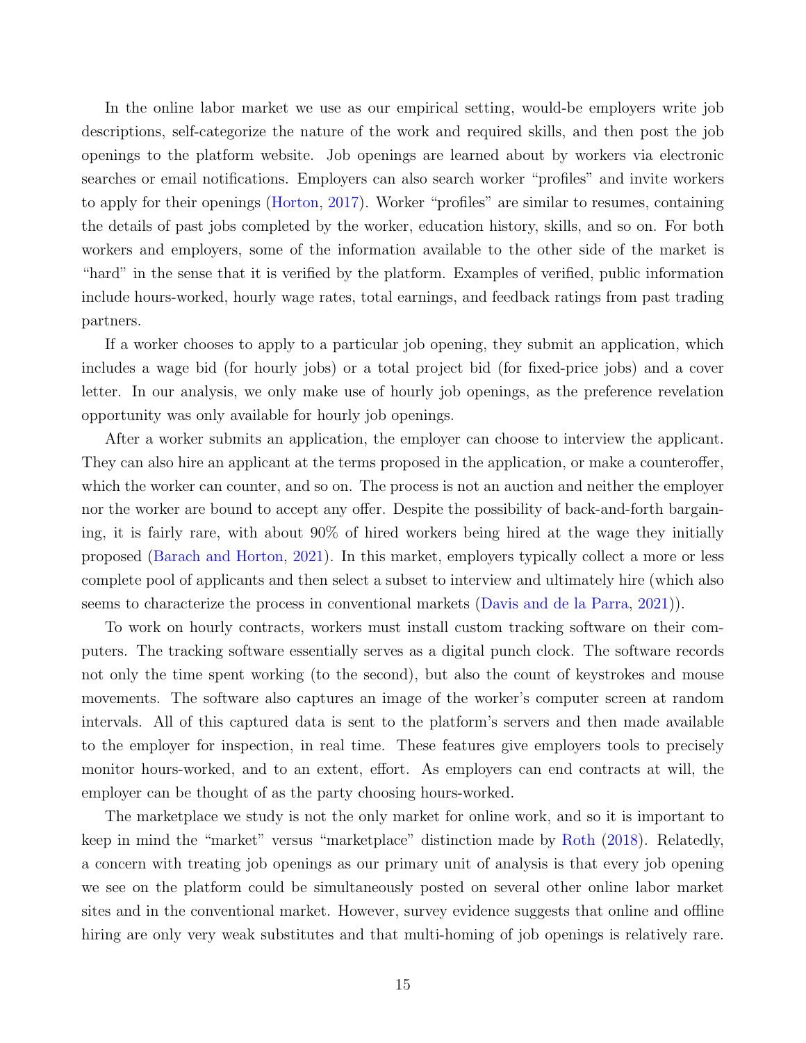In the online labor market we use as our empirical setting, would-be employers write job descriptions, self-categorize the nature of the work and required skills, and then post the job openings to the platform website. Job openings are learned about by workers via electronic searches or email notifications. Employers can also search worker "profiles" and invite workers to apply for their openings (Horton, 2017). Worker "profiles" are similar to resumes, containing the details of past jobs completed by the worker, education history, skills, and so on. For both workers and employers, some of the information available to the other side of the market is "hard" in the sense that it is verified by the platform. Examples of verified, public information include hours-worked, hourly wage rates, total earnings, and feedback ratings from past trading partners.

If a worker chooses to apply to a particular job opening, they submit an application, which includes a wage bid (for hourly jobs) or a total project bid (for fixed-price jobs) and a cover letter. In our analysis, we only make use of hourly job openings, as the preference revelation opportunity was only available for hourly job openings.

After a worker submits an application, the employer can choose to interview the applicant. They can also hire an applicant at the terms proposed in the application, or make a counteroffer, which the worker can counter, and so on. The process is not an auction and neither the employer nor the worker are bound to accept any offer. Despite the possibility of back-and-forth bargaining, it is fairly rare, with about 90% of hired workers being hired at the wage they initially proposed (Barach and Horton, 2021). In this market, employers typically collect a more or less complete pool of applicants and then select a subset to interview and ultimately hire (which also seems to characterize the process in conventional markets (Davis and de la Parra, 2021)).

To work on hourly contracts, workers must install custom tracking software on their computers. The tracking software essentially serves as a digital punch clock. The software records not only the time spent working (to the second), but also the count of keystrokes and mouse movements. The software also captures an image of the worker's computer screen at random intervals. All of this captured data is sent to the platform's servers and then made available to the employer for inspection, in real time. These features give employers tools to precisely monitor hours-worked, and to an extent, effort. As employers can end contracts at will, the employer can be thought of as the party choosing hours-worked.

The marketplace we study is not the only market for online work, and so it is important to keep in mind the "market" versus "marketplace" distinction made by Roth (2018). Relatedly, a concern with treating job openings as our primary unit of analysis is that every job opening we see on the platform could be simultaneously posted on several other online labor market sites and in the conventional market. However, survey evidence suggests that online and offline hiring are only very weak substitutes and that multi-homing of job openings is relatively rare.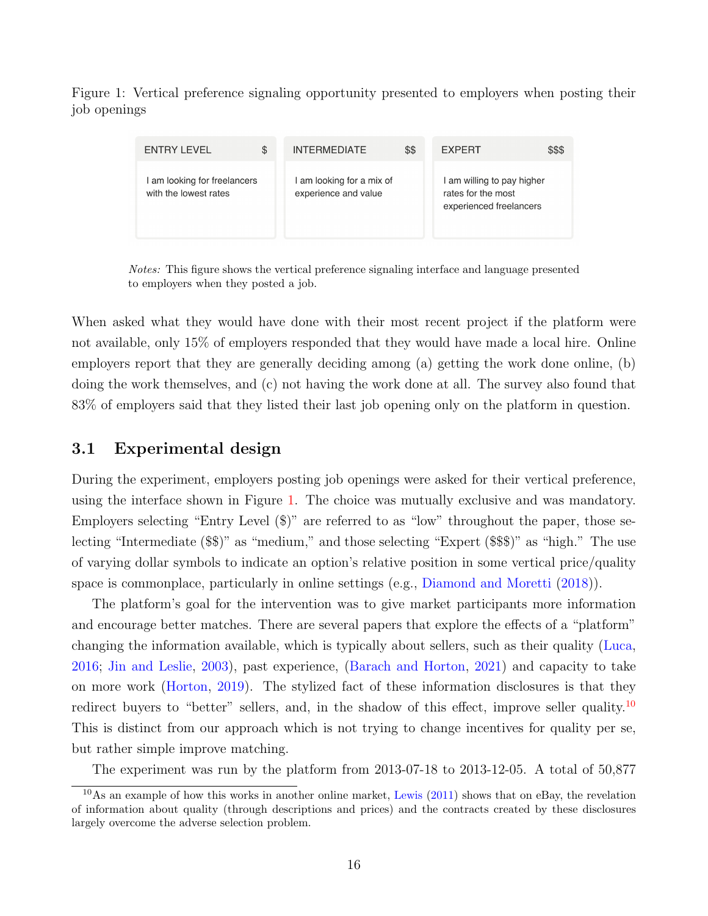Figure 1: Vertical preference signaling opportunity presented to employers when posting their job openings

| ENTRY LEVEL $ | INTERMEDIATE $$ | EXPERT $$$ |
| --- | --- | --- |
| I am looking for freelancers with the lowest rates | I am looking for a mix of experience and value | I am willing to pay higher rates for the most experienced freelancers |

*Notes:* This figure shows the vertical preference signaling interface and language presented to employers when they posted a job.

When asked what they would have done with their most recent project if the platform were not available, only 15% of employers responded that they would have made a local hire. Online employers report that they are generally deciding among (a) getting the work done online, (b) doing the work themselves, and (c) not having the work done at all. The survey also found that 83% of employers said that they listed their last job opening only on the platform in question.

## 3.1 Experimental design

During the experiment, employers posting job openings were asked for their vertical preference, using the interface shown in Figure 1. The choice was mutually exclusive and was mandatory. Employers selecting "Entry Level ($)" are referred to as "low" throughout the paper, those selecting "Intermediate ($$)" as "medium," and those selecting "Expert ($$$)" as "high." The use of varying dollar symbols to indicate an option's relative position in some vertical price/quality space is commonplace, particularly in online settings (e.g., Diamond and Moretti (2018)).

The platform's goal for the intervention was to give market participants more information and encourage better matches. There are several papers that explore the effects of a "platform" changing the information available, which is typically about sellers, such as their quality (Luca, 2016; Jin and Leslie, 2003), past experience, (Barach and Horton, 2021) and capacity to take on more work (Horton, 2019). The stylized fact of these information disclosures is that they redirect buyers to "better" sellers, and, in the shadow of this effect, improve seller quality.[10] This is distinct from our approach which is not trying to change incentives for quality per se, but rather simple improve matching.

The experiment was run by the platform from 2013-07-18 to 2013-12-05. A total of 50,877

[10] As an example of how this works in another online market, Lewis (2011) shows that on eBay, the revelation of information about quality (through descriptions and prices) and the contracts created by these disclosures largely overcome the adverse selection problem.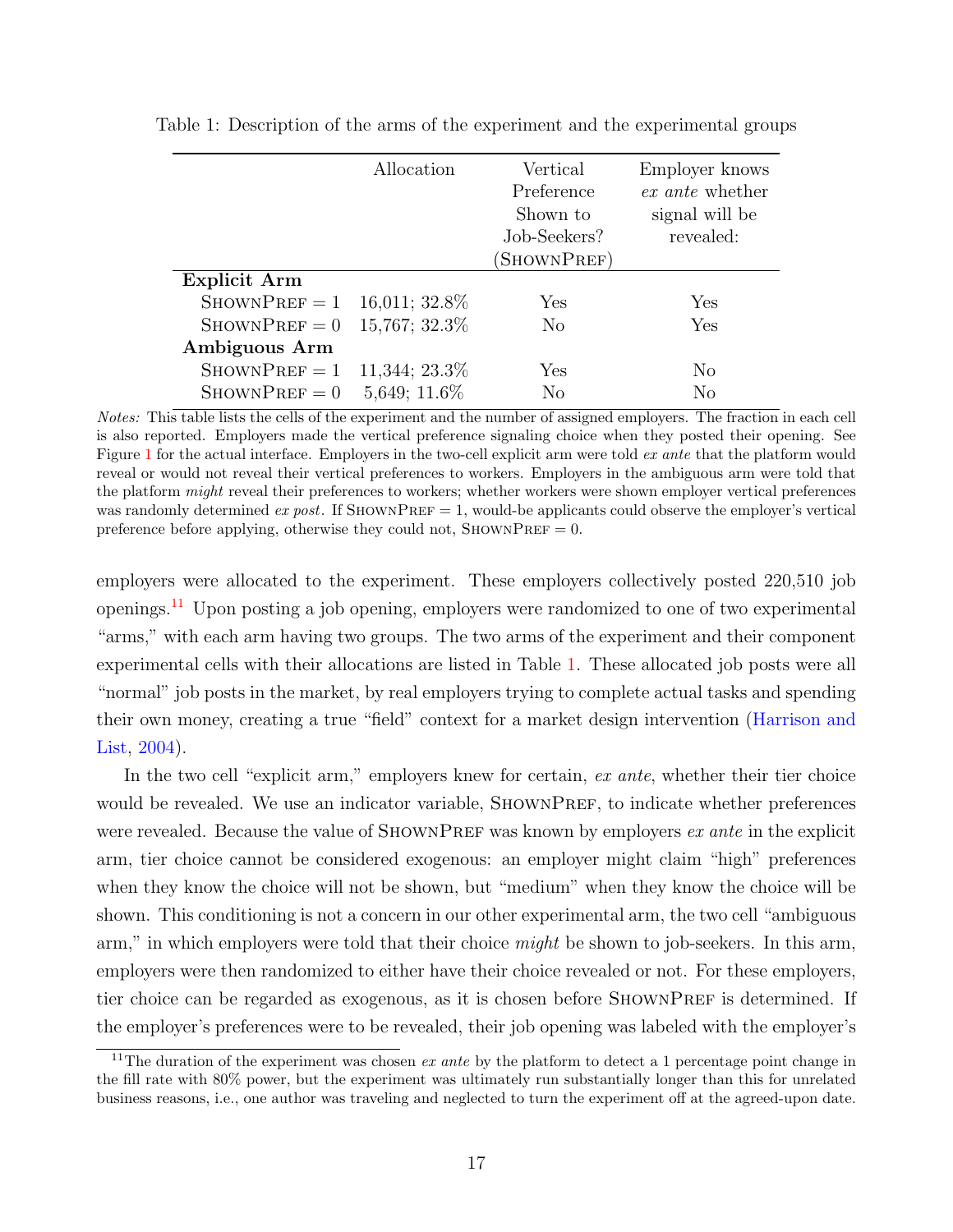Table 1: Description of the arms of the experiment and the experimental groups

| | Allocation | Vertical Preference Shown to Job-Seekers? (ShownPref) | Employer knows *ex ante* whether signal will be revealed: |
|---|---|---|---|
| **Explicit Arm** | | | |
| ShownPref = 1 | 16,011; 32.8% | Yes | Yes |
| ShownPref = 0 | 15,767; 32.3% | No | Yes |
| **Ambiguous Arm** | | | |
| ShownPref = 1 | 11,344; 23.3% | Yes | No |
| ShownPref = 0 | 5,649; 11.6% | No | No |

*Notes:* This table lists the cells of the experiment and the number of assigned employers. The fraction in each cell is also reported. Employers made the vertical preference signaling choice when they posted their opening. See Figure 1 for the actual interface. Employers in the two-cell explicit arm were told *ex ante* that the platform would reveal or would not reveal their vertical preferences to workers. Employers in the ambiguous arm were told that the platform *might* reveal their preferences to workers; whether workers were shown employer vertical preferences was randomly determined *ex post*. If ShownPref = 1, would-be applicants could observe the employer's vertical preference before applying, otherwise they could not, ShownPref = 0.

employers were allocated to the experiment. These employers collectively posted 220,510 job openings.[11] Upon posting a job opening, employers were randomized to one of two experimental "arms," with each arm having two groups. The two arms of the experiment and their component experimental cells with their allocations are listed in Table 1. These allocated job posts were all "normal" job posts in the market, by real employers trying to complete actual tasks and spending their own money, creating a true "field" context for a market design intervention (Harrison and List, 2004).

In the two cell "explicit arm," employers knew for certain, *ex ante*, whether their tier choice would be revealed. We use an indicator variable, ShownPref, to indicate whether preferences were revealed. Because the value of ShownPref was known by employers *ex ante* in the explicit arm, tier choice cannot be considered exogenous: an employer might claim "high" preferences when they know the choice will not be shown, but "medium" when they know the choice will be shown. This conditioning is not a concern in our other experimental arm, the two cell "ambiguous arm," in which employers were told that their choice *might* be shown to job-seekers. In this arm, employers were then randomized to either have their choice revealed or not. For these employers, tier choice can be regarded as exogenous, as it is chosen before ShownPref is determined. If the employer's preferences were to be revealed, their job opening was labeled with the employer's

[11] The duration of the experiment was chosen *ex ante* by the platform to detect a 1 percentage point change in the fill rate with 80% power, but the experiment was ultimately run substantially longer than this for unrelated business reasons, i.e., one author was traveling and neglected to turn the experiment off at the agreed-upon date.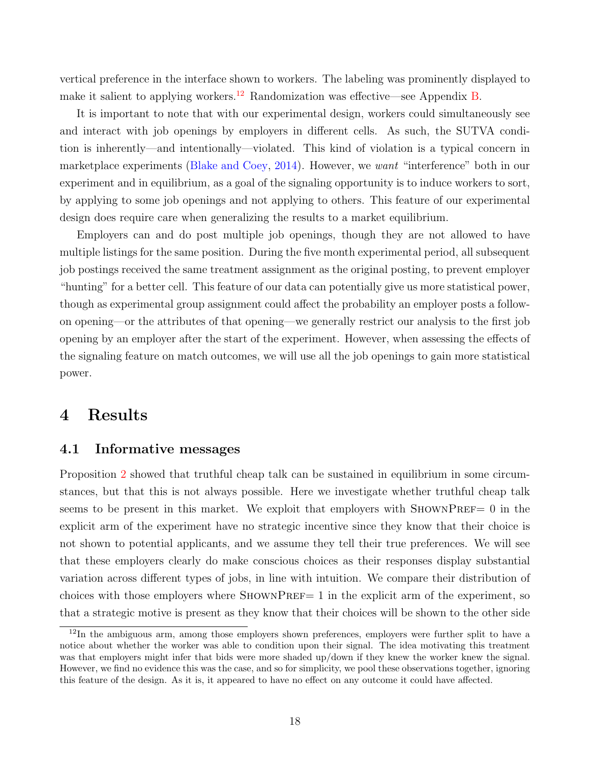vertical preference in the interface shown to workers. The labeling was prominently displayed to make it salient to applying workers.[12] Randomization was effective—see Appendix B.

It is important to note that with our experimental design, workers could simultaneously see and interact with job openings by employers in different cells. As such, the SUTVA condition is inherently—and intentionally—violated. This kind of violation is a typical concern in marketplace experiments (Blake and Coey, 2014). However, we *want* "interference" both in our experiment and in equilibrium, as a goal of the signaling opportunity is to induce workers to sort, by applying to some job openings and not applying to others. This feature of our experimental design does require care when generalizing the results to a market equilibrium.

Employers can and do post multiple job openings, though they are not allowed to have multiple listings for the same position. During the five month experimental period, all subsequent job postings received the same treatment assignment as the original posting, to prevent employer "hunting" for a better cell. This feature of our data can potentially give us more statistical power, though as experimental group assignment could affect the probability an employer posts a follow-on opening—or the attributes of that opening—we generally restrict our analysis to the first job opening by an employer after the start of the experiment. However, when assessing the effects of the signaling feature on match outcomes, we will use all the job openings to gain more statistical power.

# 4 Results

## 4.1 Informative messages

Proposition 2 showed that truthful cheap talk can be sustained in equilibrium in some circumstances, but that this is not always possible. Here we investigate whether truthful cheap talk seems to be present in this market. We exploit that employers with ShownPref$=0$ in the explicit arm of the experiment have no strategic incentive since they know that their choice is not shown to potential applicants, and we assume they tell their true preferences. We will see that these employers clearly do make conscious choices as their responses display substantial variation across different types of jobs, in line with intuition. We compare their distribution of choices with those employers where ShownPref$=1$ in the explicit arm of the experiment, so that a strategic motive is present as they know that their choices will be shown to the other side

[12] In the ambiguous arm, among those employers shown preferences, employers were further split to have a notice about whether the worker was able to condition upon their signal. The idea motivating this treatment was that employers might infer that bids were more shaded up/down if they knew the worker knew the signal. However, we find no evidence this was the case, and so for simplicity, we pool these observations together, ignoring this feature of the design. As it is, it appeared to have no effect on any outcome it could have affected.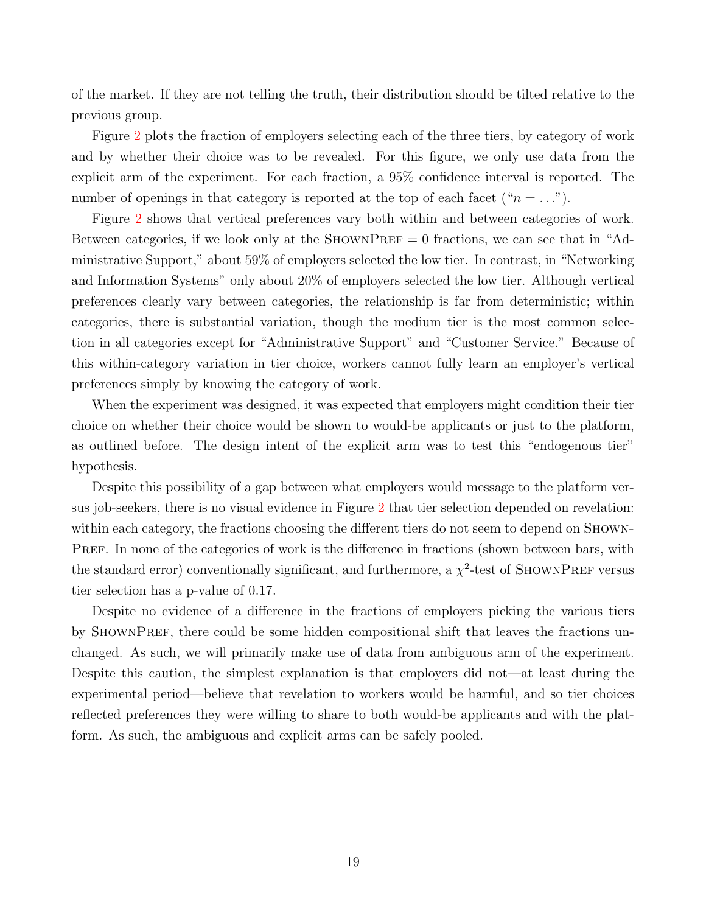of the market. If they are not telling the truth, their distribution should be tilted relative to the previous group.

Figure 2 plots the fraction of employers selecting each of the three tiers, by category of work and by whether their choice was to be revealed. For this figure, we only use data from the explicit arm of the experiment. For each fraction, a 95% confidence interval is reported. The number of openings in that category is reported at the top of each facet ("$n = \ldots$").

Figure 2 shows that vertical preferences vary both within and between categories of work. Between categories, if we look only at the ShownPref = 0 fractions, we can see that in "Administrative Support," about 59% of employers selected the low tier. In contrast, in "Networking and Information Systems" only about 20% of employers selected the low tier. Although vertical preferences clearly vary between categories, the relationship is far from deterministic; within categories, there is substantial variation, though the medium tier is the most common selection in all categories except for "Administrative Support" and "Customer Service." Because of this within-category variation in tier choice, workers cannot fully learn an employer's vertical preferences simply by knowing the category of work.

When the experiment was designed, it was expected that employers might condition their tier choice on whether their choice would be shown to would-be applicants or just to the platform, as outlined before. The design intent of the explicit arm was to test this "endogenous tier" hypothesis.

Despite this possibility of a gap between what employers would message to the platform versus job-seekers, there is no visual evidence in Figure 2 that tier selection depended on revelation: within each category, the fractions choosing the different tiers do not seem to depend on ShownPref. In none of the categories of work is the difference in fractions (shown between bars, with the standard error) conventionally significant, and furthermore, a $\chi^2$-test of ShownPref versus tier selection has a p-value of 0.17.

Despite no evidence of a difference in the fractions of employers picking the various tiers by ShownPref, there could be some hidden compositional shift that leaves the fractions unchanged. As such, we will primarily make use of data from ambiguous arm of the experiment. Despite this caution, the simplest explanation is that employers did not—at least during the experimental period—believe that revelation to workers would be harmful, and so tier choices reflected preferences they were willing to share to both would-be applicants and with the platform. As such, the ambiguous and explicit arms can be safely pooled.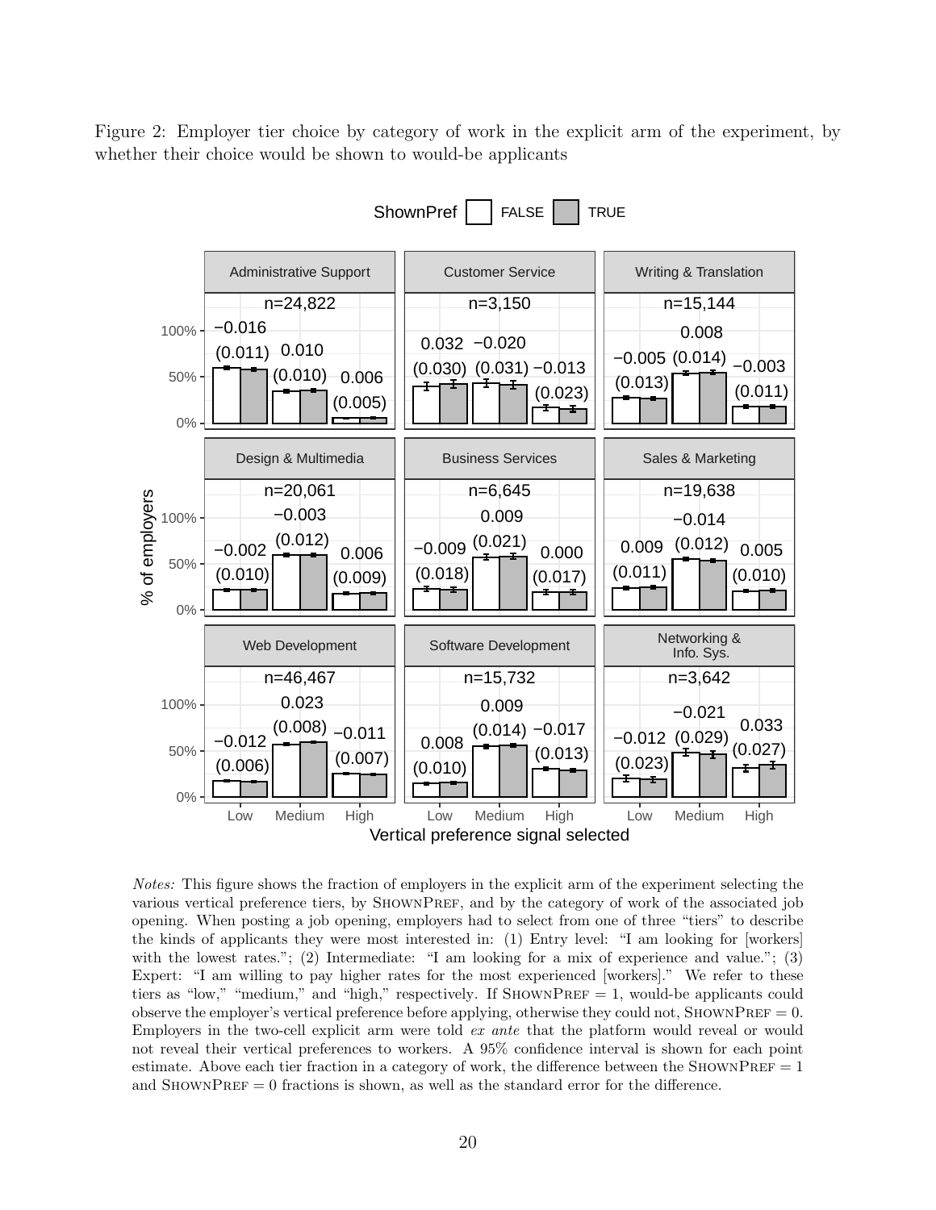Figure 2: Employer tier choice by category of work in the explicit arm of the experiment, by whether their choice would be shown to would-be applicants

*Notes:* This figure shows the fraction of employers in the explicit arm of the experiment selecting the various vertical preference tiers, by ShownPref, and by the category of work of the associated job opening. When posting a job opening, employers had to select from one of three "tiers" to describe the kinds of applicants they were most interested in: (1) Entry level: "I am looking for [workers] with the lowest rates."; (2) Intermediate: "I am looking for a mix of experience and value."; (3) Expert: "I am willing to pay higher rates for the most experienced [workers]." We refer to these tiers as "low," "medium," and "high," respectively. If ShownPref = 1, would-be applicants could observe the employer's vertical preference before applying, otherwise they could not, ShownPref = 0. Employers in the two-cell explicit arm were told *ex ante* that the platform would reveal or would not reveal their vertical preferences to workers. A 95% confidence interval is shown for each point estimate. Above each tier fraction in a category of work, the difference between the ShownPref = 1 and ShownPref = 0 fractions is shown, as well as the standard error for the difference.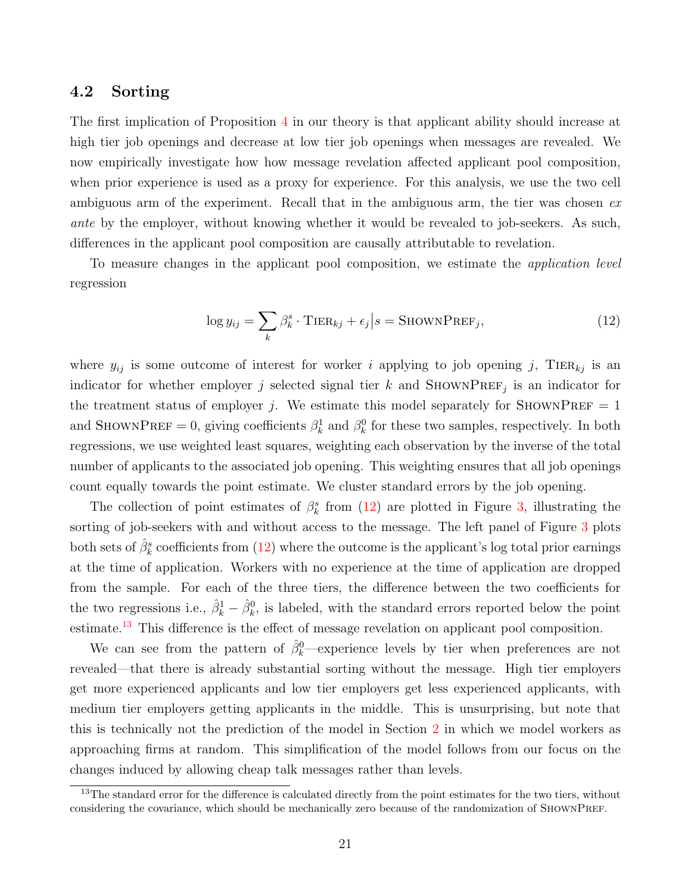## 4.2 Sorting

The first implication of Proposition 4 in our theory is that applicant ability should increase at high tier job openings and decrease at low tier job openings when messages are revealed. We now empirically investigate how how message revelation affected applicant pool composition, when prior experience is used as a proxy for experience. For this analysis, we use the two cell ambiguous arm of the experiment. Recall that in the ambiguous arm, the tier was chosen *ex ante* by the employer, without knowing whether it would be revealed to job-seekers. As such, differences in the applicant pool composition are causally attributable to revelation.

To measure changes in the applicant pool composition, we estimate the *application level* regression

$$\log y_{ij} = \sum_k \beta_k^s \cdot \textsc{Tier}_{kj} + \epsilon_j \big| s = \textsc{ShownPref}_j, \tag{12}$$

where $y_{ij}$ is some outcome of interest for worker $i$ applying to job opening $j$, $\textsc{Tier}_{kj}$ is an indicator for whether employer $j$ selected signal tier $k$ and $\textsc{ShownPref}_j$ is an indicator for the treatment status of employer $j$. We estimate this model separately for $\textsc{ShownPref} = 1$ and $\textsc{ShownPref} = 0$, giving coefficients $\beta_k^1$ and $\beta_k^0$ for these two samples, respectively. In both regressions, we use weighted least squares, weighting each observation by the inverse of the total number of applicants to the associated job opening. This weighting ensures that all job openings count equally towards the point estimate. We cluster standard errors by the job opening.

The collection of point estimates of $\beta_k^s$ from (12) are plotted in Figure 3, illustrating the sorting of job-seekers with and without access to the message. The left panel of Figure 3 plots both sets of $\hat{\beta}_k^s$ coefficients from (12) where the outcome is the applicant's log total prior earnings at the time of application. Workers with no experience at the time of application are dropped from the sample. For each of the three tiers, the difference between the two coefficients for the two regressions i.e., $\hat{\beta}_k^1 - \hat{\beta}_k^0$, is labeled, with the standard errors reported below the point estimate.[13] This difference is the effect of message revelation on applicant pool composition.

We can see from the pattern of $\hat{\beta}_k^0$—experience levels by tier when preferences are not revealed—that there is already substantial sorting without the message. High tier employers get more experienced applicants and low tier employers get less experienced applicants, with medium tier employers getting applicants in the middle. This is unsurprising, but note that this is technically not the prediction of the model in Section 2 in which we model workers as approaching firms at random. This simplification of the model follows from our focus on the changes induced by allowing cheap talk messages rather than levels.

[13] The standard error for the difference is calculated directly from the point estimates for the two tiers, without considering the covariance, which should be mechanically zero because of the randomization of $\textsc{ShownPref}$.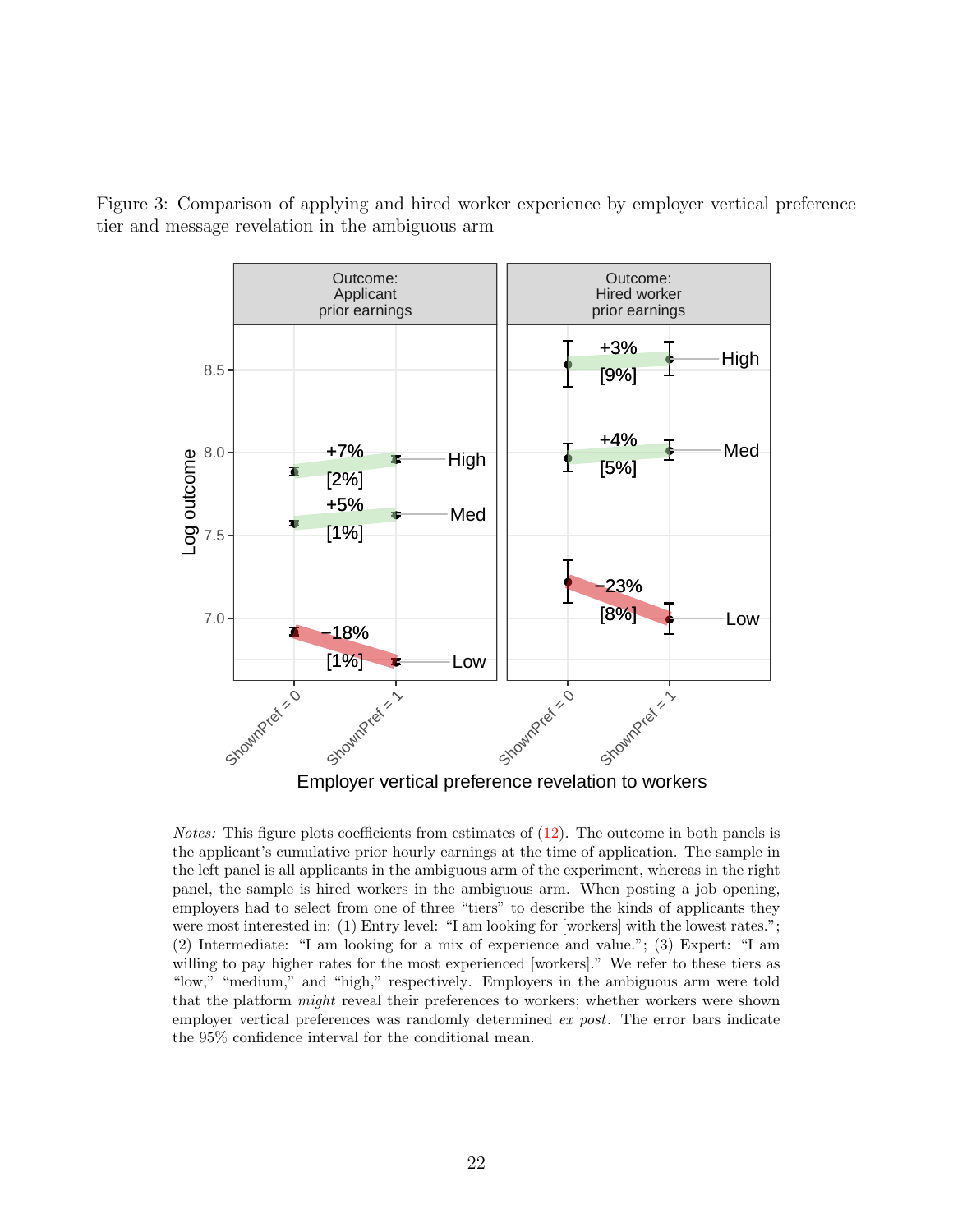Figure 3: Comparison of applying and hired worker experience by employer vertical preference tier and message revelation in the ambiguous arm

*Notes:* This figure plots coefficients from estimates of (12). The outcome in both panels is the applicant's cumulative prior hourly earnings at the time of application. The sample in the left panel is all applicants in the ambiguous arm of the experiment, whereas in the right panel, the sample is hired workers in the ambiguous arm. When posting a job opening, employers had to select from one of three "tiers" to describe the kinds of applicants they were most interested in: (1) Entry level: "I am looking for [workers] with the lowest rates."; (2) Intermediate: "I am looking for a mix of experience and value."; (3) Expert: "I am willing to pay higher rates for the most experienced [workers]." We refer to these tiers as "low," "medium," and "high," respectively. Employers in the ambiguous arm were told that the platform *might* reveal their preferences to workers; whether workers were shown employer vertical preferences was randomly determined *ex post*. The error bars indicate the 95% confidence interval for the conditional mean.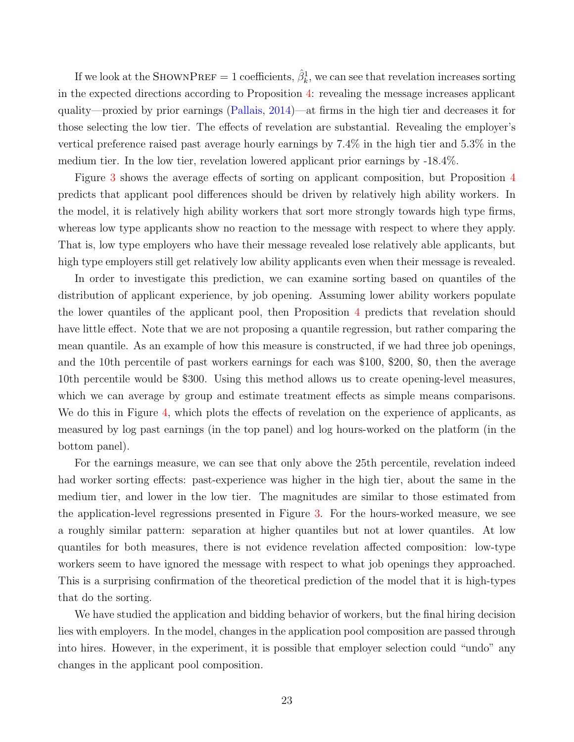If we look at the ShownPref = 1 coefficients, $\hat{\beta}_k^1$, we can see that revelation increases sorting in the expected directions according to Proposition 4: revealing the message increases applicant quality—proxied by prior earnings (Pallais, 2014)—at firms in the high tier and decreases it for those selecting the low tier. The effects of revelation are substantial. Revealing the employer's vertical preference raised past average hourly earnings by 7.4% in the high tier and 5.3% in the medium tier. In the low tier, revelation lowered applicant prior earnings by -18.4%.

Figure 3 shows the average effects of sorting on applicant composition, but Proposition 4 predicts that applicant pool differences should be driven by relatively high ability workers. In the model, it is relatively high ability workers that sort more strongly towards high type firms, whereas low type applicants show no reaction to the message with respect to where they apply. That is, low type employers who have their message revealed lose relatively able applicants, but high type employers still get relatively low ability applicants even when their message is revealed.

In order to investigate this prediction, we can examine sorting based on quantiles of the distribution of applicant experience, by job opening. Assuming lower ability workers populate the lower quantiles of the applicant pool, then Proposition 4 predicts that revelation should have little effect. Note that we are not proposing a quantile regression, but rather comparing the mean quantile. As an example of how this measure is constructed, if we had three job openings, and the 10th percentile of past workers earnings for each was \$100, \$200, \$0, then the average 10th percentile would be \$300. Using this method allows us to create opening-level measures, which we can average by group and estimate treatment effects as simple means comparisons. We do this in Figure 4, which plots the effects of revelation on the experience of applicants, as measured by log past earnings (in the top panel) and log hours-worked on the platform (in the bottom panel).

For the earnings measure, we can see that only above the 25th percentile, revelation indeed had worker sorting effects: past-experience was higher in the high tier, about the same in the medium tier, and lower in the low tier. The magnitudes are similar to those estimated from the application-level regressions presented in Figure 3. For the hours-worked measure, we see a roughly similar pattern: separation at higher quantiles but not at lower quantiles. At low quantiles for both measures, there is not evidence revelation affected composition: low-type workers seem to have ignored the message with respect to what job openings they approached. This is a surprising confirmation of the theoretical prediction of the model that it is high-types that do the sorting.

We have studied the application and bidding behavior of workers, but the final hiring decision lies with employers. In the model, changes in the application pool composition are passed through into hires. However, in the experiment, it is possible that employer selection could "undo" any changes in the applicant pool composition.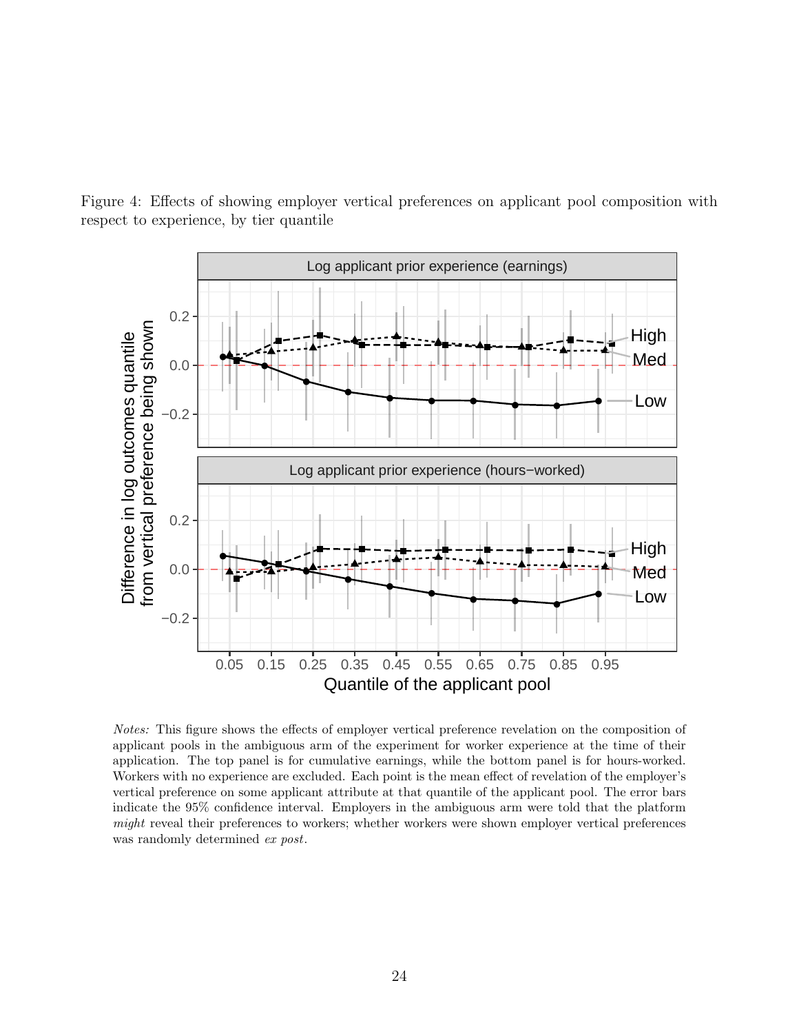Figure 4: Effects of showing employer vertical preferences on applicant pool composition with respect to experience, by tier quantile

*Notes:* This figure shows the effects of employer vertical preference revelation on the composition of applicant pools in the ambiguous arm of the experiment for worker experience at the time of their application. The top panel is for cumulative earnings, while the bottom panel is for hours-worked. Workers with no experience are excluded. Each point is the mean effect of revelation of the employer's vertical preference on some applicant attribute at that quantile of the applicant pool. The error bars indicate the 95% confidence interval. Employers in the ambiguous arm were told that the platform *might* reveal their preferences to workers; whether workers were shown employer vertical preferences was randomly determined *ex post*.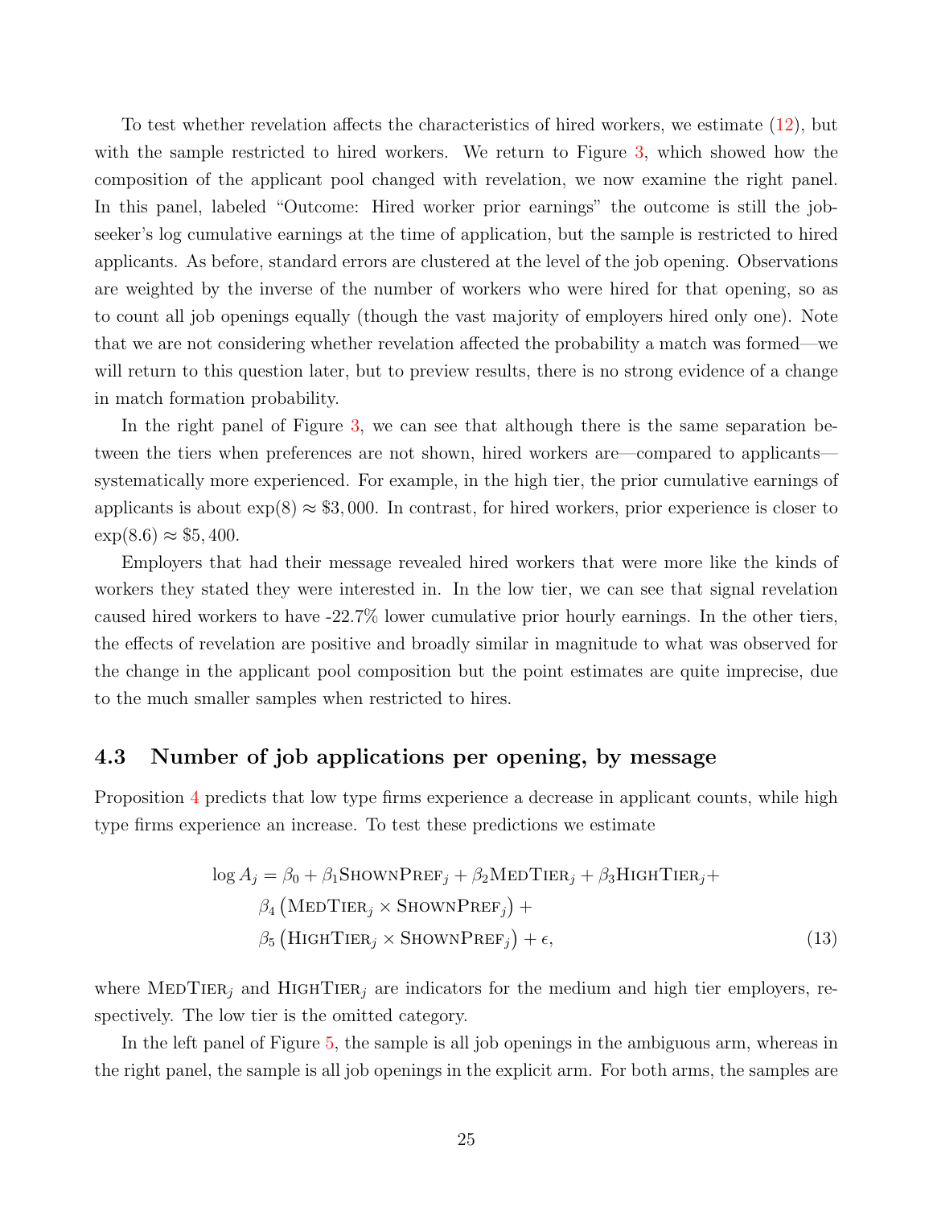To test whether revelation affects the characteristics of hired workers, we estimate (12), but with the sample restricted to hired workers. We return to Figure 3, which showed how the composition of the applicant pool changed with revelation, we now examine the right panel. In this panel, labeled "Outcome: Hired worker prior earnings" the outcome is still the job-seeker's log cumulative earnings at the time of application, but the sample is restricted to hired applicants. As before, standard errors are clustered at the level of the job opening. Observations are weighted by the inverse of the number of workers who were hired for that opening, so as to count all job openings equally (though the vast majority of employers hired only one). Note that we are not considering whether revelation affected the probability a match was formed—we will return to this question later, but to preview results, there is no strong evidence of a change in match formation probability.

In the right panel of Figure 3, we can see that although there is the same separation between the tiers when preferences are not shown, hired workers are—compared to applicants—systematically more experienced. For example, in the high tier, the prior cumulative earnings of applicants is about $\exp(8) \approx \$3,000$. In contrast, for hired workers, prior experience is closer to $\exp(8.6) \approx \$5,400$.

Employers that had their message revealed hired workers that were more like the kinds of workers they stated they were interested in. In the low tier, we can see that signal revelation caused hired workers to have -22.7% lower cumulative prior hourly earnings. In the other tiers, the effects of revelation are positive and broadly similar in magnitude to what was observed for the change in the applicant pool composition but the point estimates are quite imprecise, due to the much smaller samples when restricted to hires.

## 4.3 Number of job applications per opening, by message

Proposition 4 predicts that low type firms experience a decrease in applicant counts, while high type firms experience an increase. To test these predictions we estimate

$$
\begin{aligned}
\log A_j = \beta_0 &+ \beta_1 \text{ShownPref}_j + \beta_2 \text{MedTier}_j + \beta_3 \text{HighTier}_j + \\
&\beta_4 \left(\text{MedTier}_j \times \text{ShownPref}_j\right) + \\
&\beta_5 \left(\text{HighTier}_j \times \text{ShownPref}_j\right) + \epsilon,
\end{aligned} \tag{13}
$$

where $\text{MedTier}_j$ and $\text{HighTier}_j$ are indicators for the medium and high tier employers, respectively. The low tier is the omitted category.

In the left panel of Figure 5, the sample is all job openings in the ambiguous arm, whereas in the right panel, the sample is all job openings in the explicit arm. For both arms, the samples are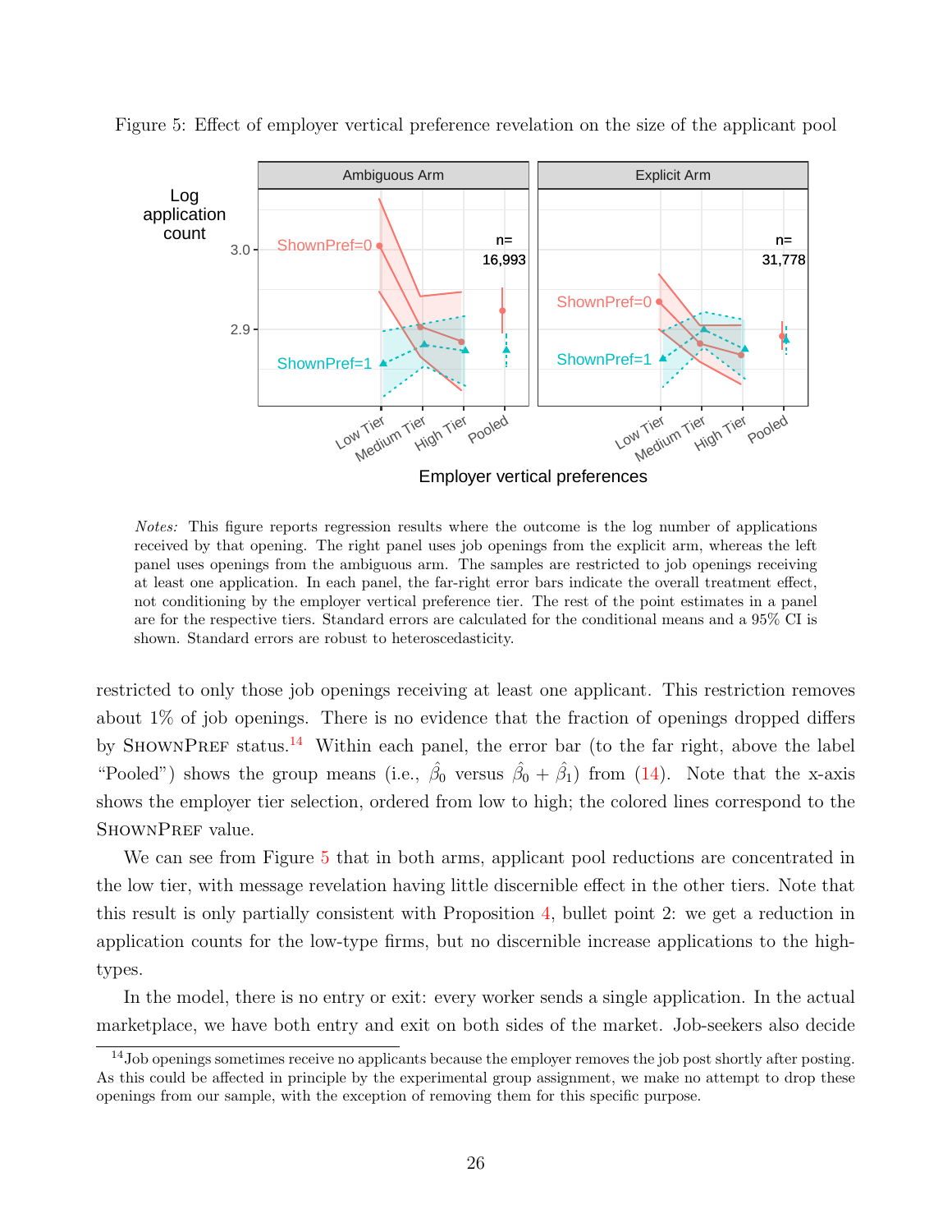Figure 5: Effect of employer vertical preference revelation on the size of the applicant pool

*Notes:* This figure reports regression results where the outcome is the log number of applications received by that opening. The right panel uses job openings from the explicit arm, whereas the left panel uses openings from the ambiguous arm. The samples are restricted to job openings receiving at least one application. In each panel, the far-right error bars indicate the overall treatment effect, not conditioning by the employer vertical preference tier. The rest of the point estimates in a panel are for the respective tiers. Standard errors are calculated for the conditional means and a 95% CI is shown. Standard errors are robust to heteroscedasticity.

restricted to only those job openings receiving at least one applicant. This restriction removes about 1% of job openings. There is no evidence that the fraction of openings dropped differs by ShownPref status.[14] Within each panel, the error bar (to the far right, above the label "Pooled") shows the group means (i.e., $\hat{\beta}_0$ versus $\hat{\beta}_0 + \hat{\beta}_1$) from (14). Note that the x-axis shows the employer tier selection, ordered from low to high; the colored lines correspond to the ShownPref value.

We can see from Figure 5 that in both arms, applicant pool reductions are concentrated in the low tier, with message revelation having little discernible effect in the other tiers. Note that this result is only partially consistent with Proposition 4, bullet point 2: we get a reduction in application counts for the low-type firms, but no discernible increase applications to the high-types.

In the model, there is no entry or exit: every worker sends a single application. In the actual marketplace, we have both entry and exit on both sides of the market. Job-seekers also decide

[14] Job openings sometimes receive no applicants because the employer removes the job post shortly after posting. As this could be affected in principle by the experimental group assignment, we make no attempt to drop these openings from our sample, with the exception of removing them for this specific purpose.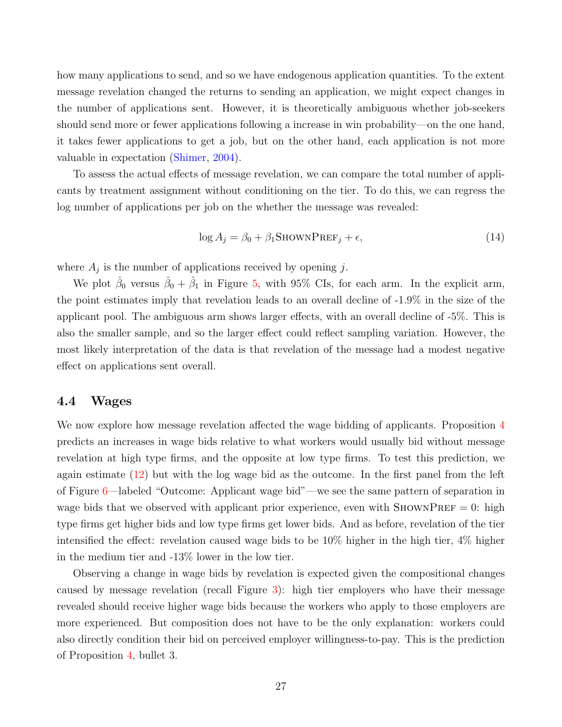how many applications to send, and so we have endogenous application quantities. To the extent message revelation changed the returns to sending an application, we might expect changes in the number of applications sent. However, it is theoretically ambiguous whether job-seekers should send more or fewer applications following a increase in win probability—on the one hand, it takes fewer applications to get a job, but on the other hand, each application is not more valuable in expectation (Shimer, 2004).

To assess the actual effects of message revelation, we can compare the total number of applicants by treatment assignment without conditioning on the tier. To do this, we can regress the log number of applications per job on the whether the message was revealed:

$$\log A_j = \beta_0 + \beta_1 \text{ShownPref}_j + \epsilon, \tag{14}$$

where $A_j$ is the number of applications received by opening $j$.

We plot $\hat{\beta}_0$ versus $\hat{\beta}_0 + \hat{\beta}_1$ in Figure 5, with 95% CIs, for each arm. In the explicit arm, the point estimates imply that revelation leads to an overall decline of -1.9% in the size of the applicant pool. The ambiguous arm shows larger effects, with an overall decline of -5%. This is also the smaller sample, and so the larger effect could reflect sampling variation. However, the most likely interpretation of the data is that revelation of the message had a modest negative effect on applications sent overall.

## 4.4 Wages

We now explore how message revelation affected the wage bidding of applicants. Proposition 4 predicts an increases in wage bids relative to what workers would usually bid without message revelation at high type firms, and the opposite at low type firms. To test this prediction, we again estimate (12) but with the log wage bid as the outcome. In the first panel from the left of Figure 6—labeled "Outcome: Applicant wage bid"—we see the same pattern of separation in wage bids that we observed with applicant prior experience, even with $\text{ShownPref} = 0$: high type firms get higher bids and low type firms get lower bids. And as before, revelation of the tier intensified the effect: revelation caused wage bids to be 10% higher in the high tier, 4% higher in the medium tier and -13% lower in the low tier.

Observing a change in wage bids by revelation is expected given the compositional changes caused by message revelation (recall Figure 3): high tier employers who have their message revealed should receive higher wage bids because the workers who apply to those employers are more experienced. But composition does not have to be the only explanation: workers could also directly condition their bid on perceived employer willingness-to-pay. This is the prediction of Proposition 4, bullet 3.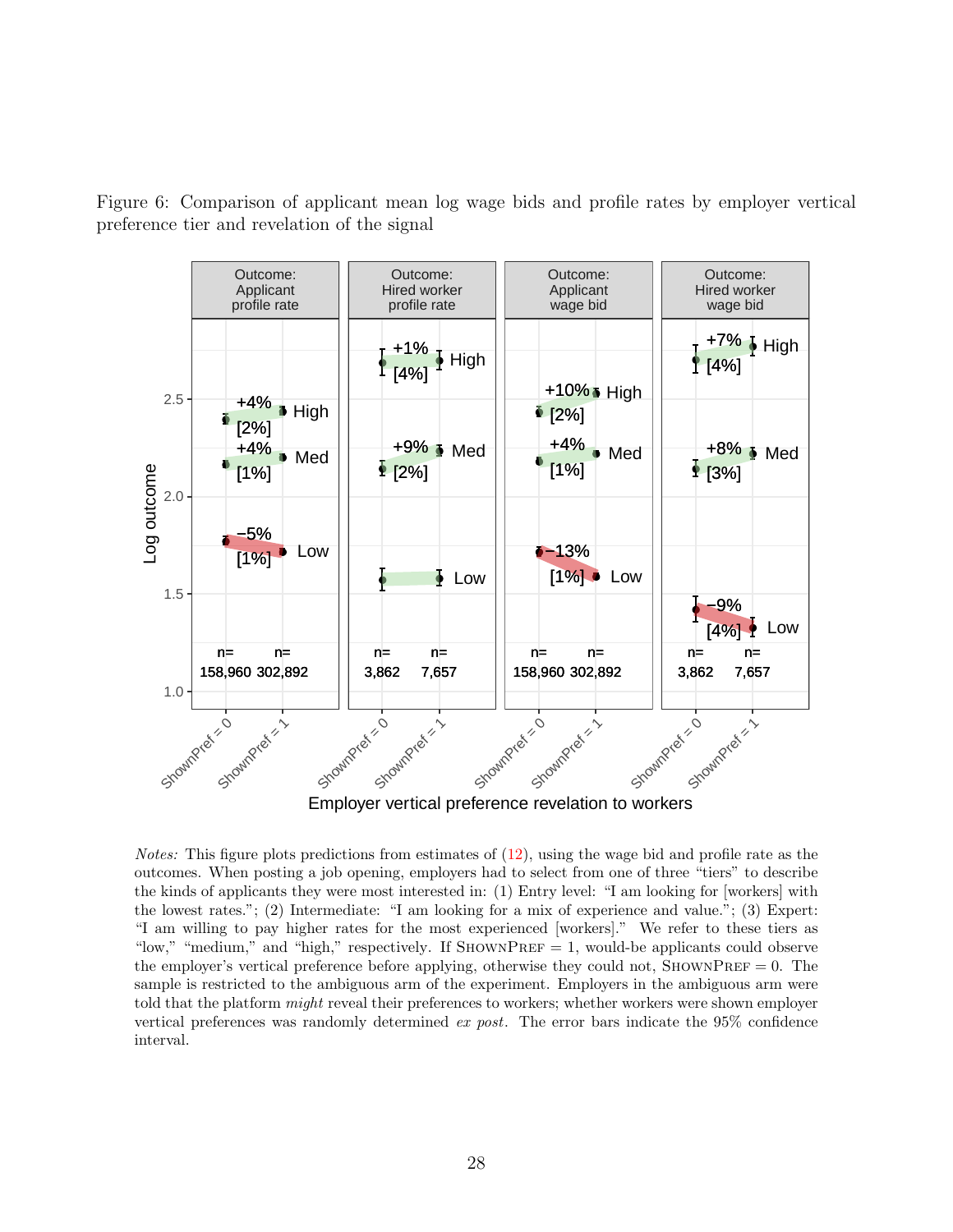Figure 6: Comparison of applicant mean log wage bids and profile rates by employer vertical preference tier and revelation of the signal

*Notes:* This figure plots predictions from estimates of (12), using the wage bid and profile rate as the outcomes. When posting a job opening, employers had to select from one of three "tiers" to describe the kinds of applicants they were most interested in: (1) Entry level: "I am looking for [workers] with the lowest rates."; (2) Intermediate: "I am looking for a mix of experience and value."; (3) Expert: "I am willing to pay higher rates for the most experienced [workers]." We refer to these tiers as "low," "medium," and "high," respectively. If ShownPref = 1, would-be applicants could observe the employer's vertical preference before applying, otherwise they could not, ShownPref = 0. The sample is restricted to the ambiguous arm of the experiment. Employers in the ambiguous arm were told that the platform *might* reveal their preferences to workers; whether workers were shown employer vertical preferences was randomly determined *ex post*. The error bars indicate the 95% confidence interval.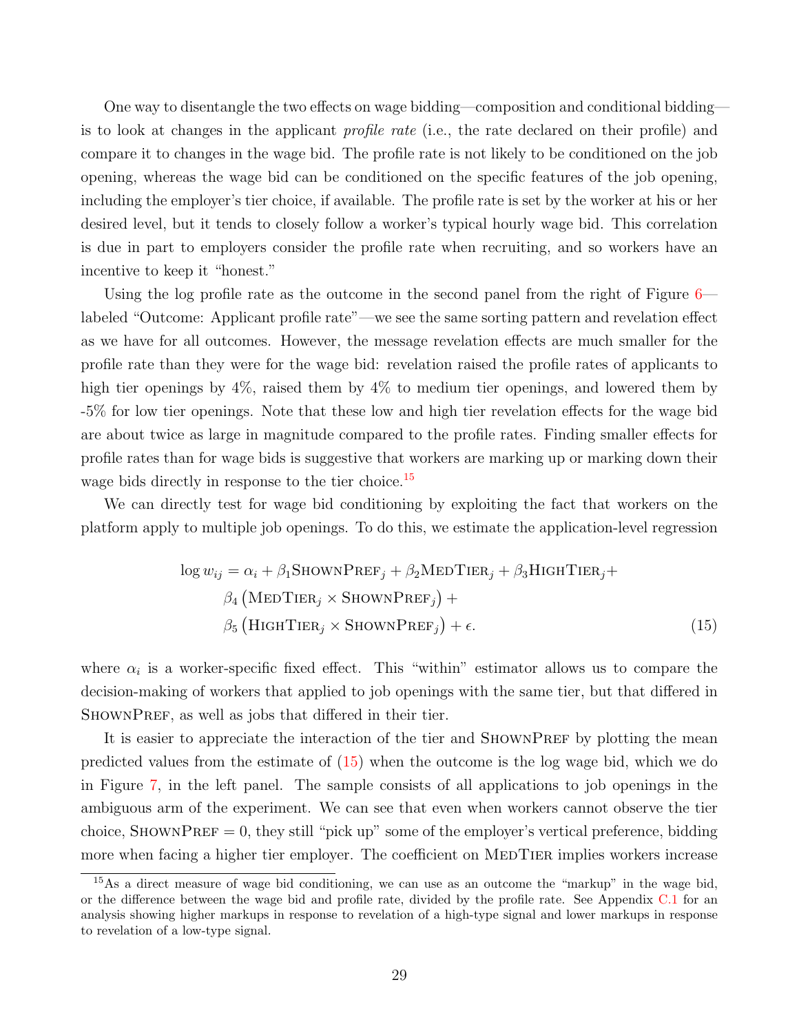One way to disentangle the two effects on wage bidding—composition and conditional bidding—is to look at changes in the applicant *profile rate* (i.e., the rate declared on their profile) and compare it to changes in the wage bid. The profile rate is not likely to be conditioned on the job opening, whereas the wage bid can be conditioned on the specific features of the job opening, including the employer's tier choice, if available. The profile rate is set by the worker at his or her desired level, but it tends to closely follow a worker's typical hourly wage bid. This correlation is due in part to employers consider the profile rate when recruiting, and so workers have an incentive to keep it "honest."

Using the log profile rate as the outcome in the second panel from the right of Figure 6—labeled "Outcome: Applicant profile rate"—we see the same sorting pattern and revelation effect as we have for all outcomes. However, the message revelation effects are much smaller for the profile rate than they were for the wage bid: revelation raised the profile rates of applicants to high tier openings by 4%, raised them by 4% to medium tier openings, and lowered them by -5% for low tier openings. Note that these low and high tier revelation effects for the wage bid are about twice as large in magnitude compared to the profile rates. Finding smaller effects for profile rates than for wage bids is suggestive that workers are marking up or marking down their wage bids directly in response to the tier choice.[15]

We can directly test for wage bid conditioning by exploiting the fact that workers on the platform apply to multiple job openings. To do this, we estimate the application-level regression

$$
\begin{aligned}
\log w_{ij} = \alpha_i &+ \beta_1 \textsc{ShownPref}_j + \beta_2 \textsc{MedTier}_j + \beta_3 \textsc{HighTier}_j + \\
&\beta_4 \left(\textsc{MedTier}_j \times \textsc{ShownPref}_j\right) + \\
&\beta_5 \left(\textsc{HighTier}_j \times \textsc{ShownPref}_j\right) + \epsilon. \qquad (15)
\end{aligned}
$$

where $\alpha_i$ is a worker-specific fixed effect. This "within" estimator allows us to compare the decision-making of workers that applied to job openings with the same tier, but that differed in ShownPref, as well as jobs that differed in their tier.

It is easier to appreciate the interaction of the tier and ShownPref by plotting the mean predicted values from the estimate of (15) when the outcome is the log wage bid, which we do in Figure 7, in the left panel. The sample consists of all applications to job openings in the ambiguous arm of the experiment. We can see that even when workers cannot observe the tier choice, ShownPref $= 0$, they still "pick up" some of the employer's vertical preference, bidding more when facing a higher tier employer. The coefficient on MedTier implies workers increase

[15] As a direct measure of wage bid conditioning, we can use as an outcome the "markup" in the wage bid, or the difference between the wage bid and profile rate, divided by the profile rate. See Appendix C.1 for an analysis showing higher markups in response to revelation of a high-type signal and lower markups in response to revelation of a low-type signal.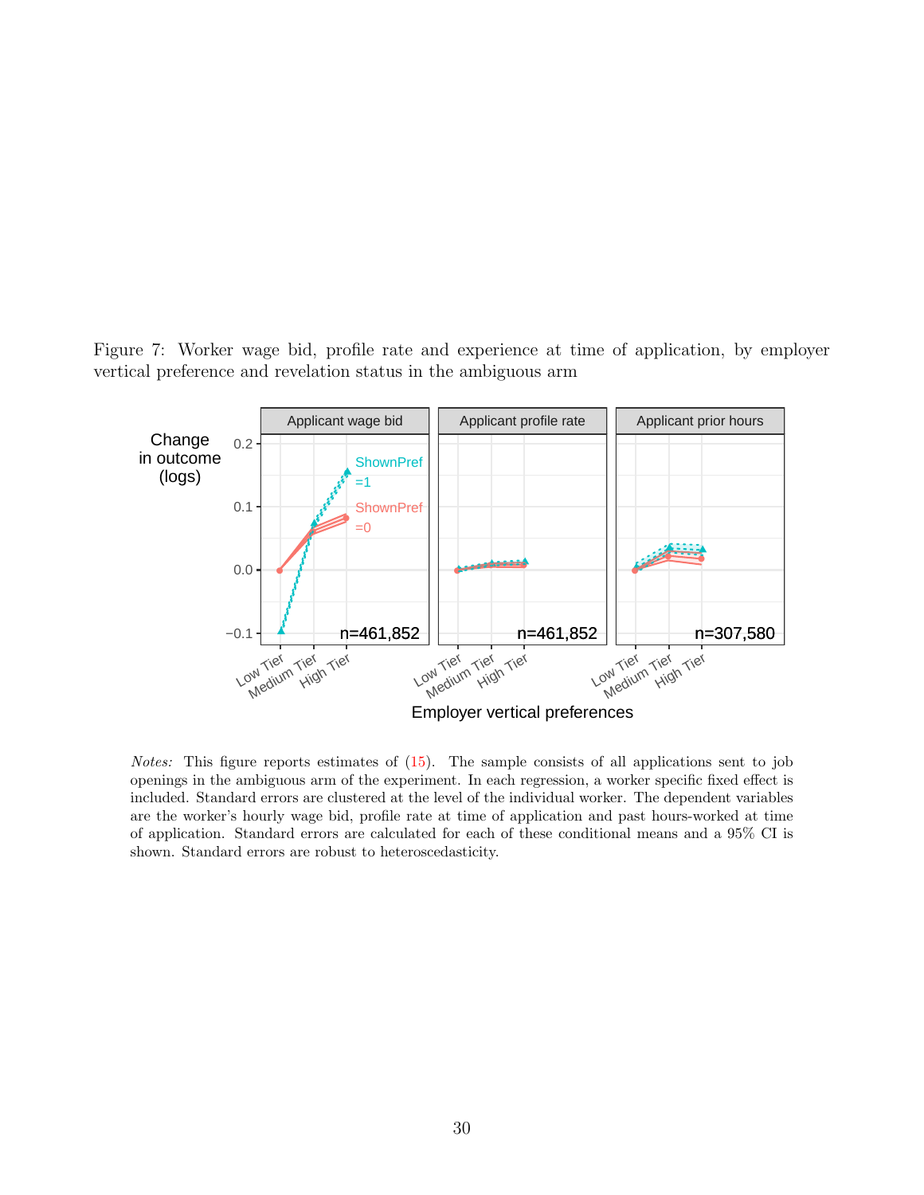Figure 7: Worker wage bid, profile rate and experience at time of application, by employer vertical preference and revelation status in the ambiguous arm

*Notes:* This figure reports estimates of (15). The sample consists of all applications sent to job openings in the ambiguous arm of the experiment. In each regression, a worker specific fixed effect is included. Standard errors are clustered at the level of the individual worker. The dependent variables are the worker's hourly wage bid, profile rate at time of application and past hours-worked at time of application. Standard errors are calculated for each of these conditional means and a 95% CI is shown. Standard errors are robust to heteroscedasticity.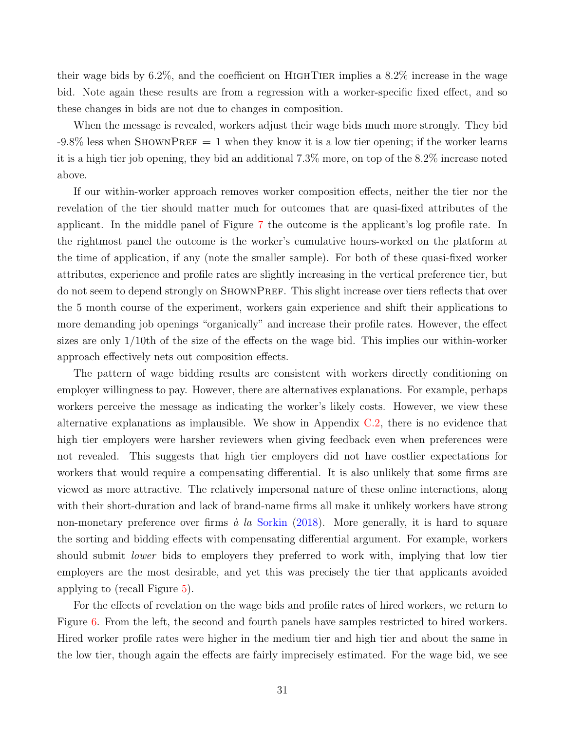their wage bids by 6.2%, and the coefficient on HighTier implies a 8.2% increase in the wage bid. Note again these results are from a regression with a worker-specific fixed effect, and so these changes in bids are not due to changes in composition.

When the message is revealed, workers adjust their wage bids much more strongly. They bid -9.8% less when ShownPref = 1 when they know it is a low tier opening; if the worker learns it is a high tier job opening, they bid an additional 7.3% more, on top of the 8.2% increase noted above.

If our within-worker approach removes worker composition effects, neither the tier nor the revelation of the tier should matter much for outcomes that are quasi-fixed attributes of the applicant. In the middle panel of Figure 7 the outcome is the applicant's log profile rate. In the rightmost panel the outcome is the worker's cumulative hours-worked on the platform at the time of application, if any (note the smaller sample). For both of these quasi-fixed worker attributes, experience and profile rates are slightly increasing in the vertical preference tier, but do not seem to depend strongly on ShownPref. This slight increase over tiers reflects that over the 5 month course of the experiment, workers gain experience and shift their applications to more demanding job openings "organically" and increase their profile rates. However, the effect sizes are only 1/10th of the size of the effects on the wage bid. This implies our within-worker approach effectively nets out composition effects.

The pattern of wage bidding results are consistent with workers directly conditioning on employer willingness to pay. However, there are alternatives explanations. For example, perhaps workers perceive the message as indicating the worker's likely costs. However, we view these alternative explanations as implausible. We show in Appendix C.2, there is no evidence that high tier employers were harsher reviewers when giving feedback even when preferences were not revealed. This suggests that high tier employers did not have costlier expectations for workers that would require a compensating differential. It is also unlikely that some firms are viewed as more attractive. The relatively impersonal nature of these online interactions, along with their short-duration and lack of brand-name firms all make it unlikely workers have strong non-monetary preference over firms *à la* Sorkin (2018). More generally, it is hard to square the sorting and bidding effects with compensating differential argument. For example, workers should submit *lower* bids to employers they preferred to work with, implying that low tier employers are the most desirable, and yet this was precisely the tier that applicants avoided applying to (recall Figure 5).

For the effects of revelation on the wage bids and profile rates of hired workers, we return to Figure 6. From the left, the second and fourth panels have samples restricted to hired workers. Hired worker profile rates were higher in the medium tier and high tier and about the same in the low tier, though again the effects are fairly imprecisely estimated. For the wage bid, we see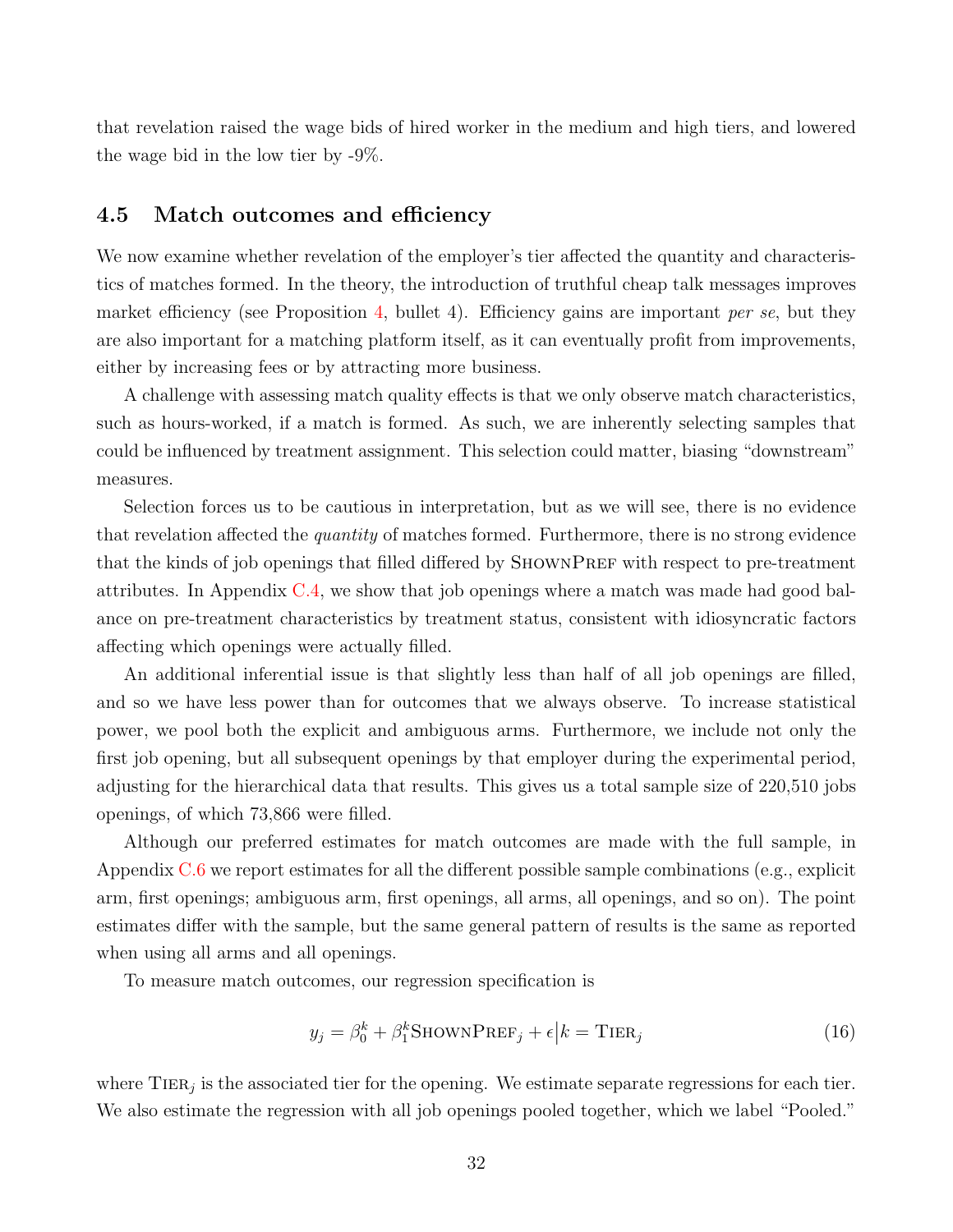that revelation raised the wage bids of hired worker in the medium and high tiers, and lowered the wage bid in the low tier by -9%.

### 4.5 Match outcomes and efficiency

We now examine whether revelation of the employer's tier affected the quantity and characteristics of matches formed. In the theory, the introduction of truthful cheap talk messages improves market efficiency (see Proposition 4, bullet 4). Efficiency gains are important *per se*, but they are also important for a matching platform itself, as it can eventually profit from improvements, either by increasing fees or by attracting more business.

A challenge with assessing match quality effects is that we only observe match characteristics, such as hours-worked, if a match is formed. As such, we are inherently selecting samples that could be influenced by treatment assignment. This selection could matter, biasing "downstream" measures.

Selection forces us to be cautious in interpretation, but as we will see, there is no evidence that revelation affected the *quantity* of matches formed. Furthermore, there is no strong evidence that the kinds of job openings that filled differed by ShownPref with respect to pre-treatment attributes. In Appendix C.4, we show that job openings where a match was made had good balance on pre-treatment characteristics by treatment status, consistent with idiosyncratic factors affecting which openings were actually filled.

An additional inferential issue is that slightly less than half of all job openings are filled, and so we have less power than for outcomes that we always observe. To increase statistical power, we pool both the explicit and ambiguous arms. Furthermore, we include not only the first job opening, but all subsequent openings by that employer during the experimental period, adjusting for the hierarchical data that results. This gives us a total sample size of 220,510 jobs openings, of which 73,866 were filled.

Although our preferred estimates for match outcomes are made with the full sample, in Appendix C.6 we report estimates for all the different possible sample combinations (e.g., explicit arm, first openings; ambiguous arm, first openings, all arms, all openings, and so on). The point estimates differ with the sample, but the same general pattern of results is the same as reported when using all arms and all openings.

To measure match outcomes, our regression specification is

$$y_j = \beta_0^k + \beta_1^k \text{ShownPref}_j + \epsilon \big| k = \text{Tier}_j \tag{16}$$

where $\text{Tier}_j$ is the associated tier for the opening. We estimate separate regressions for each tier. We also estimate the regression with all job openings pooled together, which we label "Pooled."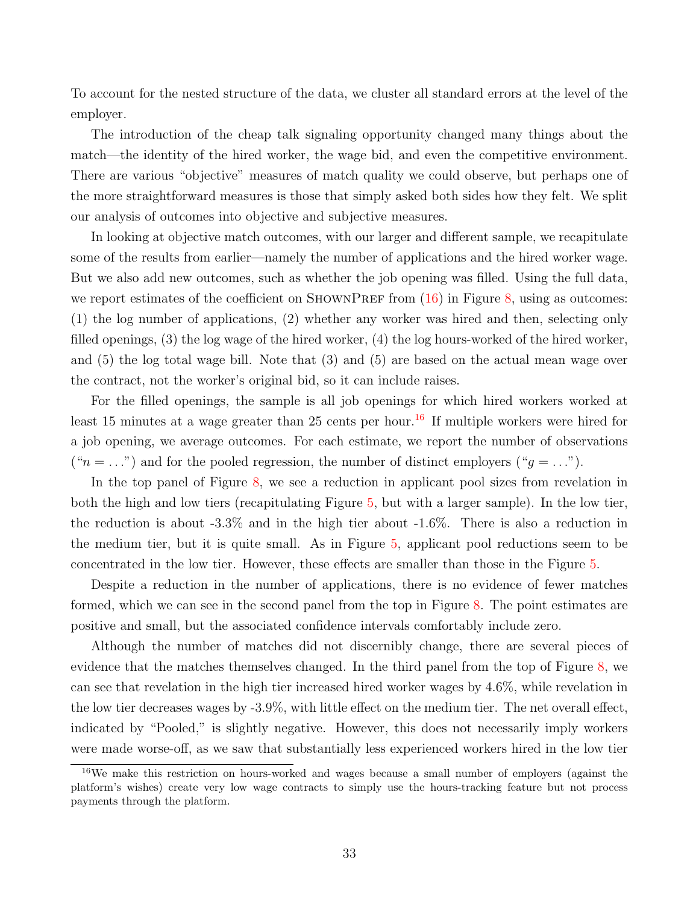To account for the nested structure of the data, we cluster all standard errors at the level of the employer.

The introduction of the cheap talk signaling opportunity changed many things about the match—the identity of the hired worker, the wage bid, and even the competitive environment. There are various "objective" measures of match quality we could observe, but perhaps one of the more straightforward measures is those that simply asked both sides how they felt. We split our analysis of outcomes into objective and subjective measures.

In looking at objective match outcomes, with our larger and different sample, we recapitulate some of the results from earlier—namely the number of applications and the hired worker wage. But we also add new outcomes, such as whether the job opening was filled. Using the full data, we report estimates of the coefficient on ShownPref from (16) in Figure 8, using as outcomes: (1) the log number of applications, (2) whether any worker was hired and then, selecting only filled openings, (3) the log wage of the hired worker, (4) the log hours-worked of the hired worker, and (5) the log total wage bill. Note that (3) and (5) are based on the actual mean wage over the contract, not the worker's original bid, so it can include raises.

For the filled openings, the sample is all job openings for which hired workers worked at least 15 minutes at a wage greater than 25 cents per hour.[16] If multiple workers were hired for a job opening, we average outcomes. For each estimate, we report the number of observations ("$n = \ldots$") and for the pooled regression, the number of distinct employers ("$g = \ldots$").

In the top panel of Figure 8, we see a reduction in applicant pool sizes from revelation in both the high and low tiers (recapitulating Figure 5, but with a larger sample). In the low tier, the reduction is about -3.3% and in the high tier about -1.6%. There is also a reduction in the medium tier, but it is quite small. As in Figure 5, applicant pool reductions seem to be concentrated in the low tier. However, these effects are smaller than those in the Figure 5.

Despite a reduction in the number of applications, there is no evidence of fewer matches formed, which we can see in the second panel from the top in Figure 8. The point estimates are positive and small, but the associated confidence intervals comfortably include zero.

Although the number of matches did not discernibly change, there are several pieces of evidence that the matches themselves changed. In the third panel from the top of Figure 8, we can see that revelation in the high tier increased hired worker wages by 4.6%, while revelation in the low tier decreases wages by -3.9%, with little effect on the medium tier. The net overall effect, indicated by "Pooled," is slightly negative. However, this does not necessarily imply workers were made worse-off, as we saw that substantially less experienced workers hired in the low tier

[16] We make this restriction on hours-worked and wages because a small number of employers (against the platform's wishes) create very low wage contracts to simply use the hours-tracking feature but not process payments through the platform.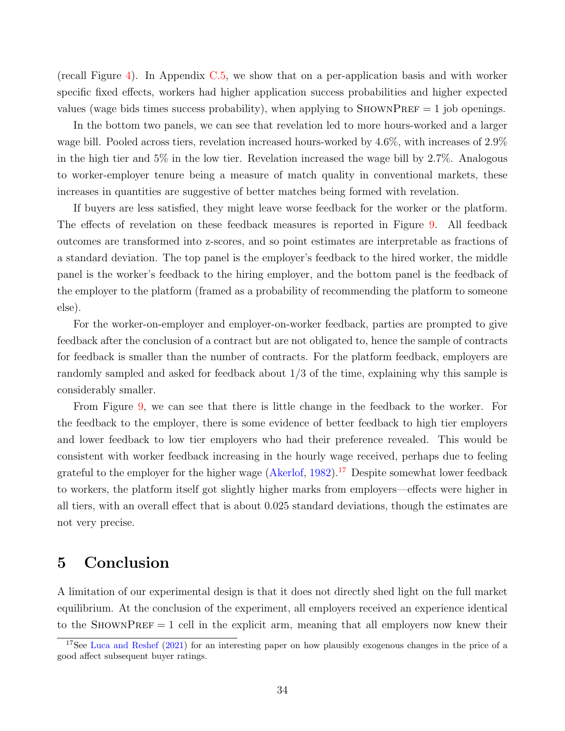(recall Figure 4). In Appendix C.5, we show that on a per-application basis and with worker specific fixed effects, workers had higher application success probabilities and higher expected values (wage bids times success probability), when applying to ShownPref = 1 job openings.

In the bottom two panels, we can see that revelation led to more hours-worked and a larger wage bill. Pooled across tiers, revelation increased hours-worked by 4.6%, with increases of 2.9% in the high tier and 5% in the low tier. Revelation increased the wage bill by 2.7%. Analogous to worker-employer tenure being a measure of match quality in conventional markets, these increases in quantities are suggestive of better matches being formed with revelation.

If buyers are less satisfied, they might leave worse feedback for the worker or the platform. The effects of revelation on these feedback measures is reported in Figure 9. All feedback outcomes are transformed into z-scores, and so point estimates are interpretable as fractions of a standard deviation. The top panel is the employer's feedback to the hired worker, the middle panel is the worker's feedback to the hiring employer, and the bottom panel is the feedback of the employer to the platform (framed as a probability of recommending the platform to someone else).

For the worker-on-employer and employer-on-worker feedback, parties are prompted to give feedback after the conclusion of a contract but are not obligated to, hence the sample of contracts for feedback is smaller than the number of contracts. For the platform feedback, employers are randomly sampled and asked for feedback about 1/3 of the time, explaining why this sample is considerably smaller.

From Figure 9, we can see that there is little change in the feedback to the worker. For the feedback to the employer, there is some evidence of better feedback to high tier employers and lower feedback to low tier employers who had their preference revealed. This would be consistent with worker feedback increasing in the hourly wage received, perhaps due to feeling grateful to the employer for the higher wage (Akerlof, 1982).[17] Despite somewhat lower feedback to workers, the platform itself got slightly higher marks from employers—effects were higher in all tiers, with an overall effect that is about 0.025 standard deviations, though the estimates are not very precise.

## 5 Conclusion

A limitation of our experimental design is that it does not directly shed light on the full market equilibrium. At the conclusion of the experiment, all employers received an experience identical to the ShownPref = 1 cell in the explicit arm, meaning that all employers now knew their

[17] See Luca and Reshef (2021) for an interesting paper on how plausibly exogenous changes in the price of a good affect subsequent buyer ratings.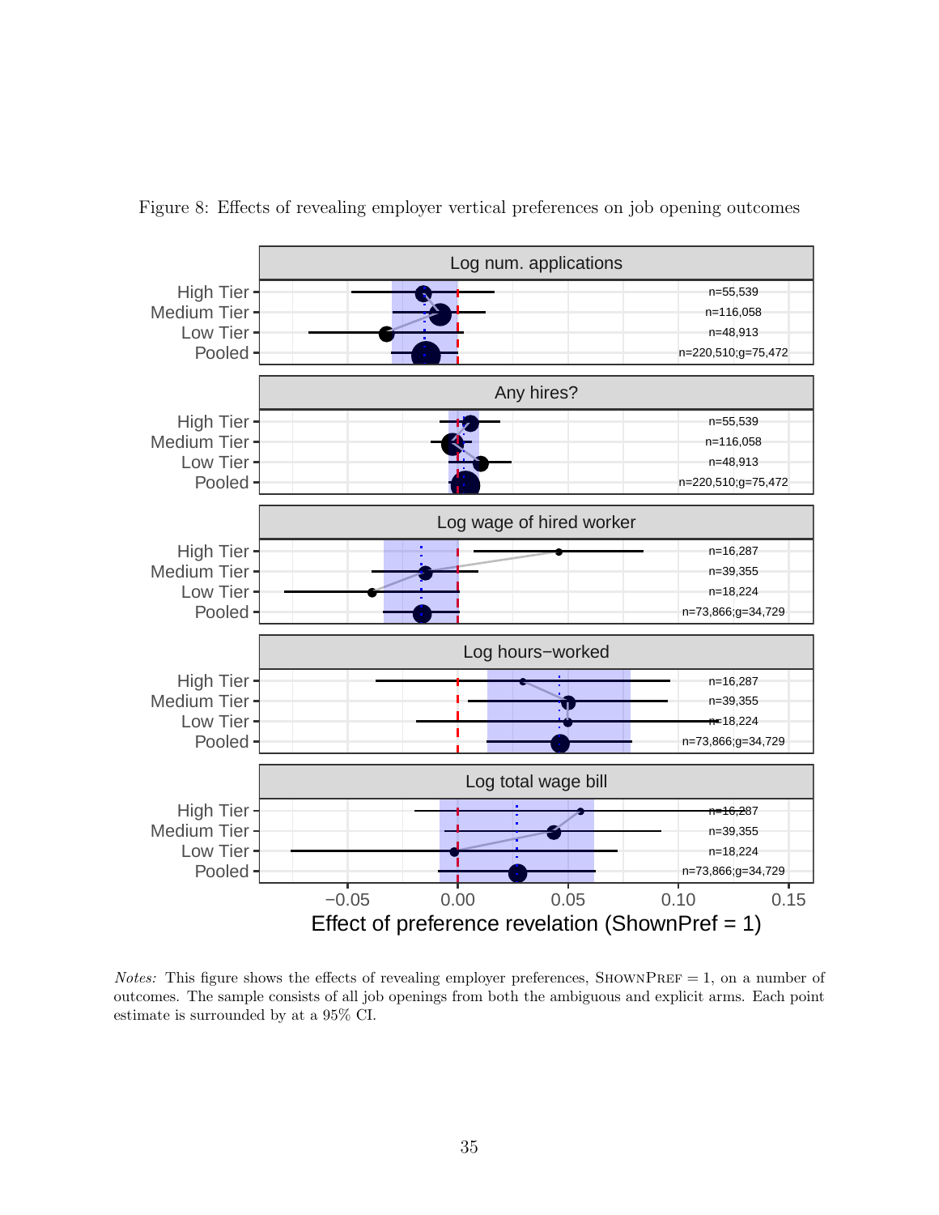Figure 8: Effects of revealing employer vertical preferences on job opening outcomes

*Notes:* This figure shows the effects of revealing employer preferences, ShownPref = 1, on a number of outcomes. The sample consists of all job openings from both the ambiguous and explicit arms. Each point estimate is surrounded by at a 95% CI.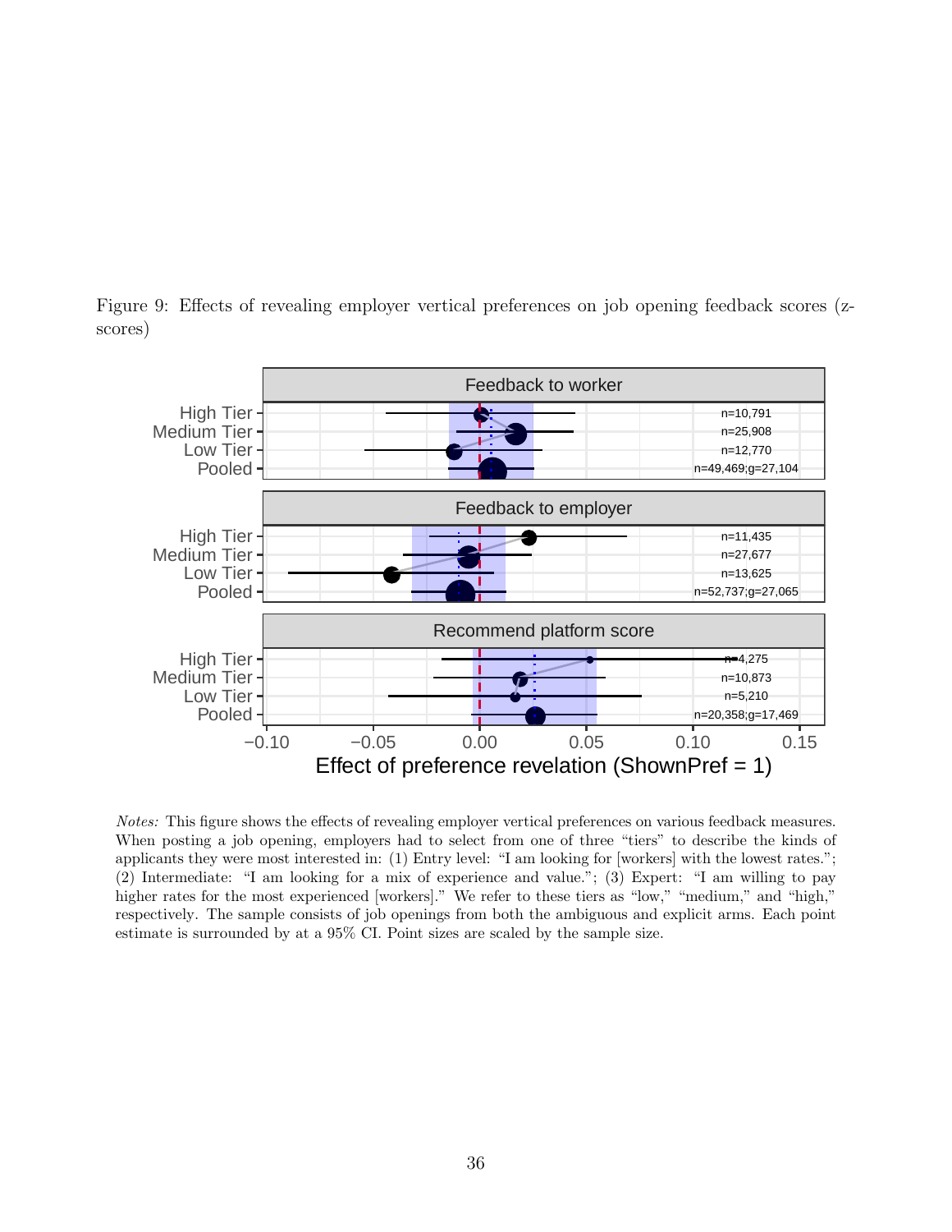Figure 9: Effects of revealing employer vertical preferences on job opening feedback scores (z-scores)

*Notes:* This figure shows the effects of revealing employer vertical preferences on various feedback measures. When posting a job opening, employers had to select from one of three "tiers" to describe the kinds of applicants they were most interested in: (1) Entry level: "I am looking for [workers] with the lowest rates."; (2) Intermediate: "I am looking for a mix of experience and value."; (3) Expert: "I am willing to pay higher rates for the most experienced [workers]." We refer to these tiers as "low," "medium," and "high," respectively. The sample consists of job openings from both the ambiguous and explicit arms. Each point estimate is surrounded by at a 95% CI. Point sizes are scaled by the sample size.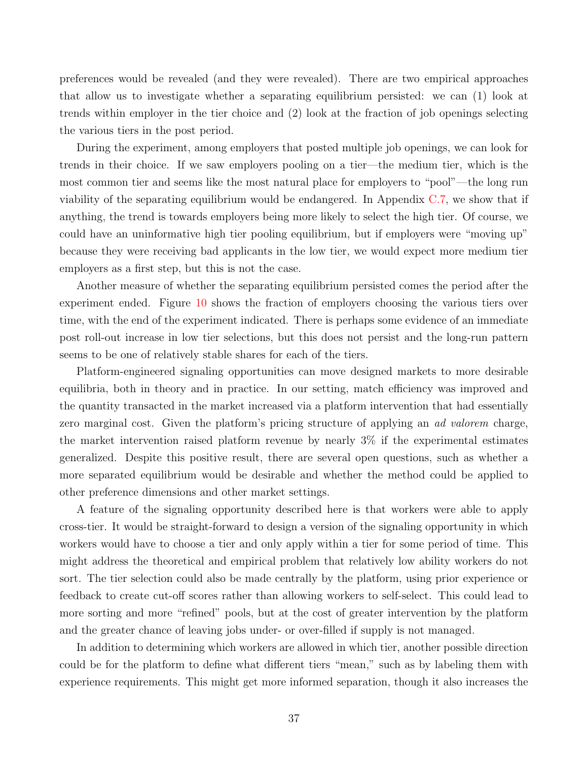preferences would be revealed (and they were revealed). There are two empirical approaches that allow us to investigate whether a separating equilibrium persisted: we can (1) look at trends within employer in the tier choice and (2) look at the fraction of job openings selecting the various tiers in the post period.

During the experiment, among employers that posted multiple job openings, we can look for trends in their choice. If we saw employers pooling on a tier—the medium tier, which is the most common tier and seems like the most natural place for employers to "pool"—the long run viability of the separating equilibrium would be endangered. In Appendix C.7, we show that if anything, the trend is towards employers being more likely to select the high tier. Of course, we could have an uninformative high tier pooling equilibrium, but if employers were "moving up" because they were receiving bad applicants in the low tier, we would expect more medium tier employers as a first step, but this is not the case.

Another measure of whether the separating equilibrium persisted comes the period after the experiment ended. Figure 10 shows the fraction of employers choosing the various tiers over time, with the end of the experiment indicated. There is perhaps some evidence of an immediate post roll-out increase in low tier selections, but this does not persist and the long-run pattern seems to be one of relatively stable shares for each of the tiers.

Platform-engineered signaling opportunities can move designed markets to more desirable equilibria, both in theory and in practice. In our setting, match efficiency was improved and the quantity transacted in the market increased via a platform intervention that had essentially zero marginal cost. Given the platform's pricing structure of applying an *ad valorem* charge, the market intervention raised platform revenue by nearly 3% if the experimental estimates generalized. Despite this positive result, there are several open questions, such as whether a more separated equilibrium would be desirable and whether the method could be applied to other preference dimensions and other market settings.

A feature of the signaling opportunity described here is that workers were able to apply cross-tier. It would be straight-forward to design a version of the signaling opportunity in which workers would have to choose a tier and only apply within a tier for some period of time. This might address the theoretical and empirical problem that relatively low ability workers do not sort. The tier selection could also be made centrally by the platform, using prior experience or feedback to create cut-off scores rather than allowing workers to self-select. This could lead to more sorting and more "refined" pools, but at the cost of greater intervention by the platform and the greater chance of leaving jobs under- or over-filled if supply is not managed.

In addition to determining which workers are allowed in which tier, another possible direction could be for the platform to define what different tiers "mean," such as by labeling them with experience requirements. This might get more informed separation, though it also increases the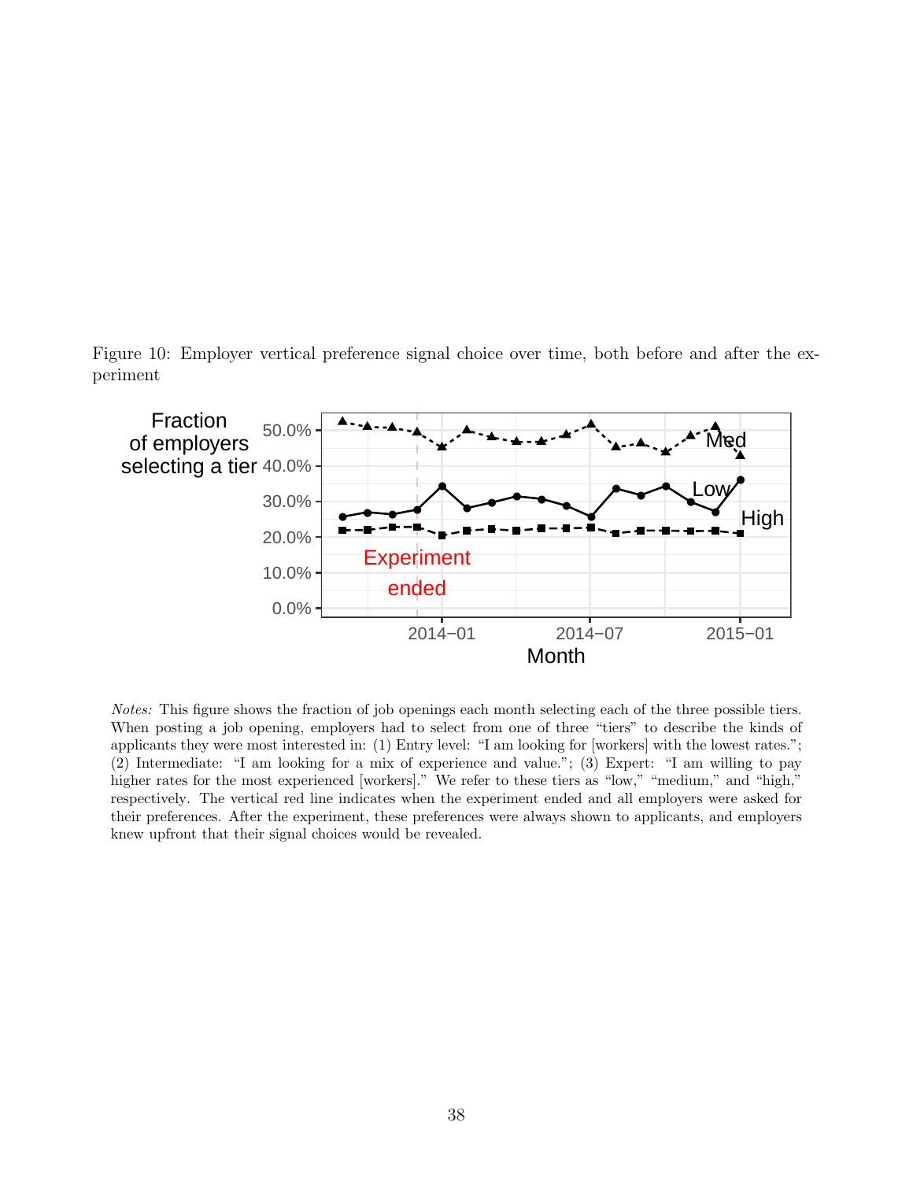Figure 10: Employer vertical preference signal choice over time, both before and after the experiment

*Notes:* This figure shows the fraction of job openings each month selecting each of the three possible tiers. When posting a job opening, employers had to select from one of three "tiers" to describe the kinds of applicants they were most interested in: (1) Entry level: "I am looking for [workers] with the lowest rates."; (2) Intermediate: "I am looking for a mix of experience and value."; (3) Expert: "I am willing to pay higher rates for the most experienced [workers]." We refer to these tiers as "low," "medium," and "high," respectively. The vertical red line indicates when the experiment ended and all employers were asked for their preferences. After the experiment, these preferences were always shown to applicants, and employers knew upfront that their signal choices would be revealed.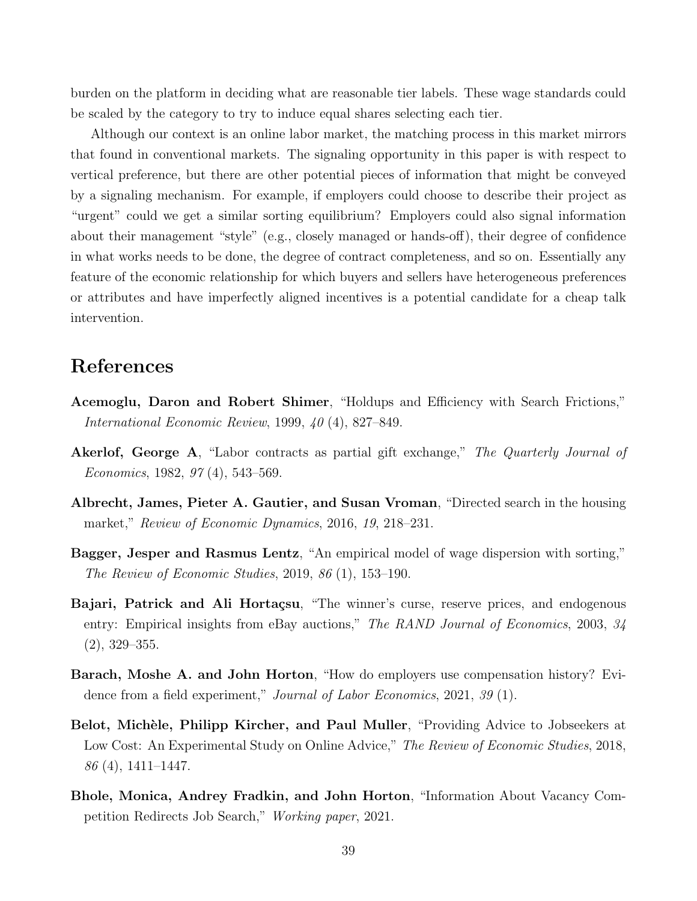burden on the platform in deciding what are reasonable tier labels. These wage standards could be scaled by the category to try to induce equal shares selecting each tier.

Although our context is an online labor market, the matching process in this market mirrors that found in conventional markets. The signaling opportunity in this paper is with respect to vertical preference, but there are other potential pieces of information that might be conveyed by a signaling mechanism. For example, if employers could choose to describe their project as "urgent" could we get a similar sorting equilibrium? Employers could also signal information about their management "style" (e.g., closely managed or hands-off), their degree of confidence in what works needs to be done, the degree of contract completeness, and so on. Essentially any feature of the economic relationship for which buyers and sellers have heterogeneous preferences or attributes and have imperfectly aligned incentives is a potential candidate for a cheap talk intervention.

# References

**Acemoglu, Daron and Robert Shimer**, "Holdups and Efficiency with Search Frictions," *International Economic Review*, 1999, *40* (4), 827–849.

**Akerlof, George A**, "Labor contracts as partial gift exchange," *The Quarterly Journal of Economics*, 1982, *97* (4), 543–569.

**Albrecht, James, Pieter A. Gautier, and Susan Vroman**, "Directed search in the housing market," *Review of Economic Dynamics*, 2016, *19*, 218–231.

**Bagger, Jesper and Rasmus Lentz**, "An empirical model of wage dispersion with sorting," *The Review of Economic Studies*, 2019, *86* (1), 153–190.

**Bajari, Patrick and Ali Hortaçsu**, "The winner's curse, reserve prices, and endogenous entry: Empirical insights from eBay auctions," *The RAND Journal of Economics*, 2003, *34* (2), 329–355.

**Barach, Moshe A. and John Horton**, "How do employers use compensation history? Evidence from a field experiment," *Journal of Labor Economics*, 2021, *39* (1).

**Belot, Michèle, Philipp Kircher, and Paul Muller**, "Providing Advice to Jobseekers at Low Cost: An Experimental Study on Online Advice," *The Review of Economic Studies*, 2018, *86* (4), 1411–1447.

**Bhole, Monica, Andrey Fradkin, and John Horton**, "Information About Vacancy Competition Redirects Job Search," *Working paper*, 2021.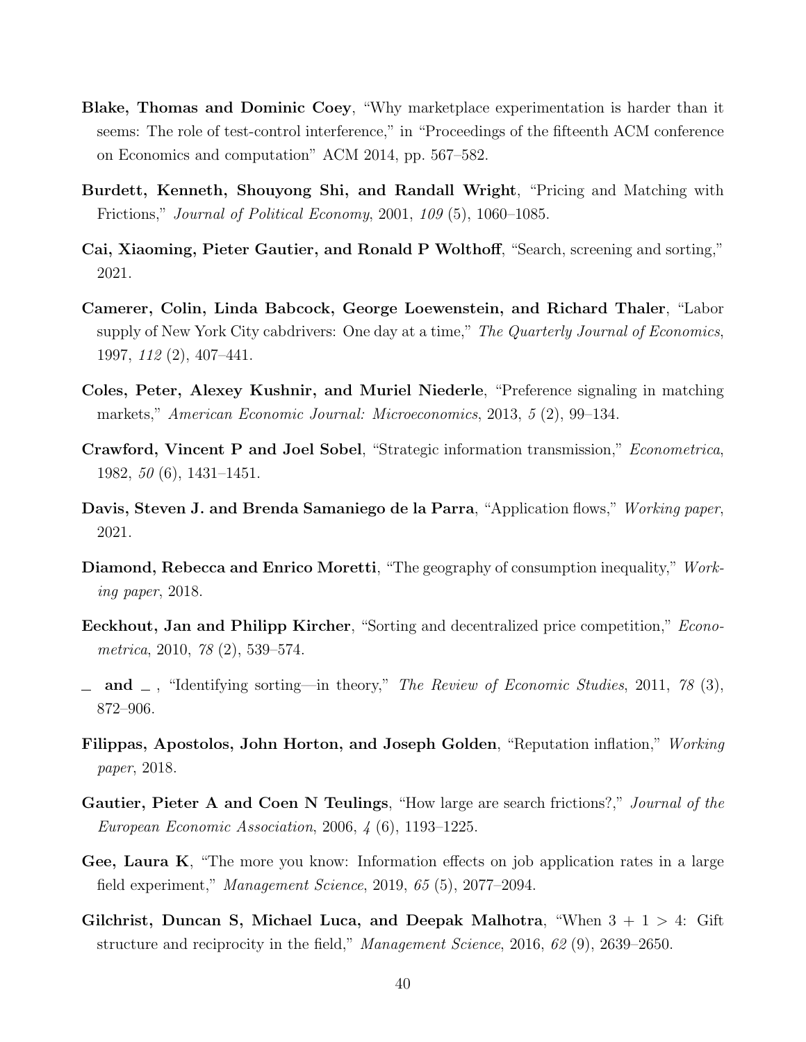**Blake, Thomas and Dominic Coey**, "Why marketplace experimentation is harder than it seems: The role of test-control interference," in "Proceedings of the fifteenth ACM conference on Economics and computation" ACM 2014, pp. 567–582.

**Burdett, Kenneth, Shouyong Shi, and Randall Wright**, "Pricing and Matching with Frictions," *Journal of Political Economy*, 2001, *109* (5), 1060–1085.

**Cai, Xiaoming, Pieter Gautier, and Ronald P Wolthoff**, "Search, screening and sorting," 2021.

**Camerer, Colin, Linda Babcock, George Loewenstein, and Richard Thaler**, "Labor supply of New York City cabdrivers: One day at a time," *The Quarterly Journal of Economics*, 1997, *112* (2), 407–441.

**Coles, Peter, Alexey Kushnir, and Muriel Niederle**, "Preference signaling in matching markets," *American Economic Journal: Microeconomics*, 2013, *5* (2), 99–134.

**Crawford, Vincent P and Joel Sobel**, "Strategic information transmission," *Econometrica*, 1982, *50* (6), 1431–1451.

**Davis, Steven J. and Brenda Samaniego de la Parra**, "Application flows," *Working paper*, 2021.

**Diamond, Rebecca and Enrico Moretti**, "The geography of consumption inequality," *Working paper*, 2018.

**Eeckhout, Jan and Philipp Kircher**, "Sorting and decentralized price competition," *Econometrica*, 2010, *78* (2), 539–574.

_ **and** _ , "Identifying sorting—in theory," *The Review of Economic Studies*, 2011, *78* (3), 872–906.

**Filippas, Apostolos, John Horton, and Joseph Golden**, "Reputation inflation," *Working paper*, 2018.

**Gautier, Pieter A and Coen N Teulings**, "How large are search frictions?," *Journal of the European Economic Association*, 2006, *4* (6), 1193–1225.

**Gee, Laura K**, "The more you know: Information effects on job application rates in a large field experiment," *Management Science*, 2019, *65* (5), 2077–2094.

**Gilchrist, Duncan S, Michael Luca, and Deepak Malhotra**, "When 3 + 1 > 4: Gift structure and reciprocity in the field," *Management Science*, 2016, *62* (9), 2639–2650.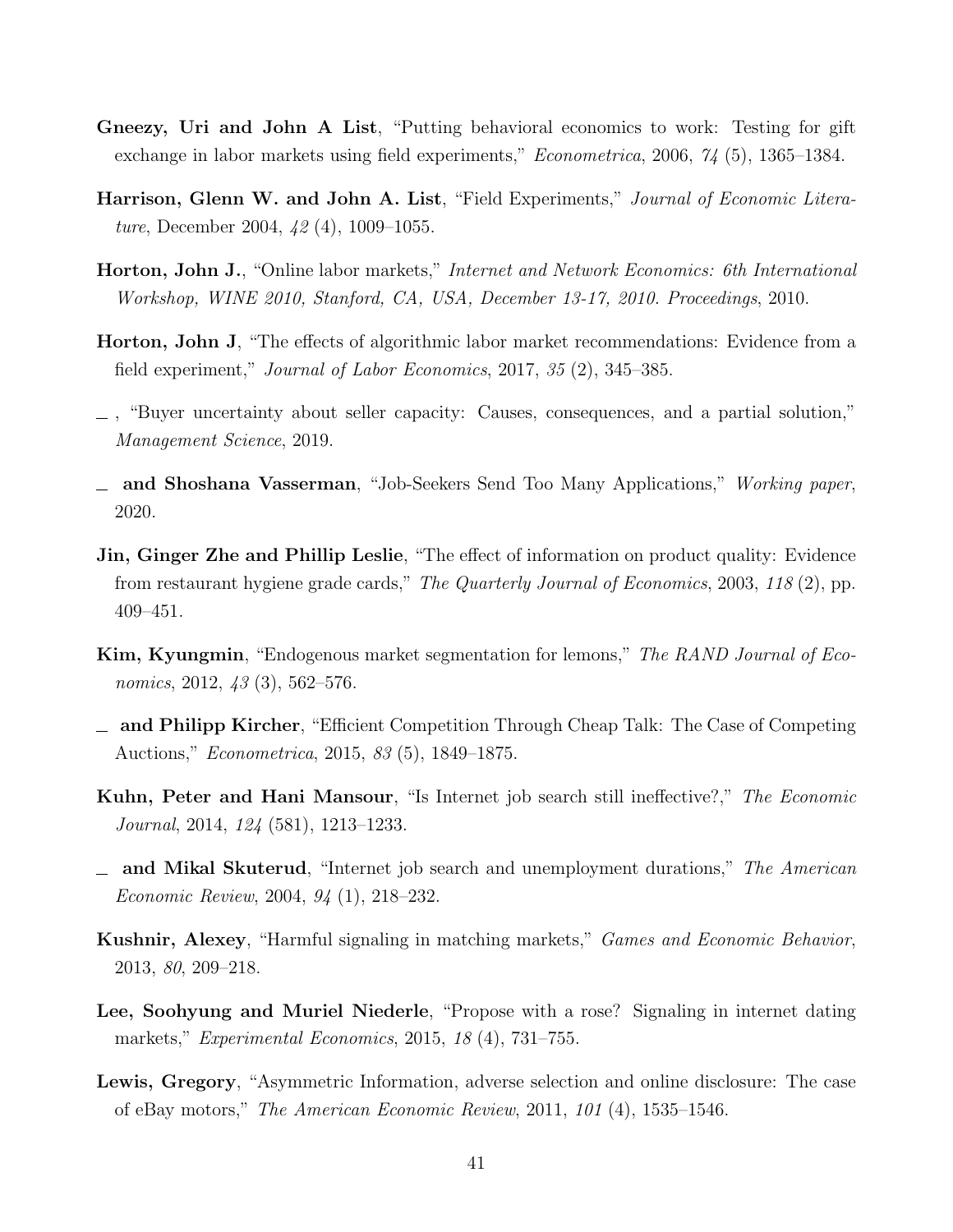**Gneezy, Uri and John A List**, "Putting behavioral economics to work: Testing for gift exchange in labor markets using field experiments," *Econometrica*, 2006, *74* (5), 1365–1384.

**Harrison, Glenn W. and John A. List**, "Field Experiments," *Journal of Economic Literature*, December 2004, *42* (4), 1009–1055.

**Horton, John J.**, "Online labor markets," *Internet and Network Economics: 6th International Workshop, WINE 2010, Stanford, CA, USA, December 13-17, 2010. Proceedings*, 2010.

**Horton, John J**, "The effects of algorithmic labor market recommendations: Evidence from a field experiment," *Journal of Labor Economics*, 2017, *35* (2), 345–385.

\_ , "Buyer uncertainty about seller capacity: Causes, consequences, and a partial solution," *Management Science*, 2019.

\_ **and Shoshana Vasserman**, "Job-Seekers Send Too Many Applications," *Working paper*, 2020.

**Jin, Ginger Zhe and Phillip Leslie**, "The effect of information on product quality: Evidence from restaurant hygiene grade cards," *The Quarterly Journal of Economics*, 2003, *118* (2), pp. 409–451.

**Kim, Kyungmin**, "Endogenous market segmentation for lemons," *The RAND Journal of Economics*, 2012, *43* (3), 562–576.

\_ **and Philipp Kircher**, "Efficient Competition Through Cheap Talk: The Case of Competing Auctions," *Econometrica*, 2015, *83* (5), 1849–1875.

**Kuhn, Peter and Hani Mansour**, "Is Internet job search still ineffective?," *The Economic Journal*, 2014, *124* (581), 1213–1233.

\_ **and Mikal Skuterud**, "Internet job search and unemployment durations," *The American Economic Review*, 2004, *94* (1), 218–232.

**Kushnir, Alexey**, "Harmful signaling in matching markets," *Games and Economic Behavior*, 2013, *80*, 209–218.

**Lee, Soohyung and Muriel Niederle**, "Propose with a rose? Signaling in internet dating markets," *Experimental Economics*, 2015, *18* (4), 731–755.

**Lewis, Gregory**, "Asymmetric Information, adverse selection and online disclosure: The case of eBay motors," *The American Economic Review*, 2011, *101* (4), 1535–1546.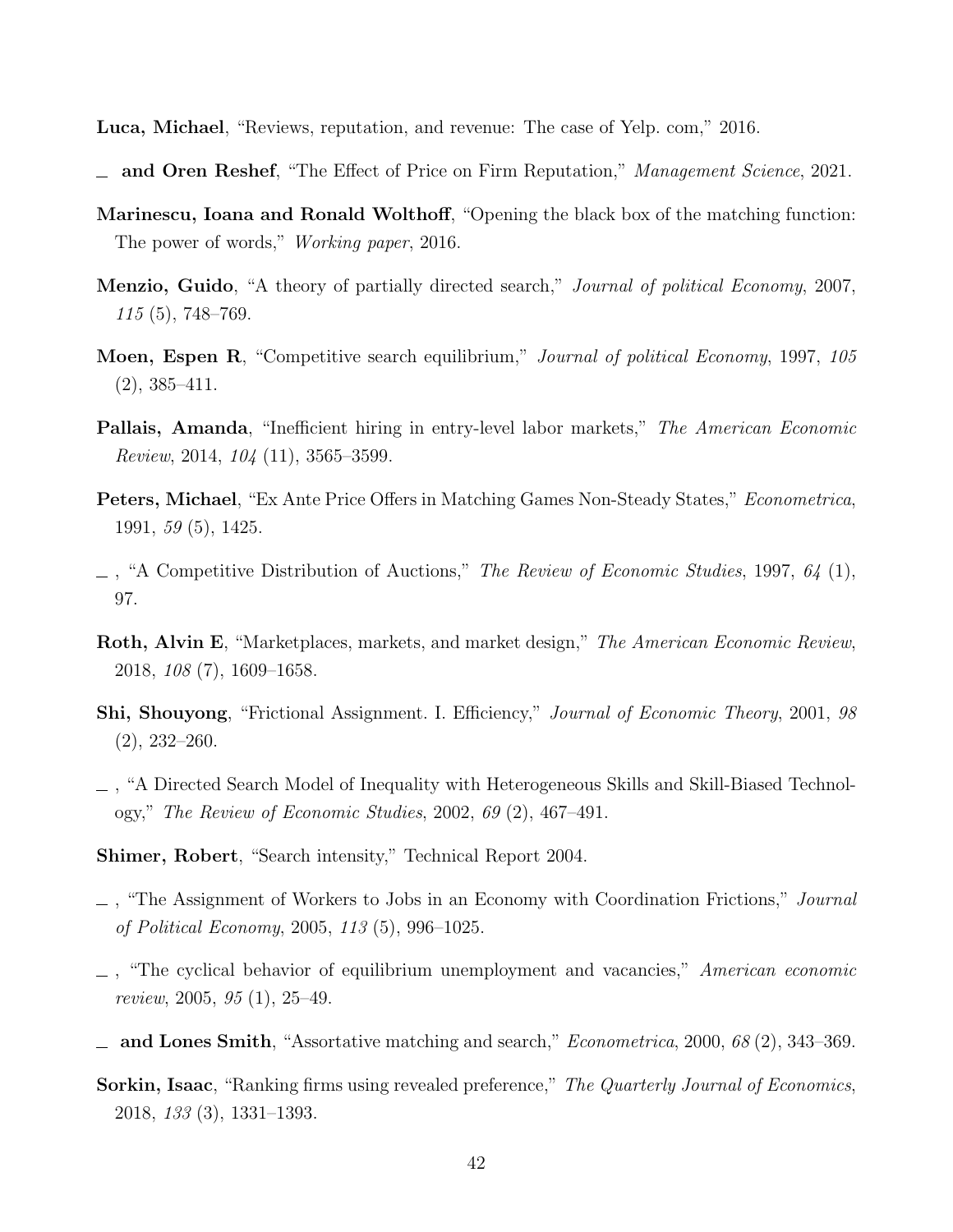**Luca, Michael**, "Reviews, reputation, and revenue: The case of Yelp. com," 2016.

\_ **and Oren Reshef**, "The Effect of Price on Firm Reputation," *Management Science*, 2021.

**Marinescu, Ioana and Ronald Wolthoff**, "Opening the black box of the matching function: The power of words," *Working paper*, 2016.

**Menzio, Guido**, "A theory of partially directed search," *Journal of political Economy*, 2007, *115* (5), 748–769.

**Moen, Espen R**, "Competitive search equilibrium," *Journal of political Economy*, 1997, *105* (2), 385–411.

**Pallais, Amanda**, "Inefficient hiring in entry-level labor markets," *The American Economic Review*, 2014, *104* (11), 3565–3599.

**Peters, Michael**, "Ex Ante Price Offers in Matching Games Non-Steady States," *Econometrica*, 1991, *59* (5), 1425.

\_ , "A Competitive Distribution of Auctions," *The Review of Economic Studies*, 1997, *64* (1), 97.

**Roth, Alvin E**, "Marketplaces, markets, and market design," *The American Economic Review*, 2018, *108* (7), 1609–1658.

**Shi, Shouyong**, "Frictional Assignment. I. Efficiency," *Journal of Economic Theory*, 2001, *98* (2), 232–260.

\_ , "A Directed Search Model of Inequality with Heterogeneous Skills and Skill-Biased Technology," *The Review of Economic Studies*, 2002, *69* (2), 467–491.

**Shimer, Robert**, "Search intensity," Technical Report 2004.

\_ , "The Assignment of Workers to Jobs in an Economy with Coordination Frictions," *Journal of Political Economy*, 2005, *113* (5), 996–1025.

\_ , "The cyclical behavior of equilibrium unemployment and vacancies," *American economic review*, 2005, *95* (1), 25–49.

\_ **and Lones Smith**, "Assortative matching and search," *Econometrica*, 2000, *68* (2), 343–369.

**Sorkin, Isaac**, "Ranking firms using revealed preference," *The Quarterly Journal of Economics*, 2018, *133* (3), 1331–1393.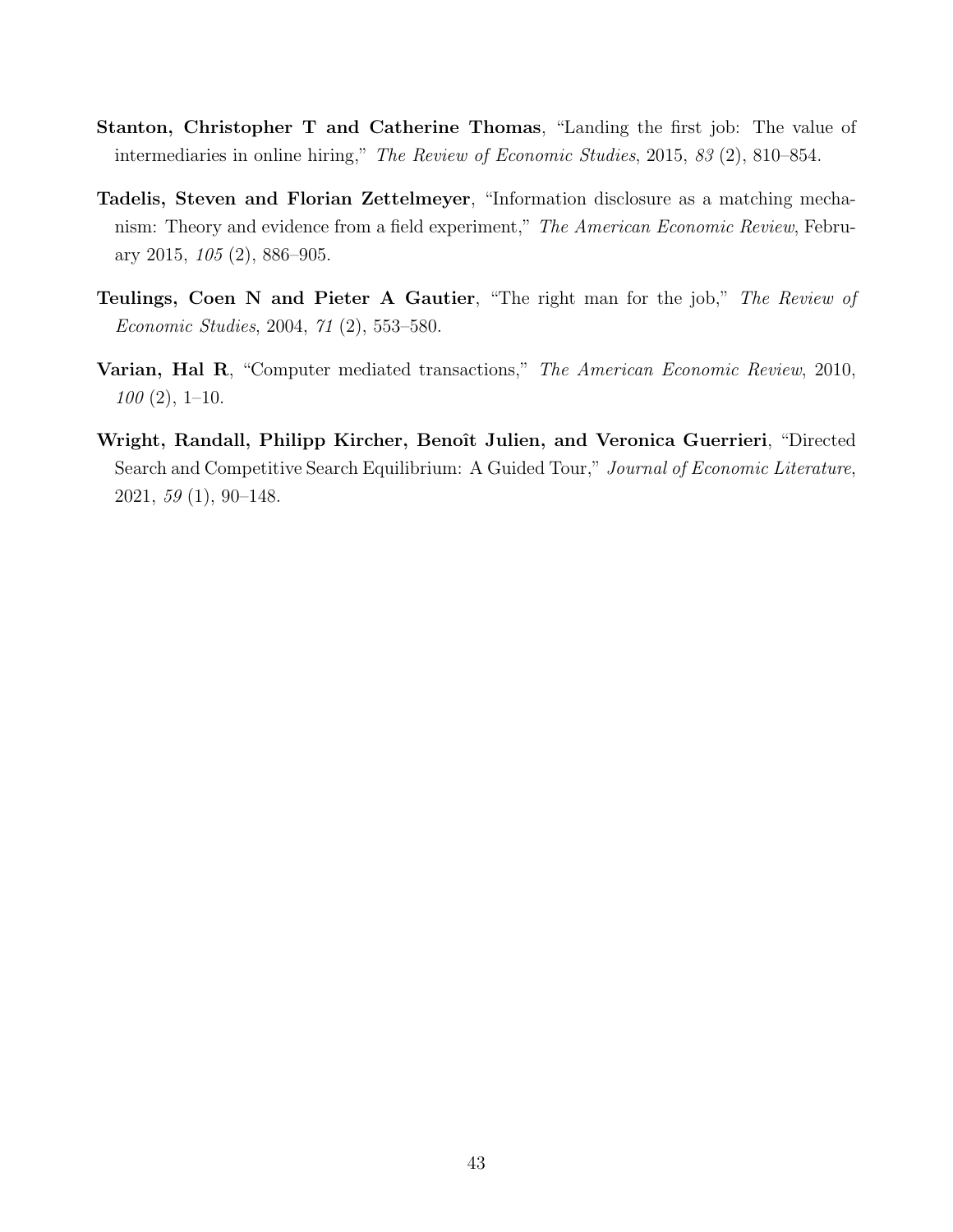**Stanton, Christopher T and Catherine Thomas**, "Landing the first job: The value of intermediaries in online hiring," *The Review of Economic Studies*, 2015, *83* (2), 810–854.

**Tadelis, Steven and Florian Zettelmeyer**, "Information disclosure as a matching mechanism: Theory and evidence from a field experiment," *The American Economic Review*, February 2015, *105* (2), 886–905.

**Teulings, Coen N and Pieter A Gautier**, "The right man for the job," *The Review of Economic Studies*, 2004, *71* (2), 553–580.

**Varian, Hal R**, "Computer mediated transactions," *The American Economic Review*, 2010, *100* (2), 1–10.

**Wright, Randall, Philipp Kircher, Benoît Julien, and Veronica Guerrieri**, "Directed Search and Competitive Search Equilibrium: A Guided Tour," *Journal of Economic Literature*, 2021, *59* (1), 90–148.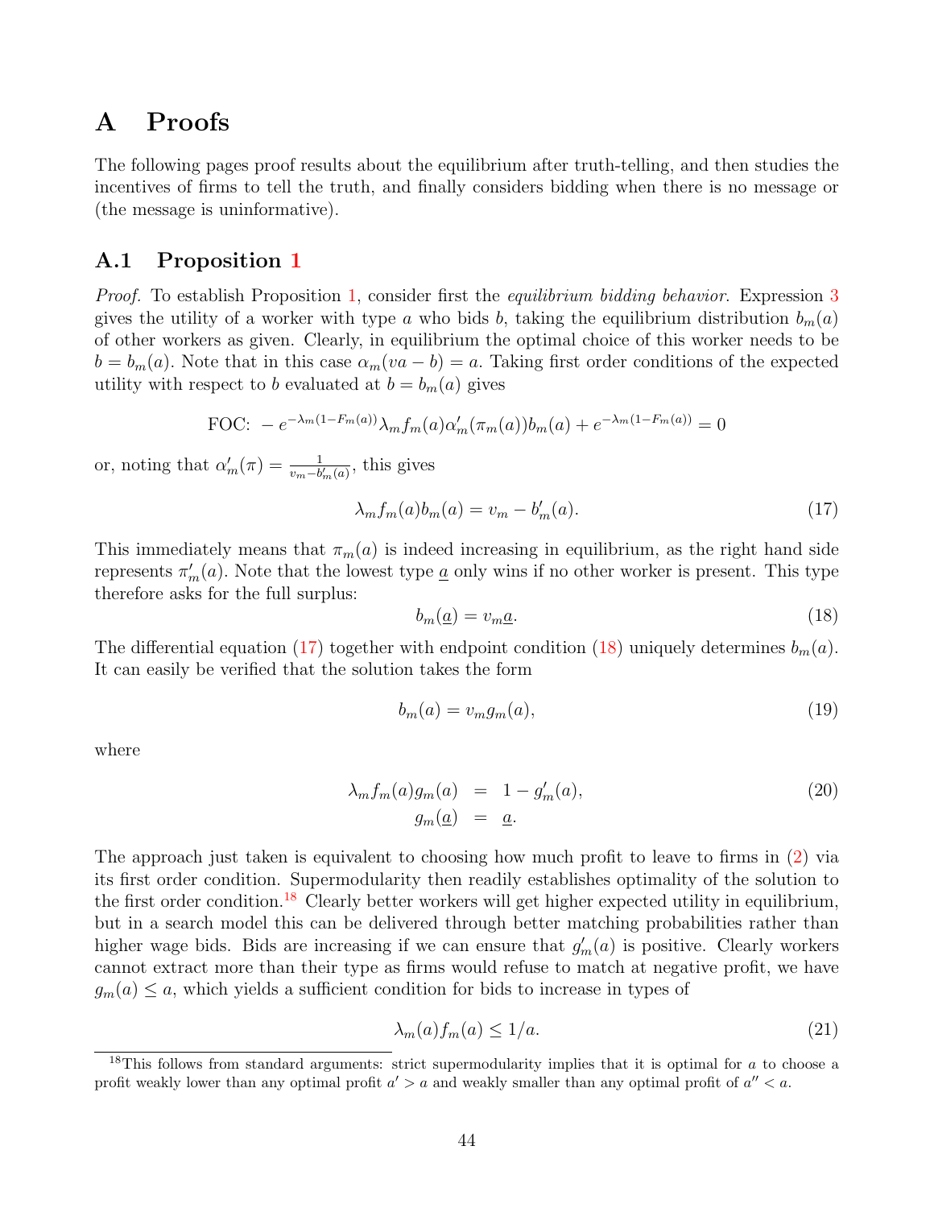# A Proofs

The following pages proof results about the equilibrium after truth-telling, and then studies the incentives of firms to tell the truth, and finally considers bidding when there is no message or (the message is uninformative).

## A.1 Proposition 1

*Proof.* To establish Proposition 1, consider first the *equilibrium bidding behavior*. Expression 3 gives the utility of a worker with type $a$ who bids $b$, taking the equilibrium distribution $b_m(a)$ of other workers as given. Clearly, in equilibrium the optimal choice of this worker needs to be $b = b_m(a)$. Note that in this case $\alpha_m(va - b) = a$. Taking first order conditions of the expected utility with respect to $b$ evaluated at $b = b_m(a)$ gives

$$\text{FOC: } -e^{-\lambda_m(1-F_m(a))}\lambda_m f_m(a)\alpha_m'(\pi_m(a))b_m(a) + e^{-\lambda_m(1-F_m(a))} = 0$$

or, noting that $\alpha_m'(\pi) = \frac{1}{v_m - b_m'(a)}$, this gives

$$\lambda_m f_m(a) b_m(a) = v_m - b_m'(a). \tag{17}$$

This immediately means that $\pi_m(a)$ is indeed increasing in equilibrium, as the right hand side represents $\pi_m'(a)$. Note that the lowest type $\underline{a}$ only wins if no other worker is present. This type therefore asks for the full surplus:

$$b_m(\underline{a}) = v_m \underline{a}. \tag{18}$$

The differential equation (17) together with endpoint condition (18) uniquely determines $b_m(a)$. It can easily be verified that the solution takes the form

$$b_m(a) = v_m g_m(a), \tag{19}$$

where

$$\begin{aligned} \lambda_m f_m(a) g_m(a) &= 1 - g_m'(a), \\ g_m(\underline{a}) &= \underline{a}. \end{aligned} \tag{20}$$

The approach just taken is equivalent to choosing how much profit to leave to firms in (2) via its first order condition. Supermodularity then readily establishes optimality of the solution to the first order condition.[18] Clearly better workers will get higher expected utility in equilibrium, but in a search model this can be delivered through better matching probabilities rather than higher wage bids. Bids are increasing if we can ensure that $g_m'(a)$ is positive. Clearly workers cannot extract more than their type as firms would refuse to match at negative profit, we have $g_m(a) \leq a$, which yields a sufficient condition for bids to increase in types of

$$\lambda_m(a) f_m(a) \leq 1/a. \tag{21}$$

[18] This follows from standard arguments: strict supermodularity implies that it is optimal for $a$ to choose a profit weakly lower than any optimal profit $a' > a$ and weakly smaller than any optimal profit of $a'' < a$.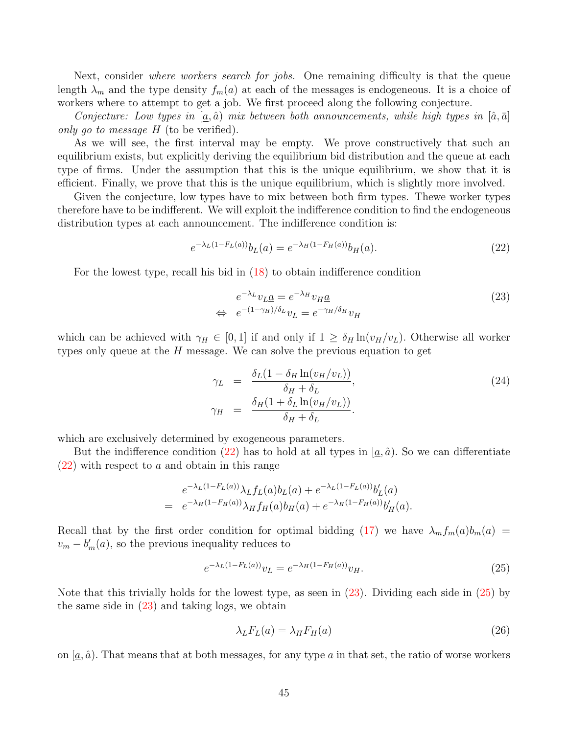Next, consider *where workers search for jobs.* One remaining difficulty is that the queue length $\lambda_m$ and the type density $f_m(a)$ at each of the messages is endogeneous. It is a choice of workers where to attempt to get a job. We first proceed along the following conjecture.

*Conjecture: Low types in* $[\underline{a}, \hat{a})$ *mix between both announcements, while high types in* $[\hat{a}, \bar{a}]$ *only go to message* $H$ (to be verified).

As we will see, the first interval may be empty. We prove constructively that such an equilibrium exists, but explicitly deriving the equilibrium bid distribution and the queue at each type of firms. Under the assumption that this is the unique equilibrium, we show that it is efficient. Finally, we prove that this is the unique equilibrium, which is slightly more involved.

Given the conjecture, low types have to mix between both firm types. Thewe worker types therefore have to be indifferent. We will exploit the indifference condition to find the endogeneous distribution types at each announcement. The indifference condition is:

$$e^{-\lambda_L(1-F_L(a))}b_L(a) = e^{-\lambda_H(1-F_H(a))}b_H(a). \tag{22}$$

For the lowest type, recall his bid in (18) to obtain indifference condition

$$\begin{aligned} & e^{-\lambda_L} v_L \underline{a} = e^{-\lambda_H} v_H \underline{a} \\ \Leftrightarrow \quad & e^{-(1-\gamma_H)/\delta_L} v_L = e^{-\gamma_H/\delta_H} v_H \end{aligned} \tag{23}$$

which can be achieved with $\gamma_H \in [0, 1]$ if and only if $1 \geq \delta_H \ln(v_H/v_L)$. Otherwise all worker types only queue at the $H$ message. We can solve the previous equation to get

$$\begin{aligned} \gamma_L &= \frac{\delta_L(1 - \delta_H \ln(v_H/v_L))}{\delta_H + \delta_L}, \\ \gamma_H &= \frac{\delta_H(1 + \delta_L \ln(v_H/v_L))}{\delta_H + \delta_L}. \end{aligned} \tag{24}$$

which are exclusively determined by exogeneous parameters.

But the indifference condition (22) has to hold at all types in $[\underline{a}, \hat{a})$. So we can differentiate (22) with respect to $a$ and obtain in this range

$$\begin{aligned} & e^{-\lambda_L(1-F_L(a))}\lambda_L f_L(a) b_L(a) + e^{-\lambda_L(1-F_L(a))} b_L'(a) \\ = \quad & e^{-\lambda_H(1-F_H(a))}\lambda_H f_H(a) b_H(a) + e^{-\lambda_H(1-F_H(a))} b_H'(a). \end{aligned}$$

Recall that by the first order condition for optimal bidding (17) we have $\lambda_m f_m(a) b_m(a) = v_m - b_m'(a)$, so the previous inequality reduces to

$$e^{-\lambda_L(1-F_L(a))} v_L = e^{-\lambda_H(1-F_H(a))} v_H. \tag{25}$$

Note that this trivially holds for the lowest type, as seen in (23). Dividing each side in (25) by the same side in (23) and taking logs, we obtain

$$\lambda_L F_L(a) = \lambda_H F_H(a) \tag{26}$$

on $[\underline{a}, \hat{a})$. That means that at both messages, for any type $a$ in that set, the ratio of worse workers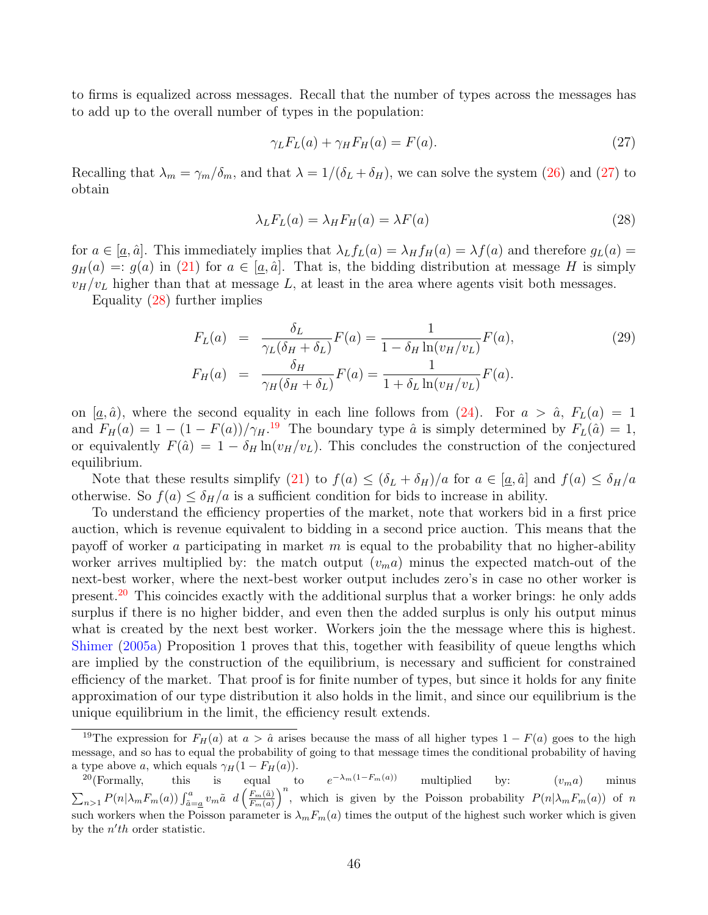to firms is equalized across messages. Recall that the number of types across the messages has to add up to the overall number of types in the population:

$$\gamma_L F_L(a) + \gamma_H F_H(a) = F(a). \tag{27}$$

Recalling that $\lambda_m = \gamma_m/\delta_m$, and that $\lambda = 1/(\delta_L + \delta_H)$, we can solve the system (26) and (27) to obtain

$$\lambda_L F_L(a) = \lambda_H F_H(a) = \lambda F(a) \tag{28}$$

for $a \in [\underline{a}, \hat{a}]$. This immediately implies that $\lambda_L f_L(a) = \lambda_H f_H(a) = \lambda f(a)$ and therefore $g_L(a) = g_H(a) =: g(a)$ in (21) for $a \in [\underline{a}, \hat{a}]$. That is, the bidding distribution at message $H$ is simply $v_H/v_L$ higher than that at message $L$, at least in the area where agents visit both messages.

Equality (28) further implies

$$\begin{aligned} F_L(a) &= \frac{\delta_L}{\gamma_L(\delta_H + \delta_L)} F(a) = \frac{1}{1 - \delta_H \ln(v_H/v_L)} F(a), \\ F_H(a) &= \frac{\delta_H}{\gamma_H(\delta_H + \delta_L)} F(a) = \frac{1}{1 + \delta_L \ln(v_H/v_L)} F(a). \end{aligned} \tag{29}$$

on $[\underline{a}, \hat{a})$, where the second equality in each line follows from (24). For $a > \hat{a}$, $F_L(a) = 1$ and $F_H(a) = 1 - (1 - F(a))/\gamma_H$.[19] The boundary type $\hat{a}$ is simply determined by $F_L(\hat{a}) = 1$, or equivalently $F(\hat{a}) = 1 - \delta_H \ln(v_H/v_L)$. This concludes the construction of the conjectured equilibrium.

Note that these results simplify (21) to $f(a) \leq (\delta_L + \delta_H)/a$ for $a \in [\underline{a}, \hat{a}]$ and $f(a) \leq \delta_H/a$ otherwise. So $f(a) \leq \delta_H/a$ is a sufficient condition for bids to increase in ability.

To understand the efficiency properties of the market, note that workers bid in a first price auction, which is revenue equivalent to bidding in a second price auction. This means that the payoff of worker $a$ participating in market $m$ is equal to the probability that no higher-ability worker arrives multiplied by: the match output $(v_m a)$ minus the expected match-out of the next-best worker, where the next-best worker output includes zero's in case no other worker is present.[20] This coincides exactly with the additional surplus that a worker brings: he only adds surplus if there is no higher bidder, and even then the added surplus is only his output minus what is created by the next best worker. Workers join the the message where this is highest. Shimer (2005a) Proposition 1 proves that this, together with feasibility of queue lengths which are implied by the construction of the equilibrium, is necessary and sufficient for constrained efficiency of the market. That proof is for finite number of types, but since it holds for any finite approximation of our type distribution it also holds in the limit, and since our equilibrium is the unique equilibrium in the limit, the efficiency result extends.

---

[19] The expression for $F_H(a)$ at $a > \hat{a}$ arises because the mass of all higher types $1 - F(a)$ goes to the high message, and so has to equal the probability of going to that message times the conditional probability of having a type above $a$, which equals $\gamma_H(1 - F_H(a))$.

[20] (Formally, this is equal to $e^{-\lambda_m(1-F_m(a))}$ multiplied by: $(v_m a)$ minus $\sum_{n>1} P(n|\lambda_m F_m(a)) \int_{\tilde{a}=\underline{a}}^{a} v_m \tilde{a} \; d\left(\frac{F_m(\tilde{a})}{F_m(a)}\right)^n$, which is given by the Poisson probability $P(n|\lambda_m F_m(a))$ of $n$ such workers when the Poisson parameter is $\lambda_m F_m(a)$ times the output of the highest such worker which is given by the $n'th$ order statistic.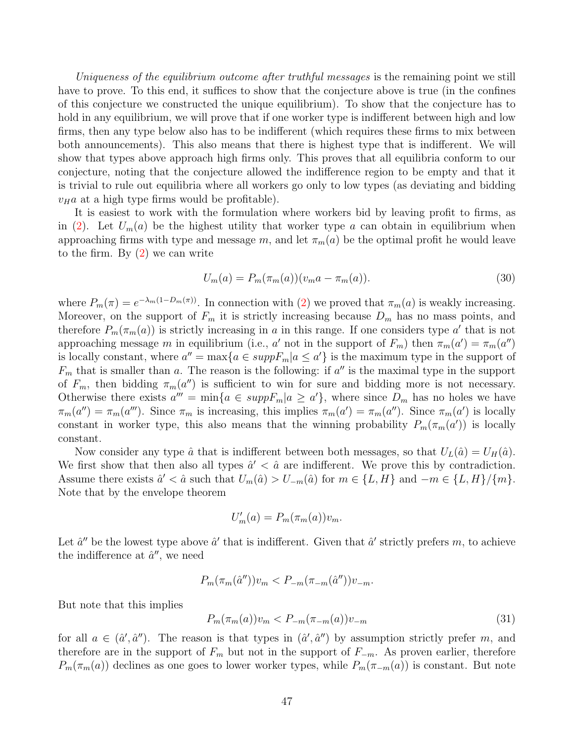*Uniqueness of the equilibrium outcome after truthful messages* is the remaining point we still have to prove. To this end, it suffices to show that the conjecture above is true (in the confines of this conjecture we constructed the unique equilibrium). To show that the conjecture has to hold in any equilibrium, we will prove that if one worker type is indifferent between high and low firms, then any type below also has to be indifferent (which requires these firms to mix between both announcements). This also means that there is highest type that is indifferent. We will show that types above approach high firms only. This proves that all equilibria conform to our conjecture, noting that the conjecture allowed the indifference region to be empty and that it is trivial to rule out equilibria where all workers go only to low types (as deviating and bidding $v_H a$ at a high type firms would be profitable).

It is easiest to work with the formulation where workers bid by leaving profit to firms, as in (2). Let $U_m(a)$ be the highest utility that worker type $a$ can obtain in equilibrium when approaching firms with type and message $m$, and let $\pi_m(a)$ be the optimal profit he would leave to the firm. By (2) we can write

$$U_m(a) = P_m(\pi_m(a))(v_m a - \pi_m(a)). \tag{30}$$

where $P_m(\pi) = e^{-\lambda_m(1-D_m(\pi))}$. In connection with (2) we proved that $\pi_m(a)$ is weakly increasing. Moreover, on the support of $F_m$ it is strictly increasing because $D_m$ has no mass points, and therefore $P_m(\pi_m(a))$ is strictly increasing in $a$ in this range. If one considers type $a'$ that is not approaching message $m$ in equilibrium (i.e., $a'$ not in the support of $F_m$) then $\pi_m(a') = \pi_m(a'')$ is locally constant, where $a'' = \max\{a \in suppF_m | a \leq a'\}$ is the maximum type in the support of $F_m$ that is smaller than $a$. The reason is the following: if $a''$ is the maximal type in the support of $F_m$, then bidding $\pi_m(a'')$ is sufficient to win for sure and bidding more is not necessary. Otherwise there exists $a''' = \min\{a \in suppF_m | a \geq a'\}$, where since $D_m$ has no holes we have $\pi_m(a'') = \pi_m(a''')$. Since $\pi_m$ is increasing, this implies $\pi_m(a') = \pi_m(a'')$. Since $\pi_m(a')$ is locally constant in worker type, this also means that the winning probability $P_m(\pi_m(a'))$ is locally constant.

Now consider any type $\hat{a}$ that is indifferent between both messages, so that $U_L(\hat{a}) = U_H(\hat{a})$. We first show that then also all types $\hat{a}' < \hat{a}$ are indifferent. We prove this by contradiction. Assume there exists $\hat{a}' < \hat{a}$ such that $U_m(\hat{a}) > U_{-m}(\hat{a})$ for $m \in \{L, H\}$ and $-m \in \{L, H\}/\{m\}$. Note that by the envelope theorem

$$U'_m(a) = P_m(\pi_m(a))v_m.$$

Let $\hat{a}''$ be the lowest type above $\hat{a}'$ that is indifferent. Given that $\hat{a}'$ strictly prefers $m$, to achieve the indifference at $\hat{a}''$, we need

$$P_m(\pi_m(\hat{a}''))v_m < P_{-m}(\pi_{-m}(\hat{a}''))v_{-m}.$$

But note that this implies

$$P_m(\pi_m(a))v_m < P_{-m}(\pi_{-m}(a))v_{-m} \tag{31}$$

for all $a \in (\hat{a}', \hat{a}'')$. The reason is that types in $(\hat{a}', \hat{a}'')$ by assumption strictly prefer $m$, and therefore are in the support of $F_m$ but not in the support of $F_{-m}$. As proven earlier, therefore $P_m(\pi_m(a))$ declines as one goes to lower worker types, while $P_m(\pi_{-m}(a))$ is constant. But note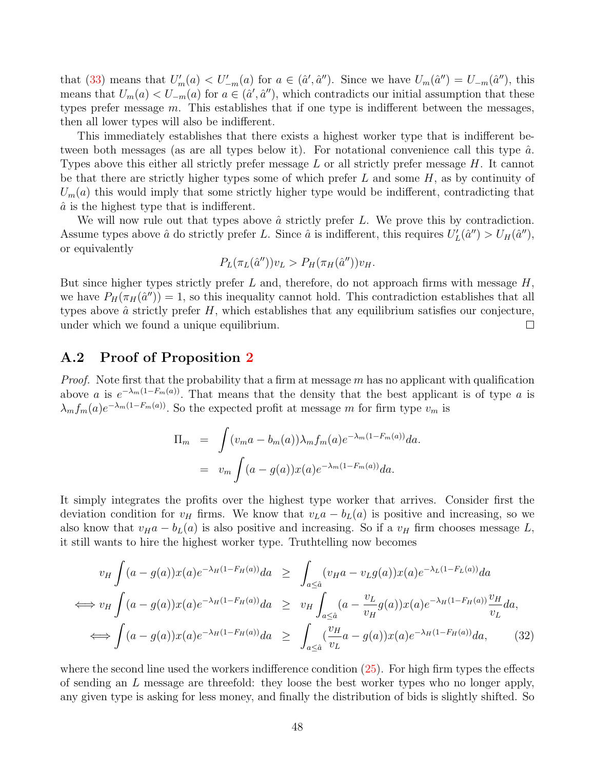that (33) means that $U'_m(a) < U'_{-m}(a)$ for $a \in (\hat{a}', \hat{a}'')$. Since we have $U_m(\hat{a}'') = U_{-m}(\hat{a}'')$, this means that $U_m(a) < U_{-m}(a)$ for $a \in (\hat{a}', \hat{a}'')$, which contradicts our initial assumption that these types prefer message $m$. This establishes that if one type is indifferent between the messages, then all lower types will also be indifferent.

This immediately establishes that there exists a highest worker type that is indifferent between both messages (as are all types below it). For notational convenience call this type $\hat{a}$. Types above this either all strictly prefer message $L$ or all strictly prefer message $H$. It cannot be that there are strictly higher types some of which prefer $L$ and some $H$, as by continuity of $U_m(a)$ this would imply that some strictly higher type would be indifferent, contradicting that $\hat{a}$ is the highest type that is indifferent.

We will now rule out that types above $\hat{a}$ strictly prefer $L$. We prove this by contradiction. Assume types above $\hat{a}$ do strictly prefer $L$. Since $\hat{a}$ is indifferent, this requires $U'_L(\hat{a}'') > U_H(\hat{a}'')$, or equivalently

$$P_L(\pi_L(\hat{a}''))v_L > P_H(\pi_H(\hat{a}''))v_H.$$

But since higher types strictly prefer $L$ and, therefore, do not approach firms with message $H$, we have $P_H(\pi_H(\hat{a}'')) = 1$, so this inequality cannot hold. This contradiction establishes that all types above $\hat{a}$ strictly prefer $H$, which establishes that any equilibrium satisfies our conjecture, under which we found a unique equilibrium. □

## A.2 Proof of Proposition 2

*Proof.* Note first that the probability that a firm at message $m$ has no applicant with qualification above $a$ is $e^{-\lambda_m(1-F_m(a))}$. That means that the density that the best applicant is of type $a$ is $\lambda_m f_m(a)e^{-\lambda_m(1-F_m(a))}$. So the expected profit at message $m$ for firm type $v_m$ is

$$\begin{aligned}
\Pi_m &= \int (v_m a - b_m(a))\lambda_m f_m(a)e^{-\lambda_m(1-F_m(a))}da. \\
&= v_m \int (a - g(a))x(a)e^{-\lambda_m(1-F_m(a))}da.
\end{aligned}$$

It simply integrates the profits over the highest type worker that arrives. Consider first the deviation condition for $v_H$ firms. We know that $v_L a - b_L(a)$ is positive and increasing, so we also know that $v_H a - b_L(a)$ is also positive and increasing. So if a $v_H$ firm chooses message $L$, it still wants to hire the highest worker type. Truthtelling now becomes

$$\begin{aligned}
v_H \int (a - g(a))x(a)e^{-\lambda_H(1-F_H(a))}da &\geq \int_{a\leq\hat{a}} (v_H a - v_L g(a))x(a)e^{-\lambda_L(1-F_L(a))}da \\
\iff v_H \int (a - g(a))x(a)e^{-\lambda_H(1-F_H(a))}da &\geq v_H \int_{a\leq\hat{a}} (a - \frac{v_L}{v_H}g(a))x(a)e^{-\lambda_H(1-F_H(a))}\frac{v_H}{v_L}da, \\
\iff \int (a - g(a))x(a)e^{-\lambda_H(1-F_H(a))}da &\geq \int_{a\leq\hat{a}} (\frac{v_H}{v_L}a - g(a))x(a)e^{-\lambda_H(1-F_H(a))}da, \qquad (32)
\end{aligned}$$

where the second line used the workers indifference condition (25). For high firm types the effects of sending an $L$ message are threefold: they loose the best worker types who no longer apply, any given type is asking for less money, and finally the distribution of bids is slightly shifted. So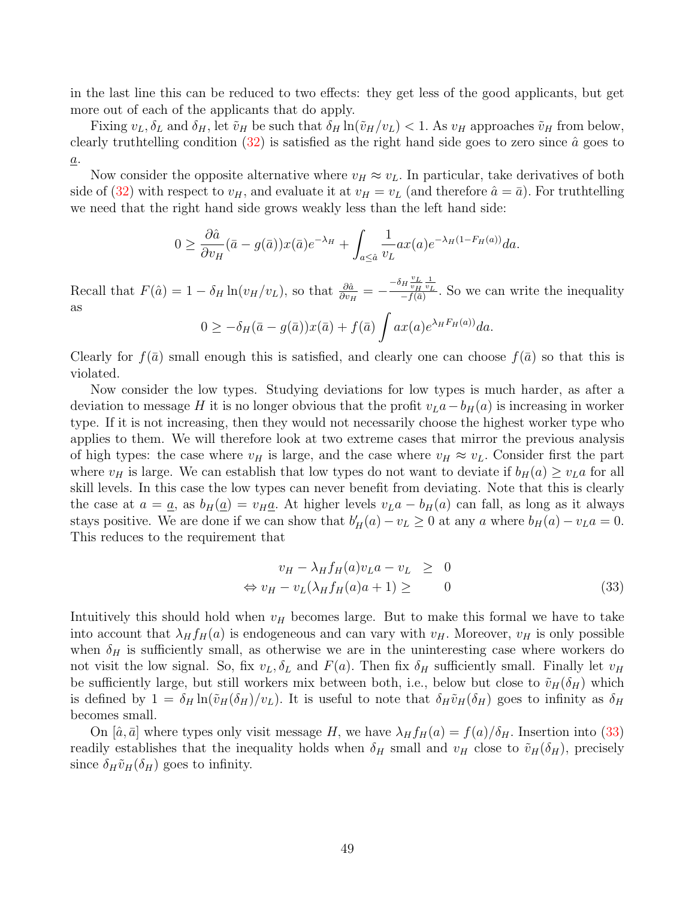in the last line this can be reduced to two effects: they get less of the good applicants, but get more out of each of the applicants that do apply.

Fixing $v_L, \delta_L$ and $\delta_H$, let $\tilde{v}_H$ be such that $\delta_H \ln(\tilde{v}_H/v_L) < 1$. As $v_H$ approaches $\tilde{v}_H$ from below, clearly truthtelling condition (32) is satisfied as the right hand side goes to zero since $\hat{a}$ goes to $\underline{a}$.

Now consider the opposite alternative where $v_H \approx v_L$. In particular, take derivatives of both side of (32) with respect to $v_H$, and evaluate it at $v_H = v_L$ (and therefore $\hat{a} = \bar{a}$). For truthtelling we need that the right hand side grows weakly less than the left hand side:

$$0 \geq \frac{\partial \hat{a}}{\partial v_H}(\bar{a} - g(\bar{a}))x(\bar{a})e^{-\lambda_H} + \int_{a \leq \hat{a}} \frac{1}{v_L} a x(a) e^{-\lambda_H(1-F_H(a))} da.$$

Recall that $F(\hat{a}) = 1 - \delta_H \ln(v_H/v_L)$, so that $\frac{\partial \hat{a}}{\partial v_H} = -\frac{-\delta_H \frac{v_L}{v_H} \frac{1}{v_L}}{-f(\bar{a})}$. So we can write the inequality as

$$0 \geq -\delta_H(\bar{a} - g(\bar{a}))x(\bar{a}) + f(\bar{a}) \int a x(a) e^{\lambda_H F_H(a))} da.$$

Clearly for $f(\bar{a})$ small enough this is satisfied, and clearly one can choose $f(\bar{a})$ so that this is violated.

Now consider the low types. Studying deviations for low types is much harder, as after a deviation to message $H$ it is no longer obvious that the profit $v_L a - b_H(a)$ is increasing in worker type. If it is not increasing, then they would not necessarily choose the highest worker type who applies to them. We will therefore look at two extreme cases that mirror the previous analysis of high types: the case where $v_H$ is large, and the case where $v_H \approx v_L$. Consider first the part where $v_H$ is large. We can establish that low types do not want to deviate if $b_H(a) \geq v_L a$ for all skill levels. In this case the low types can never benefit from deviating. Note that this is clearly the case at $a = \underline{a}$, as $b_H(\underline{a}) = v_H \underline{a}$. At higher levels $v_L a - b_H(a)$ can fall, as long as it always stays positive. We are done if we can show that $b'_H(a) - v_L \geq 0$ at any $a$ where $b_H(a) - v_L a = 0$. This reduces to the requirement that

$$\begin{aligned} v_H - \lambda_H f_H(a) v_L a - v_L &\geq 0 \\ \Leftrightarrow v_H - v_L(\lambda_H f_H(a) a + 1) \geq \quad & 0 \end{aligned} \tag{33}$$

Intuitively this should hold when $v_H$ becomes large. But to make this formal we have to take into account that $\lambda_H f_H(a)$ is endogeneous and can vary with $v_H$. Moreover, $v_H$ is only possible when $\delta_H$ is sufficiently small, as otherwise we are in the uninteresting case where workers do not visit the low signal. So, fix $v_L, \delta_L$ and $F(a)$. Then fix $\delta_H$ sufficiently small. Finally let $v_H$ be sufficiently large, but still workers mix between both, i.e., below but close to $\tilde{v}_H(\delta_H)$ which is defined by $1 = \delta_H \ln(\tilde{v}_H(\delta_H)/v_L)$. It is useful to note that $\delta_H \tilde{v}_H(\delta_H)$ goes to infinity as $\delta_H$ becomes small.

On $[\hat{a}, \bar{a}]$ where types only visit message $H$, we have $\lambda_H f_H(a) = f(a)/\delta_H$. Insertion into (33) readily establishes that the inequality holds when $\delta_H$ small and $v_H$ close to $\tilde{v}_H(\delta_H)$, precisely since $\delta_H \tilde{v}_H(\delta_H)$ goes to infinity.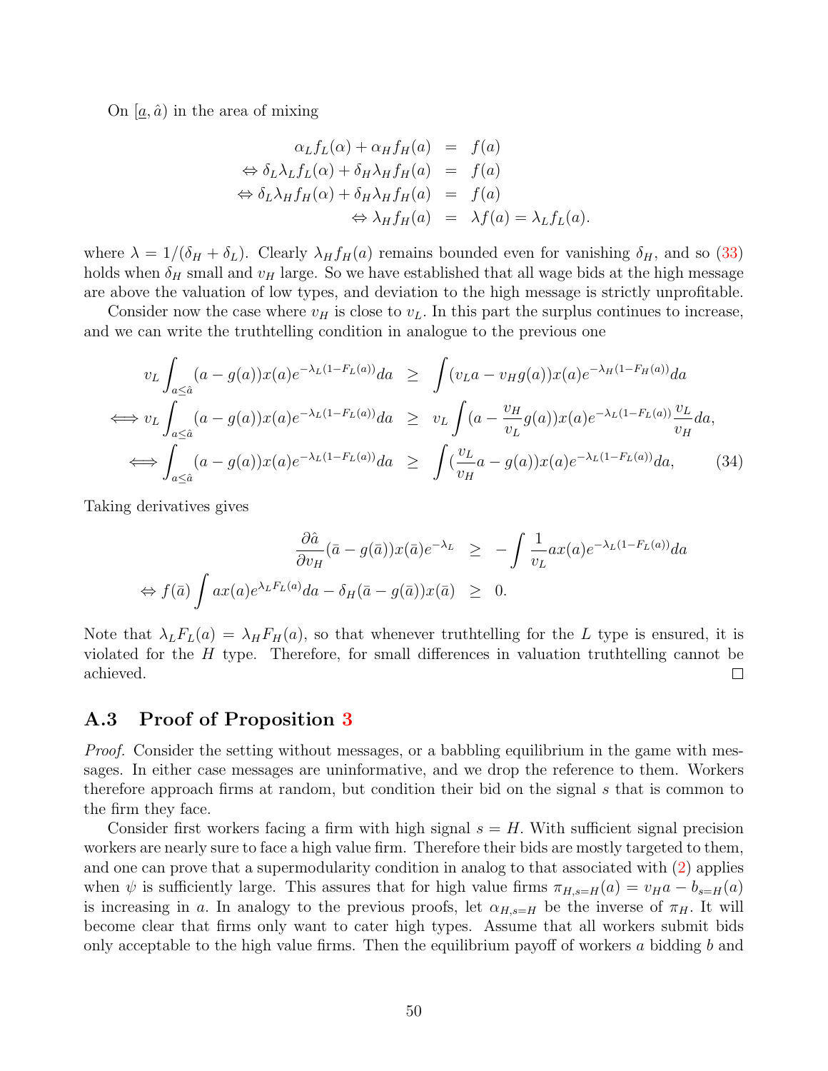On $[\underline{a}, \hat{a})$ in the area of mixing

$$
\begin{aligned}
\alpha_L f_L(\alpha) + \alpha_H f_H(a) &= f(a) \\
\Leftrightarrow \delta_L \lambda_L f_L(\alpha) + \delta_H \lambda_H f_H(a) &= f(a) \\
\Leftrightarrow \delta_L \lambda_H f_H(\alpha) + \delta_H \lambda_H f_H(a) &= f(a) \\
\Leftrightarrow \lambda_H f_H(a) &= \lambda f(a) = \lambda_L f_L(a).
\end{aligned}
$$

where $\lambda = 1/(\delta_H + \delta_L)$. Clearly $\lambda_H f_H(a)$ remains bounded even for vanishing $\delta_H$, and so (33) holds when $\delta_H$ small and $v_H$ large. So we have established that all wage bids at the high message are above the valuation of low types, and deviation to the high message is strictly unprofitable.

Consider now the case where $v_H$ is close to $v_L$. In this part the surplus continues to increase, and we can write the truthtelling condition in analogue to the previous one

$$
\begin{aligned}
v_L \int_{a \leq \hat{a}} (a - g(a)) x(a) e^{-\lambda_L(1-F_L(a))} da &\geq \int (v_L a - v_H g(a)) x(a) e^{-\lambda_H(1-F_H(a))} da \\
\Longleftrightarrow v_L \int_{a \leq \hat{a}} (a - g(a)) x(a) e^{-\lambda_L(1-F_L(a))} da &\geq v_L \int (a - \frac{v_H}{v_L} g(a)) x(a) e^{-\lambda_L(1-F_L(a))} \frac{v_L}{v_H} da, \\
\Longleftrightarrow \int_{a \leq \hat{a}} (a - g(a)) x(a) e^{-\lambda_L(1-F_L(a))} da &\geq \int (\frac{v_L}{v_H} a - g(a)) x(a) e^{-\lambda_L(1-F_L(a))} da, \qquad (34)
\end{aligned}
$$

Taking derivatives gives

$$
\begin{aligned}
\frac{\partial \hat{a}}{\partial v_H} (\bar{a} - g(\bar{a})) x(\bar{a}) e^{-\lambda_L} &\geq - \int \frac{1}{v_L} a x(a) e^{-\lambda_L(1-F_L(a))} da \\
\Leftrightarrow f(\bar{a}) \int a x(a) e^{\lambda_L F_L(a)} da - \delta_H (\bar{a} - g(\bar{a})) x(\bar{a}) &\geq 0.
\end{aligned}
$$

Note that $\lambda_L F_L(a) = \lambda_H F_H(a)$, so that whenever truthtelling for the $L$ type is ensured, it is violated for the $H$ type. Therefore, for small differences in valuation truthtelling cannot be achieved. □

## A.3 Proof of Proposition 3

*Proof.* Consider the setting without messages, or a babbling equilibrium in the game with messages. In either case messages are uninformative, and we drop the reference to them. Workers therefore approach firms at random, but condition their bid on the signal $s$ that is common to the firm they face.

Consider first workers facing a firm with high signal $s = H$. With sufficient signal precision workers are nearly sure to face a high value firm. Therefore their bids are mostly targeted to them, and one can prove that a supermodularity condition in analog to that associated with (2) applies when $\psi$ is sufficiently large. This assures that for high value firms $\pi_{H,s=H}(a) = v_H a - b_{s=H}(a)$ is increasing in $a$. In analogy to the previous proofs, let $\alpha_{H,s=H}$ be the inverse of $\pi_H$. It will become clear that firms only want to cater high types. Assume that all workers submit bids only acceptable to the high value firms. Then the equilibrium payoff of workers $a$ bidding $b$ and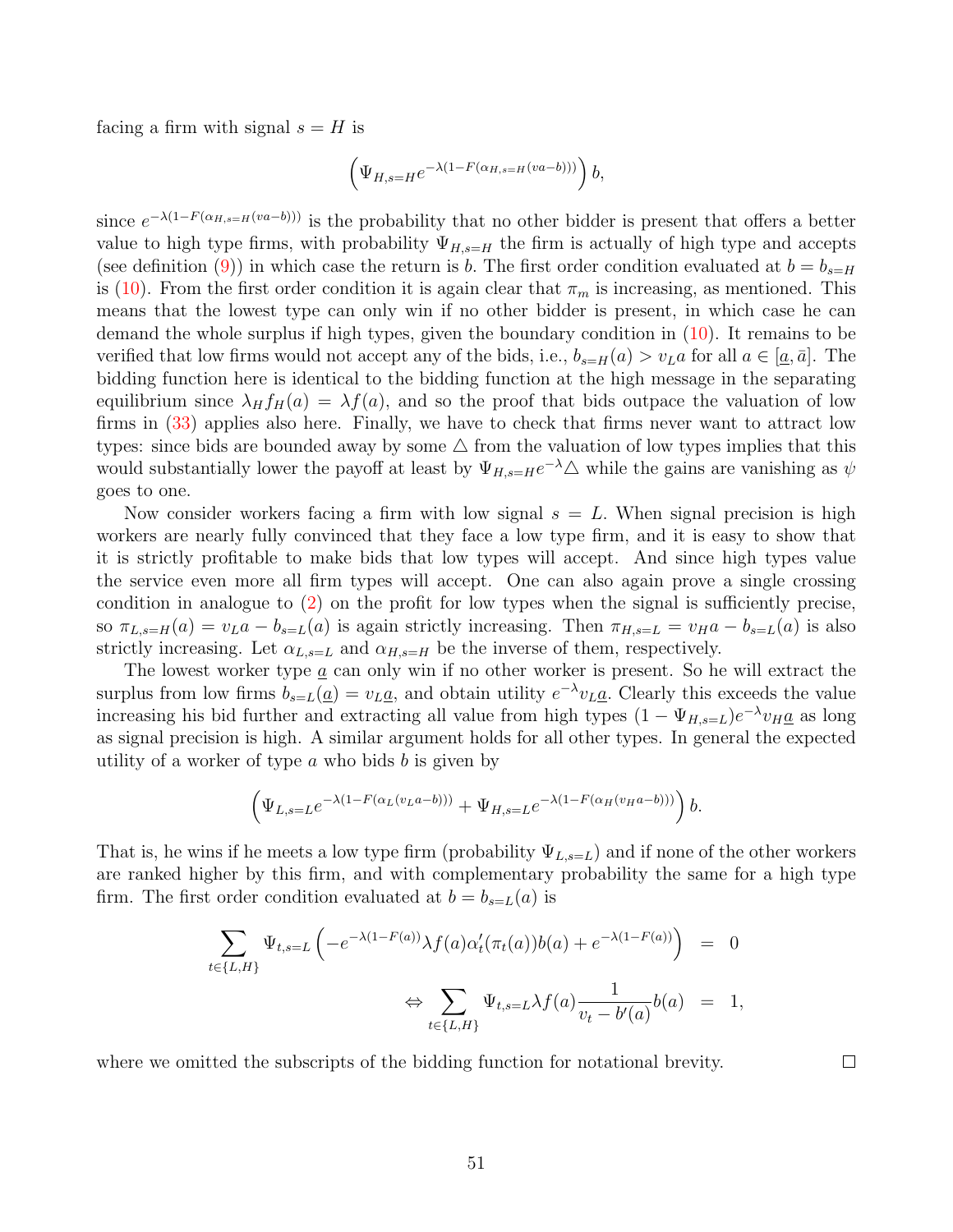facing a firm with signal $s = H$ is

$$\left(\Psi_{H,s=H} e^{-\lambda(1-F(\alpha_{H,s=H}(va-b)))}\right) b,$$

since $e^{-\lambda(1-F(\alpha_{H,s=H}(va-b)))}$ is the probability that no other bidder is present that offers a better value to high type firms, with probability $\Psi_{H,s=H}$ the firm is actually of high type and accepts (see definition (9)) in which case the return is $b$. The first order condition evaluated at $b = b_{s=H}$ is (10). From the first order condition it is again clear that $\pi_m$ is increasing, as mentioned. This means that the lowest type can only win if no other bidder is present, in which case he can demand the whole surplus if high types, given the boundary condition in (10). It remains to be verified that low firms would not accept any of the bids, i.e., $b_{s=H}(a) > v_L a$ for all $a \in [\underline{a}, \bar{a}]$. The bidding function here is identical to the bidding function at the high message in the separating equilibrium since $\lambda_H f_H(a) = \lambda f(a)$, and so the proof that bids outpace the valuation of low firms in (33) applies also here. Finally, we have to check that firms never want to attract low types: since bids are bounded away by some $\triangle$ from the valuation of low types implies that this would substantially lower the payoff at least by $\Psi_{H,s=H} e^{-\lambda} \triangle$ while the gains are vanishing as $\psi$ goes to one.

Now consider workers facing a firm with low signal $s = L$. When signal precision is high workers are nearly fully convinced that they face a low type firm, and it is easy to show that it is strictly profitable to make bids that low types will accept. And since high types value the service even more all firm types will accept. One can also again prove a single crossing condition in analogue to (2) on the profit for low types when the signal is sufficiently precise, so $\pi_{L,s=H}(a) = v_L a - b_{s=L}(a)$ is again strictly increasing. Then $\pi_{H,s=L} = v_H a - b_{s=L}(a)$ is also strictly increasing. Let $\alpha_{L,s=L}$ and $\alpha_{H,s=H}$ be the inverse of them, respectively.

The lowest worker type $\underline{a}$ can only win if no other worker is present. So he will extract the surplus from low firms $b_{s=L}(\underline{a}) = v_L \underline{a}$, and obtain utility $e^{-\lambda} v_L \underline{a}$. Clearly this exceeds the value increasing his bid further and extracting all value from high types $(1 - \Psi_{H,s=L}) e^{-\lambda} v_H \underline{a}$ as long as signal precision is high. A similar argument holds for all other types. In general the expected utility of a worker of type $a$ who bids $b$ is given by

$$\left(\Psi_{L,s=L} e^{-\lambda(1-F(\alpha_L(v_L a - b)))} + \Psi_{H,s=L} e^{-\lambda(1-F(\alpha_H(v_H a - b)))}\right) b.$$

That is, he wins if he meets a low type firm (probability $\Psi_{L,s=L}$) and if none of the other workers are ranked higher by this firm, and with complementary probability the same for a high type firm. The first order condition evaluated at $b = b_{s=L}(a)$ is

$$\begin{aligned}
\sum_{t \in \{L,H\}} \Psi_{t,s=L} \left(-e^{-\lambda(1-F(a))} \lambda f(a) \alpha_t'(\pi_t(a)) b(a) + e^{-\lambda(1-F(a))}\right) &= 0 \\
\Leftrightarrow \sum_{t \in \{L,H\}} \Psi_{t,s=L} \lambda f(a) \frac{1}{v_t - b'(a)} b(a) &= 1,
\end{aligned}$$

where we omitted the subscripts of the bidding function for notational brevity. $\square$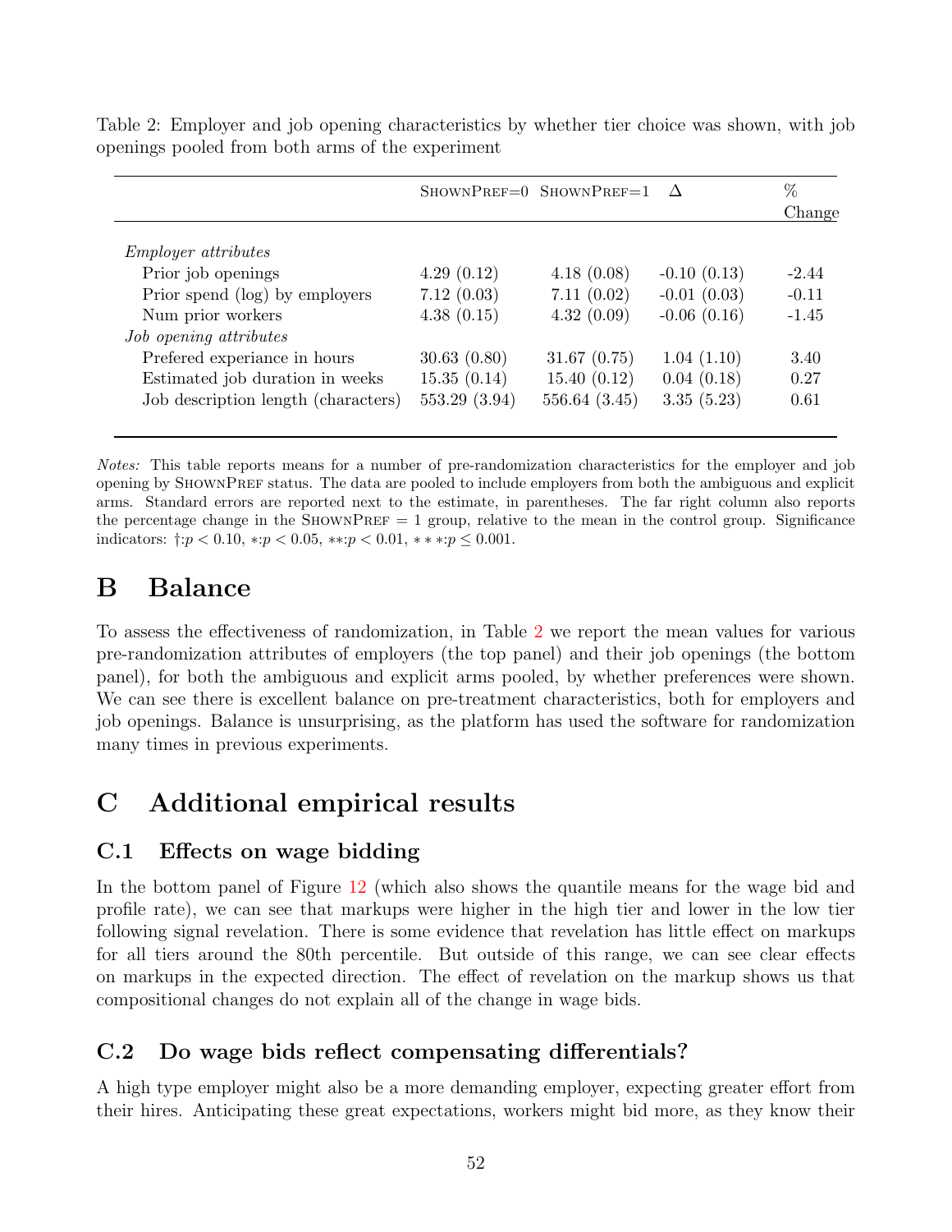Table 2: Employer and job opening characteristics by whether tier choice was shown, with job openings pooled from both arms of the experiment

| | ShownPref=0 | ShownPref=1 | Δ | % Change |
|---|---|---|---|---|
| *Employer attributes* | | | | |
| Prior job openings | 4.29 (0.12) | 4.18 (0.08) | -0.10 (0.13) | -2.44 |
| Prior spend (log) by employers | 7.12 (0.03) | 7.11 (0.02) | -0.01 (0.03) | -0.11 |
| Num prior workers | 4.38 (0.15) | 4.32 (0.09) | -0.06 (0.16) | -1.45 |
| *Job opening attributes* | | | | |
| Prefered experiance in hours | 30.63 (0.80) | 31.67 (0.75) | 1.04 (1.10) | 3.40 |
| Estimated job duration in weeks | 15.35 (0.14) | 15.40 (0.12) | 0.04 (0.18) | 0.27 |
| Job description length (characters) | 553.29 (3.94) | 556.64 (3.45) | 3.35 (5.23) | 0.61 |

*Notes:* This table reports means for a number of pre-randomization characteristics for the employer and job opening by ShownPref status. The data are pooled to include employers from both the ambiguous and explicit arms. Standard errors are reported next to the estimate, in parentheses. The far right column also reports the percentage change in the ShownPref = 1 group, relative to the mean in the control group. Significance indicators: †:$p < 0.10$, ∗:$p < 0.05$, ∗∗:$p < 0.01$, ∗ ∗ ∗:$p \leq 0.001$.

# B Balance

To assess the effectiveness of randomization, in Table 2 we report the mean values for various pre-randomization attributes of employers (the top panel) and their job openings (the bottom panel), for both the ambiguous and explicit arms pooled, by whether preferences were shown. We can see there is excellent balance on pre-treatment characteristics, both for employers and job openings. Balance is unsurprising, as the platform has used the software for randomization many times in previous experiments.

# C Additional empirical results

## C.1 Effects on wage bidding

In the bottom panel of Figure 12 (which also shows the quantile means for the wage bid and profile rate), we can see that markups were higher in the high tier and lower in the low tier following signal revelation. There is some evidence that revelation has little effect on markups for all tiers around the 80th percentile. But outside of this range, we can see clear effects on markups in the expected direction. The effect of revelation on the markup shows us that compositional changes do not explain all of the change in wage bids.

## C.2 Do wage bids reflect compensating differentials?

A high type employer might also be a more demanding employer, expecting greater effort from their hires. Anticipating these great expectations, workers might bid more, as they know their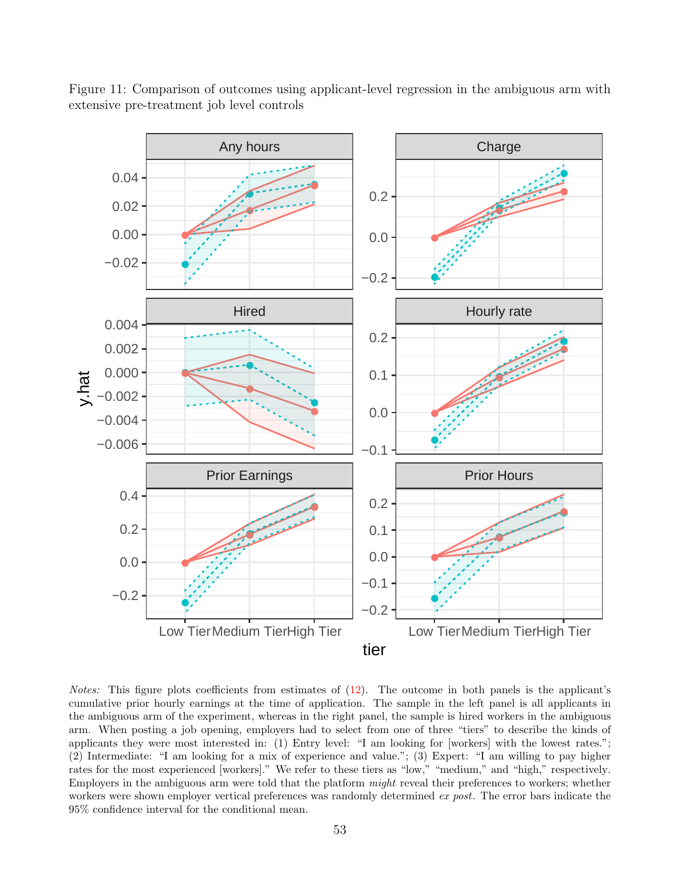Figure 11: Comparison of outcomes using applicant-level regression in the ambiguous arm with extensive pre-treatment job level controls

*Notes:* This figure plots coefficients from estimates of (12). The outcome in both panels is the applicant's cumulative prior hourly earnings at the time of application. The sample in the left panel is all applicants in the ambiguous arm of the experiment, whereas in the right panel, the sample is hired workers in the ambiguous arm. When posting a job opening, employers had to select from one of three "tiers" to describe the kinds of applicants they were most interested in: (1) Entry level: "I am looking for [workers] with the lowest rates."; (2) Intermediate: "I am looking for a mix of experience and value."; (3) Expert: "I am willing to pay higher rates for the most experienced [workers]." We refer to these tiers as "low," "medium," and "high," respectively. Employers in the ambiguous arm were told that the platform *might* reveal their preferences to workers; whether workers were shown employer vertical preferences was randomly determined *ex post*. The error bars indicate the 95% confidence interval for the conditional mean.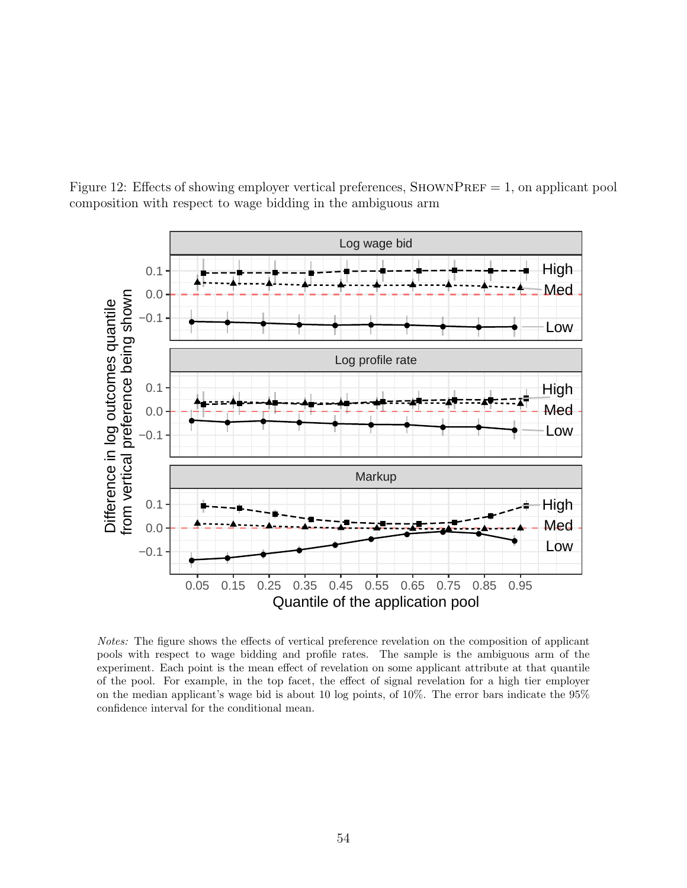Figure 12: Effects of showing employer vertical preferences, ShownPref = 1, on applicant pool composition with respect to wage bidding in the ambiguous arm

*Notes:* The figure shows the effects of vertical preference revelation on the composition of applicant pools with respect to wage bidding and profile rates. The sample is the ambiguous arm of the experiment. Each point is the mean effect of revelation on some applicant attribute at that quantile of the pool. For example, in the top facet, the effect of signal revelation for a high tier employer on the median applicant's wage bid is about 10 log points, of 10%. The error bars indicate the 95% confidence interval for the conditional mean.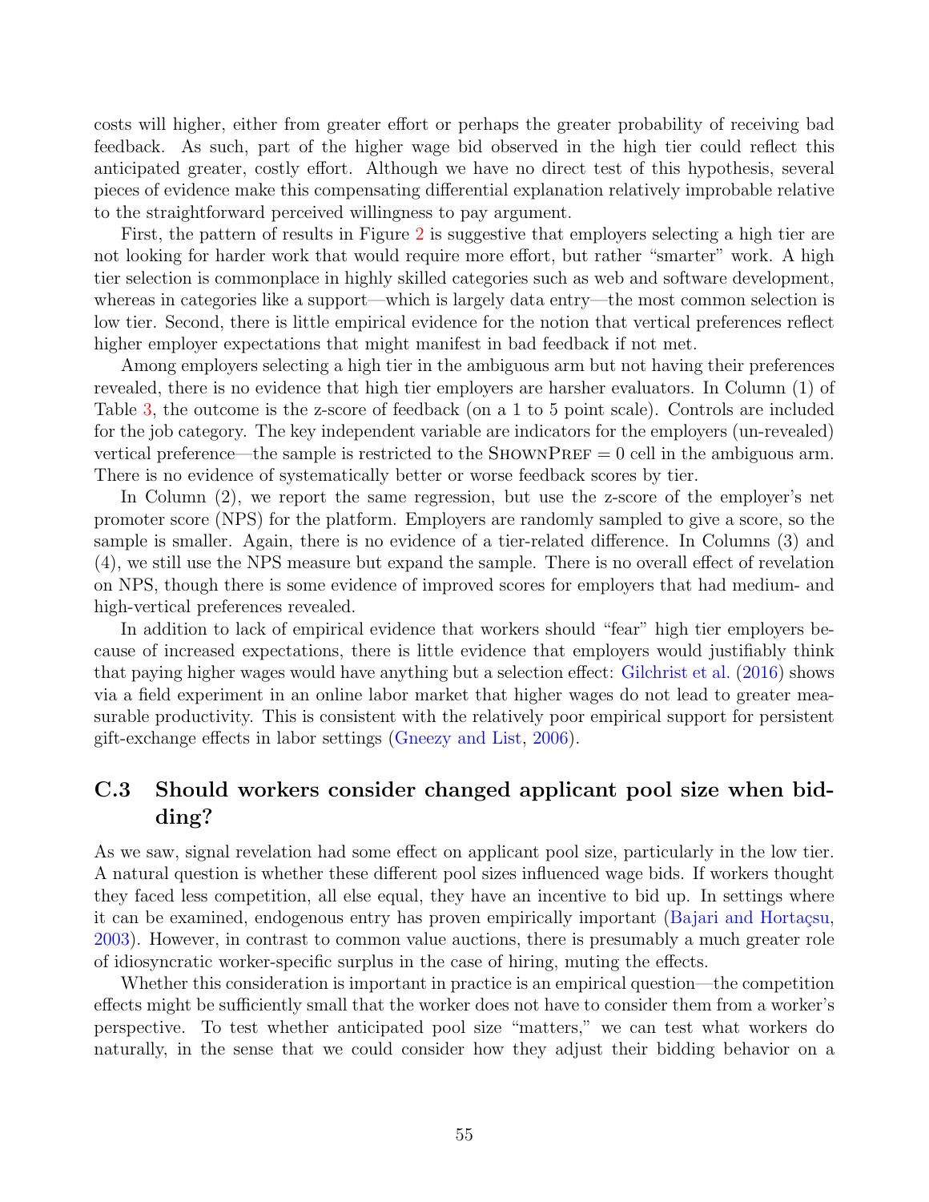costs will higher, either from greater effort or perhaps the greater probability of receiving bad feedback. As such, part of the higher wage bid observed in the high tier could reflect this anticipated greater, costly effort. Although we have no direct test of this hypothesis, several pieces of evidence make this compensating differential explanation relatively improbable relative to the straightforward perceived willingness to pay argument.

First, the pattern of results in Figure 2 is suggestive that employers selecting a high tier are not looking for harder work that would require more effort, but rather "smarter" work. A high tier selection is commonplace in highly skilled categories such as web and software development, whereas in categories like a support—which is largely data entry—the most common selection is low tier. Second, there is little empirical evidence for the notion that vertical preferences reflect higher employer expectations that might manifest in bad feedback if not met.

Among employers selecting a high tier in the ambiguous arm but not having their preferences revealed, there is no evidence that high tier employers are harsher evaluators. In Column (1) of Table 3, the outcome is the z-score of feedback (on a 1 to 5 point scale). Controls are included for the job category. The key independent variable are indicators for the employers (un-revealed) vertical preference—the sample is restricted to the ShownPref = 0 cell in the ambiguous arm. There is no evidence of systematically better or worse feedback scores by tier.

In Column (2), we report the same regression, but use the z-score of the employer's net promoter score (NPS) for the platform. Employers are randomly sampled to give a score, so the sample is smaller. Again, there is no evidence of a tier-related difference. In Columns (3) and (4), we still use the NPS measure but expand the sample. There is no overall effect of revelation on NPS, though there is some evidence of improved scores for employers that had medium- and high-vertical preferences revealed.

In addition to lack of empirical evidence that workers should "fear" high tier employers because of increased expectations, there is little evidence that employers would justifiably think that paying higher wages would have anything but a selection effect: Gilchrist et al. (2016) shows via a field experiment in an online labor market that higher wages do not lead to greater measurable productivity. This is consistent with the relatively poor empirical support for persistent gift-exchange effects in labor settings (Gneezy and List, 2006).

## C.3 Should workers consider changed applicant pool size when bidding?

As we saw, signal revelation had some effect on applicant pool size, particularly in the low tier. A natural question is whether these different pool sizes influenced wage bids. If workers thought they faced less competition, all else equal, they have an incentive to bid up. In settings where it can be examined, endogenous entry has proven empirically important (Bajari and Hortaçsu, 2003). However, in contrast to common value auctions, there is presumably a much greater role of idiosyncratic worker-specific surplus in the case of hiring, muting the effects.

Whether this consideration is important in practice is an empirical question—the competition effects might be sufficiently small that the worker does not have to consider them from a worker's perspective. To test whether anticipated pool size "matters," we can test what workers do naturally, in the sense that we could consider how they adjust their bidding behavior on a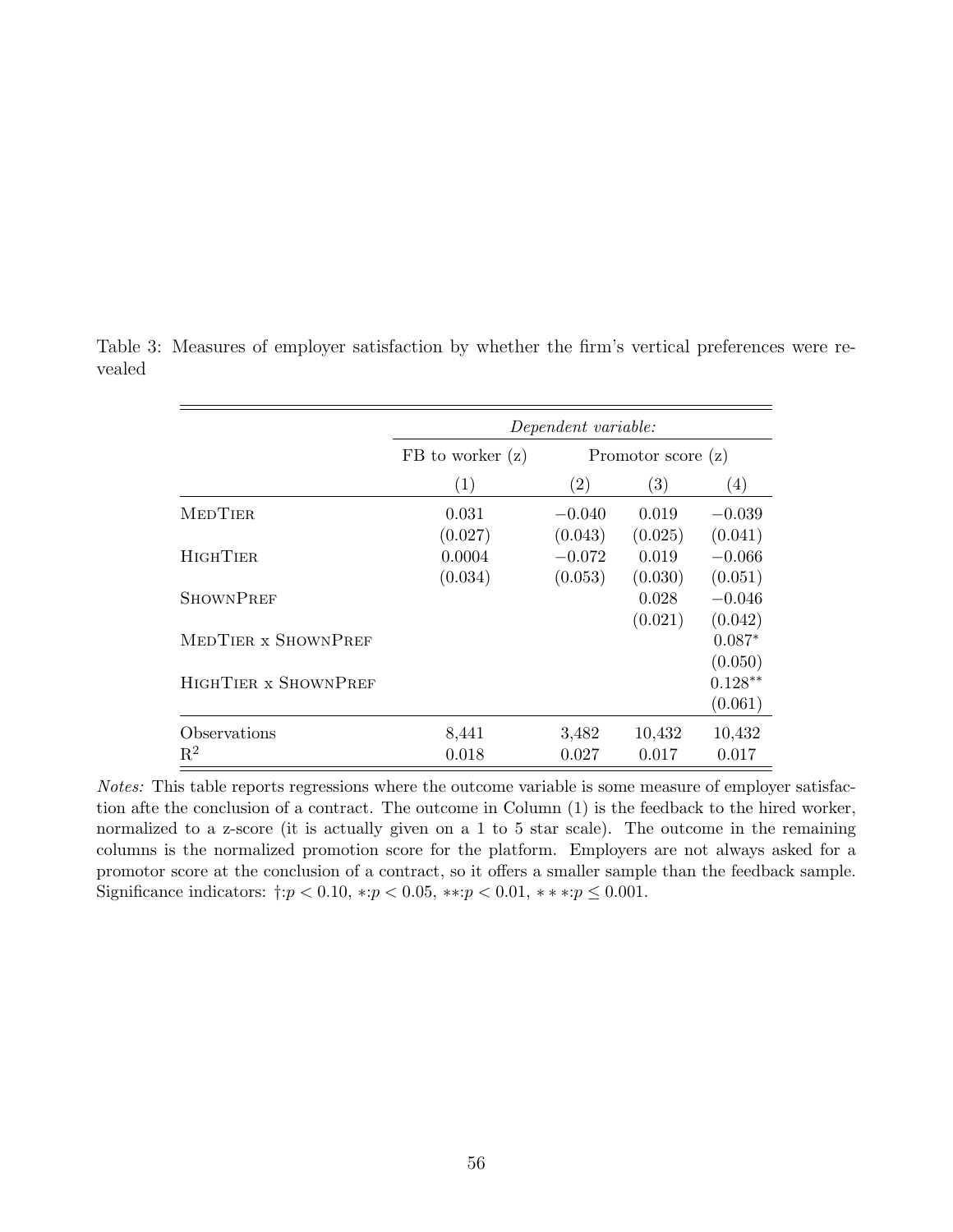Table 3: Measures of employer satisfaction by whether the firm's vertical preferences were revealed

| | *Dependent variable:* | | | |
|---|---|---|---|---|
| | FB to worker (z) | Promotor score (z) | | |
| | (1) | (2) | (3) | (4) |
| MedTier | 0.031 | −0.040 | 0.019 | −0.039 |
| | (0.027) | (0.043) | (0.025) | (0.041) |
| HighTier | 0.0004 | −0.072 | 0.019 | −0.066 |
| | (0.034) | (0.053) | (0.030) | (0.051) |
| ShownPref | | | 0.028 | −0.046 |
| | | | (0.021) | (0.042) |
| MedTier x ShownPref | | | | 0.087* |
| | | | | (0.050) |
| HighTier x ShownPref | | | | 0.128** |
| | | | | (0.061) |
| Observations | 8,441 | 3,482 | 10,432 | 10,432 |
| $R^2$ | 0.018 | 0.027 | 0.017 | 0.017 |

*Notes:* This table reports regressions where the outcome variable is some measure of employer satisfaction afte the conclusion of a contract. The outcome in Column (1) is the feedback to the hired worker, normalized to a z-score (it is actually given on a 1 to 5 star scale). The outcome in the remaining columns is the normalized promotion score for the platform. Employers are not always asked for a promotor score at the conclusion of a contract, so it offers a smaller sample than the feedback sample. Significance indicators: †:$p < 0.10$, ∗:$p < 0.05$, ∗∗:$p < 0.01$, ∗ ∗ ∗:$p \leq 0.001$.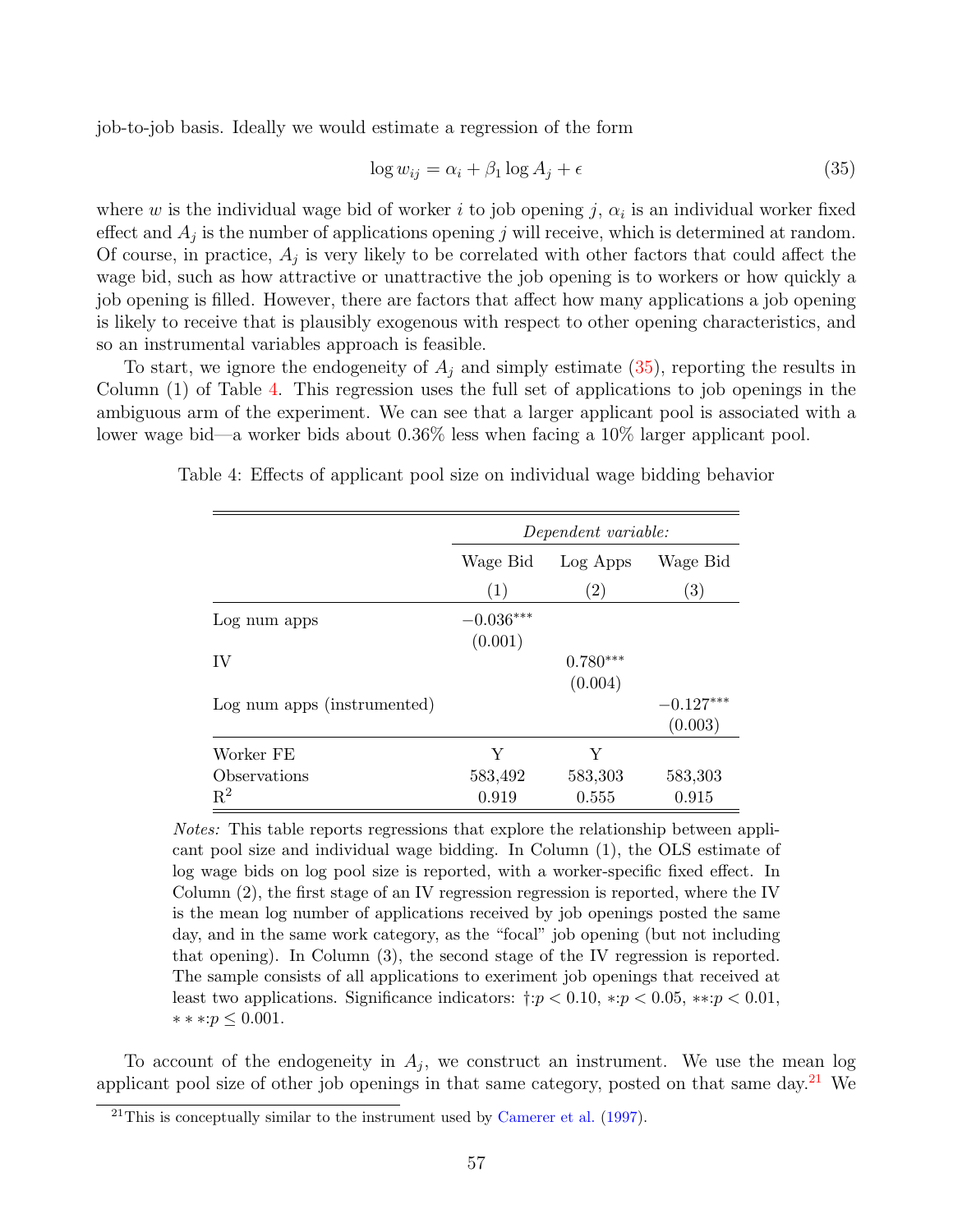job-to-job basis. Ideally we would estimate a regression of the form

$$\log w_{ij} = \alpha_i + \beta_1 \log A_j + \epsilon \tag{35}$$

where $w$ is the individual wage bid of worker $i$ to job opening $j$, $\alpha_i$ is an individual worker fixed effect and $A_j$ is the number of applications opening $j$ will receive, which is determined at random. Of course, in practice, $A_j$ is very likely to be correlated with other factors that could affect the wage bid, such as how attractive or unattractive the job opening is to workers or how quickly a job opening is filled. However, there are factors that affect how many applications a job opening is likely to receive that is plausibly exogenous with respect to other opening characteristics, and so an instrumental variables approach is feasible.

To start, we ignore the endogeneity of $A_j$ and simply estimate (35), reporting the results in Column (1) of Table 4. This regression uses the full set of applications to job openings in the ambiguous arm of the experiment. We can see that a larger applicant pool is associated with a lower wage bid—a worker bids about 0.36% less when facing a 10% larger applicant pool.

Table 4: Effects of applicant pool size on individual wage bidding behavior

| | *Dependent variable:* | | |
|---|---|---|---|
| | Wage Bid | Log Apps | Wage Bid |
| | (1) | (2) | (3) |
| Log num apps | $-0.036^{***}$ | | |
| | (0.001) | | |
| IV | | $0.780^{***}$ | |
| | | (0.004) | |
| Log num apps (instrumented) | | | $-0.127^{***}$ |
| | | | (0.003) |
| Worker FE | Y | Y | |
| Observations | 583,492 | 583,303 | 583,303 |
| $R^2$ | 0.919 | 0.555 | 0.915 |

*Notes:* This table reports regressions that explore the relationship between applicant pool size and individual wage bidding. In Column (1), the OLS estimate of log wage bids on log pool size is reported, with a worker-specific fixed effect. In Column (2), the first stage of an IV regression regression is reported, where the IV is the mean log number of applications received by job openings posted the same day, and in the same work category, as the "focal" job opening (but not including that opening). In Column (3), the second stage of the IV regression is reported. The sample consists of all applications to exeriment job openings that received at least two applications. Significance indicators: †:$p < 0.10$, ∗:$p < 0.05$, ∗∗:$p < 0.01$, ∗ ∗ ∗:$p \leq 0.001$.

To account of the endogeneity in $A_j$, we construct an instrument. We use the mean log applicant pool size of other job openings in that same category, posted on that same day.[21] We

[21] This is conceptually similar to the instrument used by Camerer et al. (1997).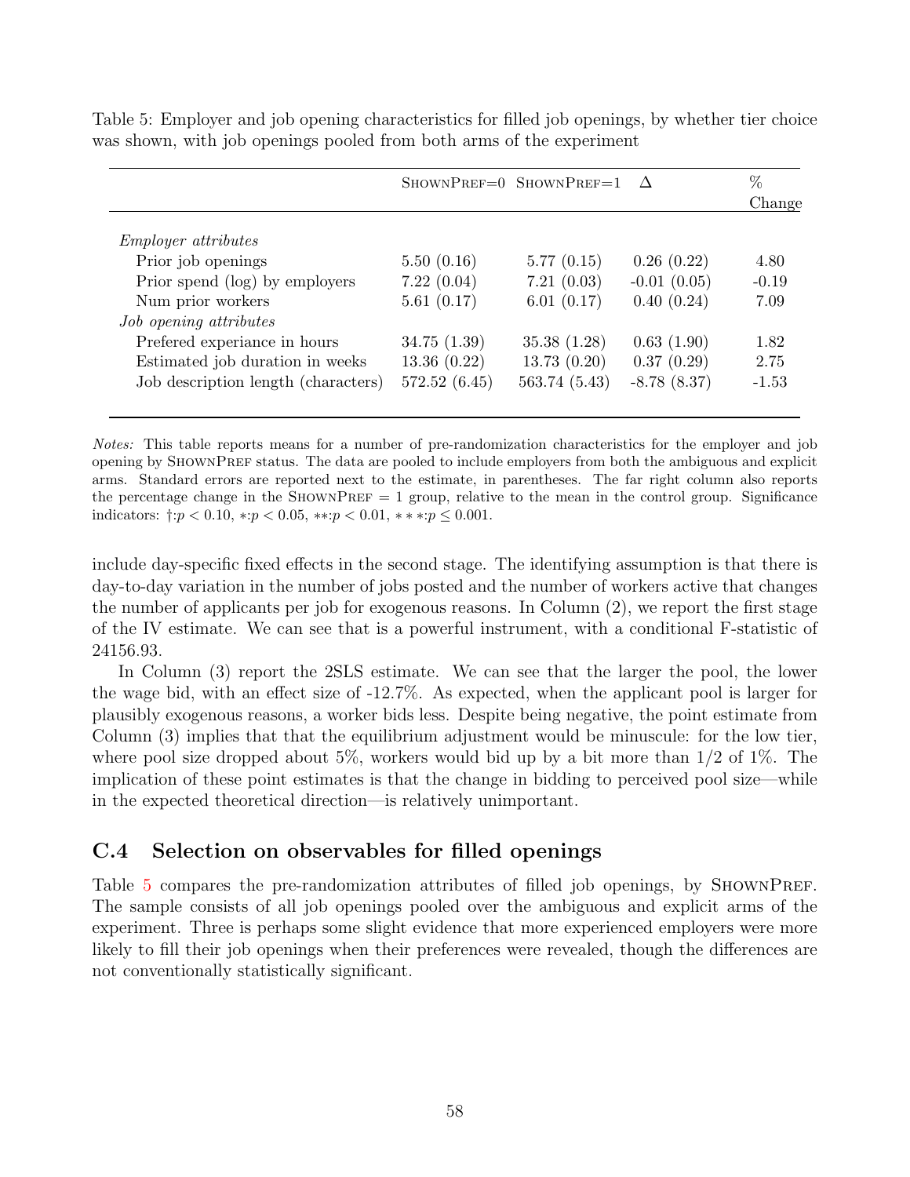Table 5: Employer and job opening characteristics for filled job openings, by whether tier choice was shown, with job openings pooled from both arms of the experiment

| | ShownPref=0 | ShownPref=1 | Δ | % Change |
|---|---|---|---|---|
| *Employer attributes* | | | | |
| Prior job openings | 5.50 (0.16) | 5.77 (0.15) | 0.26 (0.22) | 4.80 |
| Prior spend (log) by employers | 7.22 (0.04) | 7.21 (0.03) | -0.01 (0.05) | -0.19 |
| Num prior workers | 5.61 (0.17) | 6.01 (0.17) | 0.40 (0.24) | 7.09 |
| *Job opening attributes* | | | | |
| Prefered experiance in hours | 34.75 (1.39) | 35.38 (1.28) | 0.63 (1.90) | 1.82 |
| Estimated job duration in weeks | 13.36 (0.22) | 13.73 (0.20) | 0.37 (0.29) | 2.75 |
| Job description length (characters) | 572.52 (6.45) | 563.74 (5.43) | -8.78 (8.37) | -1.53 |

*Notes:* This table reports means for a number of pre-randomization characteristics for the employer and job opening by ShownPref status. The data are pooled to include employers from both the ambiguous and explicit arms. Standard errors are reported next to the estimate, in parentheses. The far right column also reports the percentage change in the ShownPref = 1 group, relative to the mean in the control group. Significance indicators: †:$p < 0.10$, ∗:$p < 0.05$, ∗∗:$p < 0.01$, ∗ ∗ ∗:$p \leq 0.001$.

include day-specific fixed effects in the second stage. The identifying assumption is that there is day-to-day variation in the number of jobs posted and the number of workers active that changes the number of applicants per job for exogenous reasons. In Column (2), we report the first stage of the IV estimate. We can see that is a powerful instrument, with a conditional F-statistic of 24156.93.

In Column (3) report the 2SLS estimate. We can see that the larger the pool, the lower the wage bid, with an effect size of -12.7%. As expected, when the applicant pool is larger for plausibly exogenous reasons, a worker bids less. Despite being negative, the point estimate from Column (3) implies that that the equilibrium adjustment would be minuscule: for the low tier, where pool size dropped about 5%, workers would bid up by a bit more than 1/2 of 1%. The implication of these point estimates is that the change in bidding to perceived pool size—while in the expected theoretical direction—is relatively unimportant.

## C.4 Selection on observables for filled openings

Table 5 compares the pre-randomization attributes of filled job openings, by ShownPref. The sample consists of all job openings pooled over the ambiguous and explicit arms of the experiment. Three is perhaps some slight evidence that more experienced employers were more likely to fill their job openings when their preferences were revealed, though the differences are not conventionally statistically significant.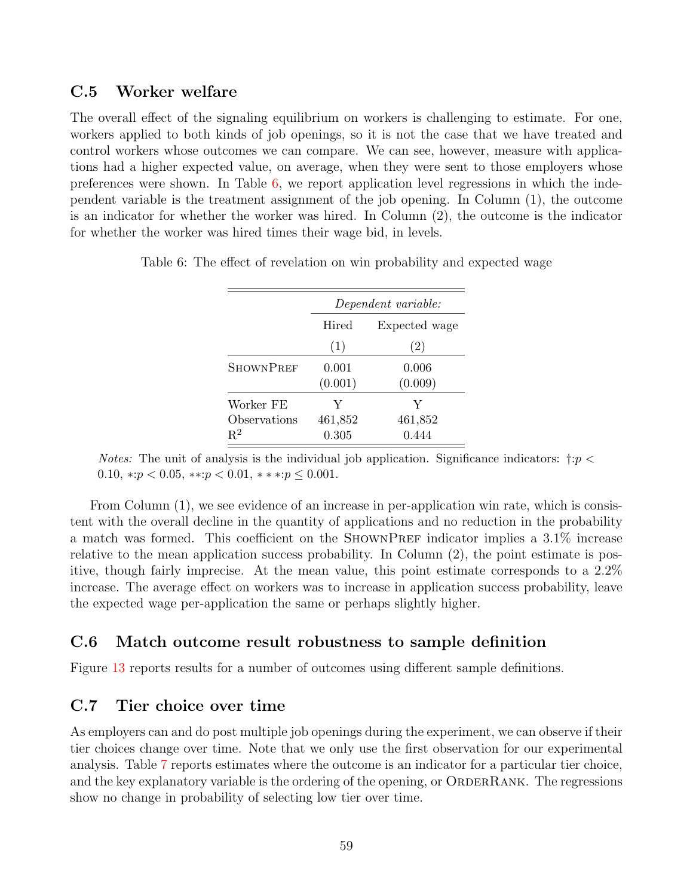### C.5 Worker welfare

The overall effect of the signaling equilibrium on workers is challenging to estimate. For one, workers applied to both kinds of job openings, so it is not the case that we have treated and control workers whose outcomes we can compare. We can see, however, measure with applications had a higher expected value, on average, when they were sent to those employers whose preferences were shown. In Table 6, we report application level regressions in which the independent variable is the treatment assignment of the job opening. In Column (1), the outcome is an indicator for whether the worker was hired. In Column (2), the outcome is the indicator for whether the worker was hired times their wage bid, in levels.

Table 6: The effect of revelation on win probability and expected wage

| | *Dependent variable:* | |
|---|---|---|
| | Hired | Expected wage |
| | (1) | (2) |
| ShownPref | 0.001 | 0.006 |
| | (0.001) | (0.009) |
| Worker FE | Y | Y |
| Observations | 461,852 | 461,852 |
| $R^2$ | 0.305 | 0.444 |

*Notes:* The unit of analysis is the individual job application. Significance indicators: $\dagger$:$p < 0.10$, $*$:$p < 0.05$, $**$:$p < 0.01$, $***$:$p \leq 0.001$.

From Column (1), we see evidence of an increase in per-application win rate, which is consistent with the overall decline in the quantity of applications and no reduction in the probability a match was formed. This coefficient on the ShownPref indicator implies a 3.1% increase relative to the mean application success probability. In Column (2), the point estimate is positive, though fairly imprecise. At the mean value, this point estimate corresponds to a 2.2% increase. The average effect on workers was to increase in application success probability, leave the expected wage per-application the same or perhaps slightly higher.

### C.6 Match outcome result robustness to sample definition

Figure 13 reports results for a number of outcomes using different sample definitions.

### C.7 Tier choice over time

As employers can and do post multiple job openings during the experiment, we can observe if their tier choices change over time. Note that we only use the first observation for our experimental analysis. Table 7 reports estimates where the outcome is an indicator for a particular tier choice, and the key explanatory variable is the ordering of the opening, or OrderRank. The regressions show no change in probability of selecting low tier over time.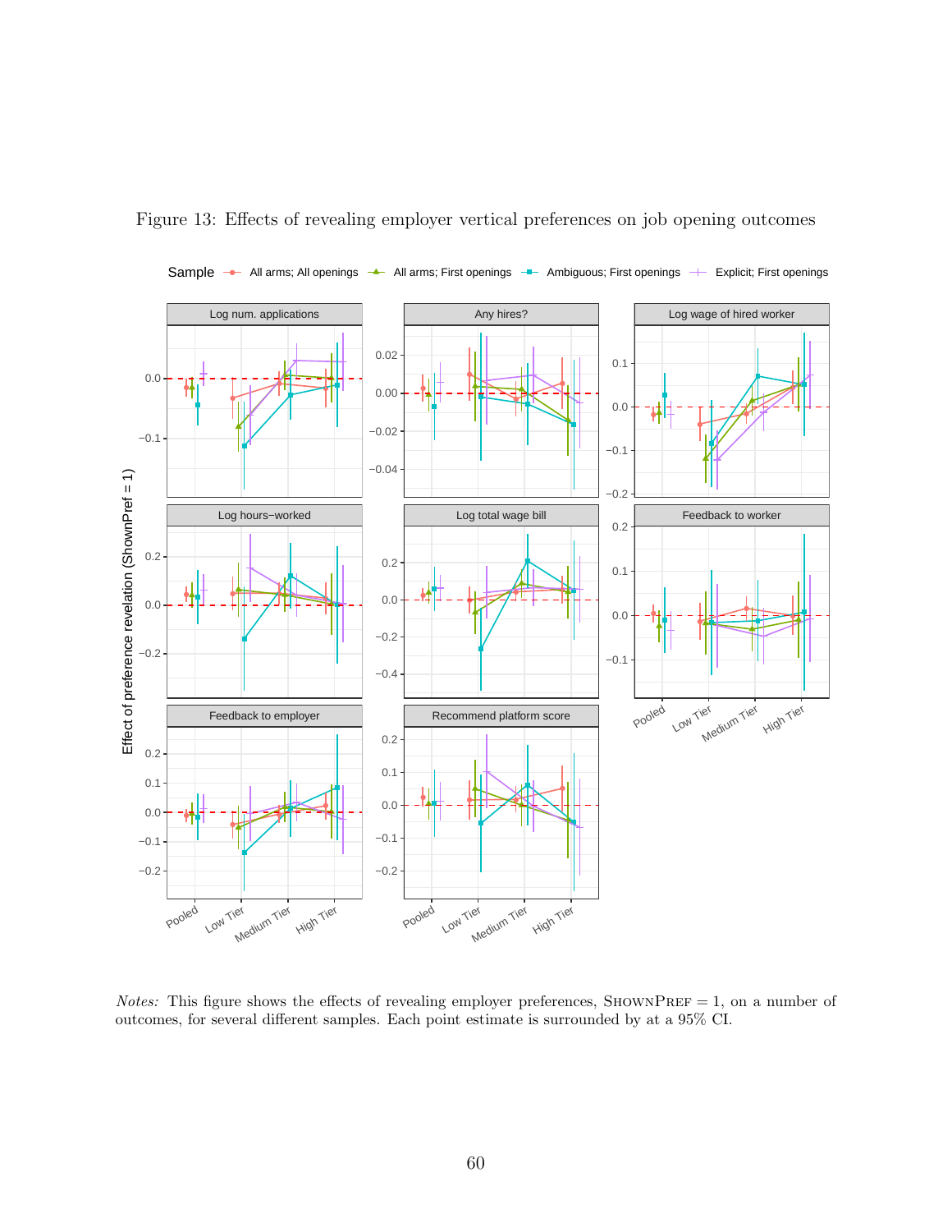Figure 13: Effects of revealing employer vertical preferences on job opening outcomes

*Notes:* This figure shows the effects of revealing employer preferences, ShownPref = 1, on a number of outcomes, for several different samples. Each point estimate is surrounded by at a 95% CI.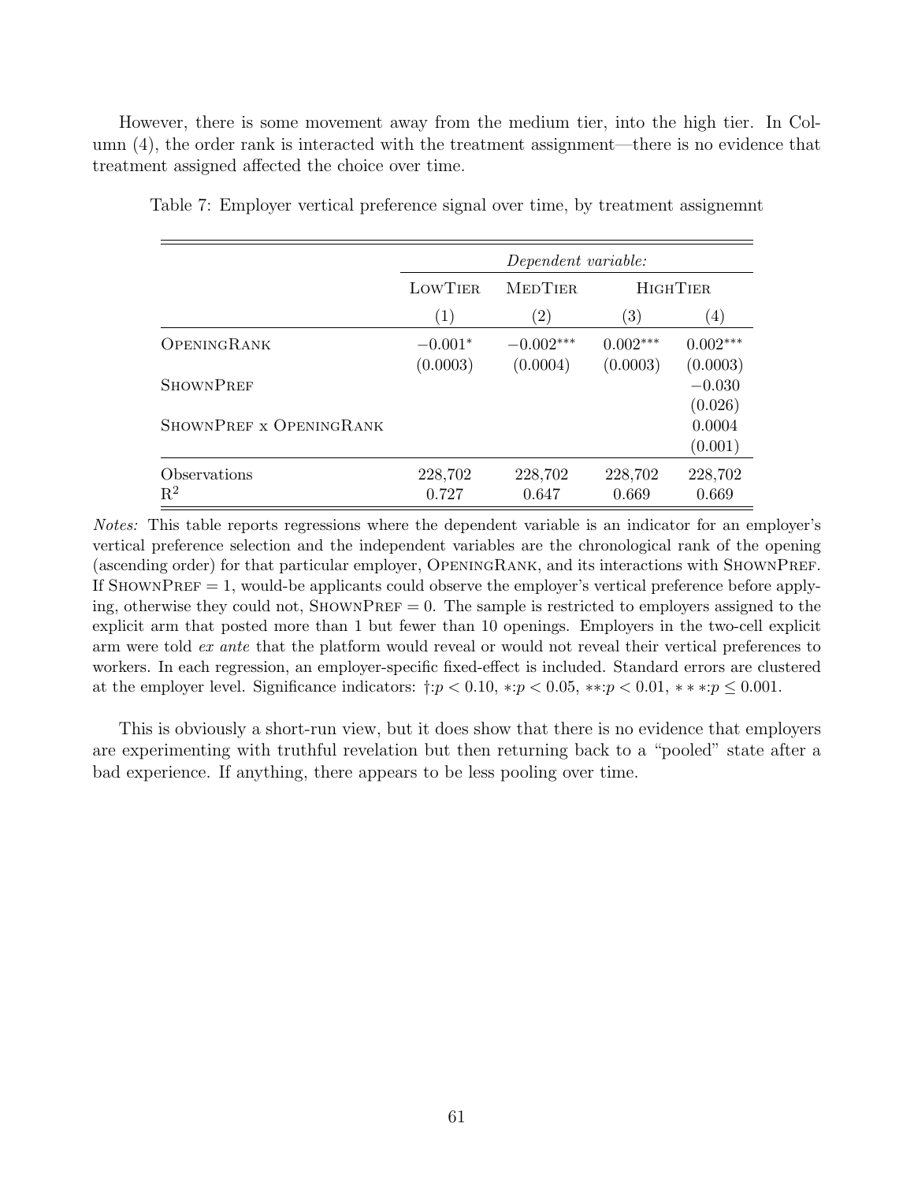However, there is some movement away from the medium tier, into the high tier. In Column (4), the order rank is interacted with the treatment assignment—there is no evidence that treatment assigned affected the choice over time.

Table 7: Employer vertical preference signal over time, by treatment assignemnt

| | *Dependent variable:* | | | |
|---|---|---|---|---|
| | LowTier | MedTier | HighTier | |
| | (1) | (2) | (3) | (4) |
| OpeningRank | $-0.001^{*}$ | $-0.002^{***}$ | $0.002^{***}$ | $0.002^{***}$ |
| | (0.0003) | (0.0004) | (0.0003) | (0.0003) |
| ShownPref | | | | $-0.030$ |
| | | | | (0.026) |
| ShownPref x OpeningRank | | | | 0.0004 |
| | | | | (0.001) |
| Observations | 228,702 | 228,702 | 228,702 | 228,702 |
| $R^2$ | 0.727 | 0.647 | 0.669 | 0.669 |

*Notes:* This table reports regressions where the dependent variable is an indicator for an employer's vertical preference selection and the independent variables are the chronological rank of the opening (ascending order) for that particular employer, OpeningRank, and its interactions with ShownPref. If ShownPref $= 1$, would-be applicants could observe the employer's vertical preference before applying, otherwise they could not, ShownPref $= 0$. The sample is restricted to employers assigned to the explicit arm that posted more than 1 but fewer than 10 openings. Employers in the two-cell explicit arm were told *ex ante* that the platform would reveal or would not reveal their vertical preferences to workers. In each regression, an employer-specific fixed-effect is included. Standard errors are clustered at the employer level. Significance indicators: †:$p < 0.10$, ∗:$p < 0.05$, ∗∗:$p < 0.01$, ∗ ∗ ∗:$p \leq 0.001$.

This is obviously a short-run view, but it does show that there is no evidence that employers are experimenting with truthful revelation but then returning back to a "pooled" state after a bad experience. If anything, there appears to be less pooling over time.